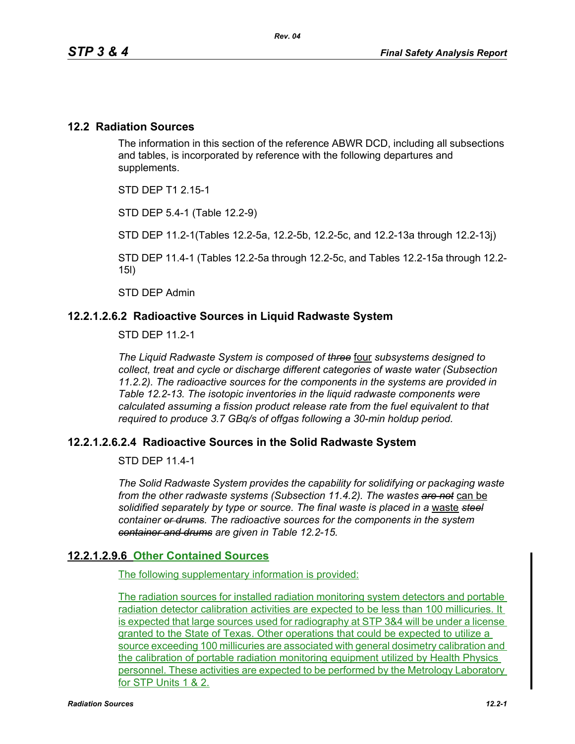## 12.2 Radiation Sources

The information in this section of the reference ABWR DCD, including all subsections and tables, is incorporated by reference with the following departures and supplements.

STD DEP T1 2.15-1

STD DEP 5.4-1 (Table 12.2-9)

STD DEP 11.2-1(Tables 12.2-5a, 12.2-5b, 12.2-5c, and 12.2-13a through 12.2-13j)

STD DEP 11.4-1 (Tables 12.2-5a through 12.2-5c, and Tables 12.2-15a through 12.2-15l)

STD DEP Admin

### 12.2.1.2.6.2 Radioactive Sources in Liquid Radwaste System

STD DEP 11.2-1

*The Liquid Radwaste System is composed of ~~three~~* four *subsystems designed to collect, treat and cycle or discharge different categories of waste water (Subsection 11.2.2). The radioactive sources for the components in the systems are provided in Table 12.2-13. The isotopic inventories in the liquid radwaste components were calculated assuming a fission product release rate from the fuel equivalent to that required to produce 3.7 GBq/s of offgas following a 30-min holdup period.*

### 12.2.1.2.6.2.4 Radioactive Sources in the Solid Radwaste System

STD DEP 11.4-1

*The Solid Radwaste System provides the capability for solidifying or packaging waste from the other radwaste systems (Subsection 11.4.2). The wastes ~~are not~~* can be *solidified separately by type or source. The final waste is placed in a* waste *~~steel~~ container ~~or drums~~. The radioactive sources for the components in the system ~~container and drums~~ are given in Table 12.2-15.*

### 12.2.1.2.9.6 Other Contained Sources

The following supplementary information is provided:

The radiation sources for installed radiation monitoring system detectors and portable radiation detector calibration activities are expected to be less than 100 millicuries. It is expected that large sources used for radiography at STP 3&4 will be under a license granted to the State of Texas. Other operations that could be expected to utilize a source exceeding 100 millicuries are associated with general dosimetry calibration and the calibration of portable radiation monitoring equipment utilized by Health Physics personnel. These activities are expected to be performed by the Metrology Laboratory for STP Units 1 & 2.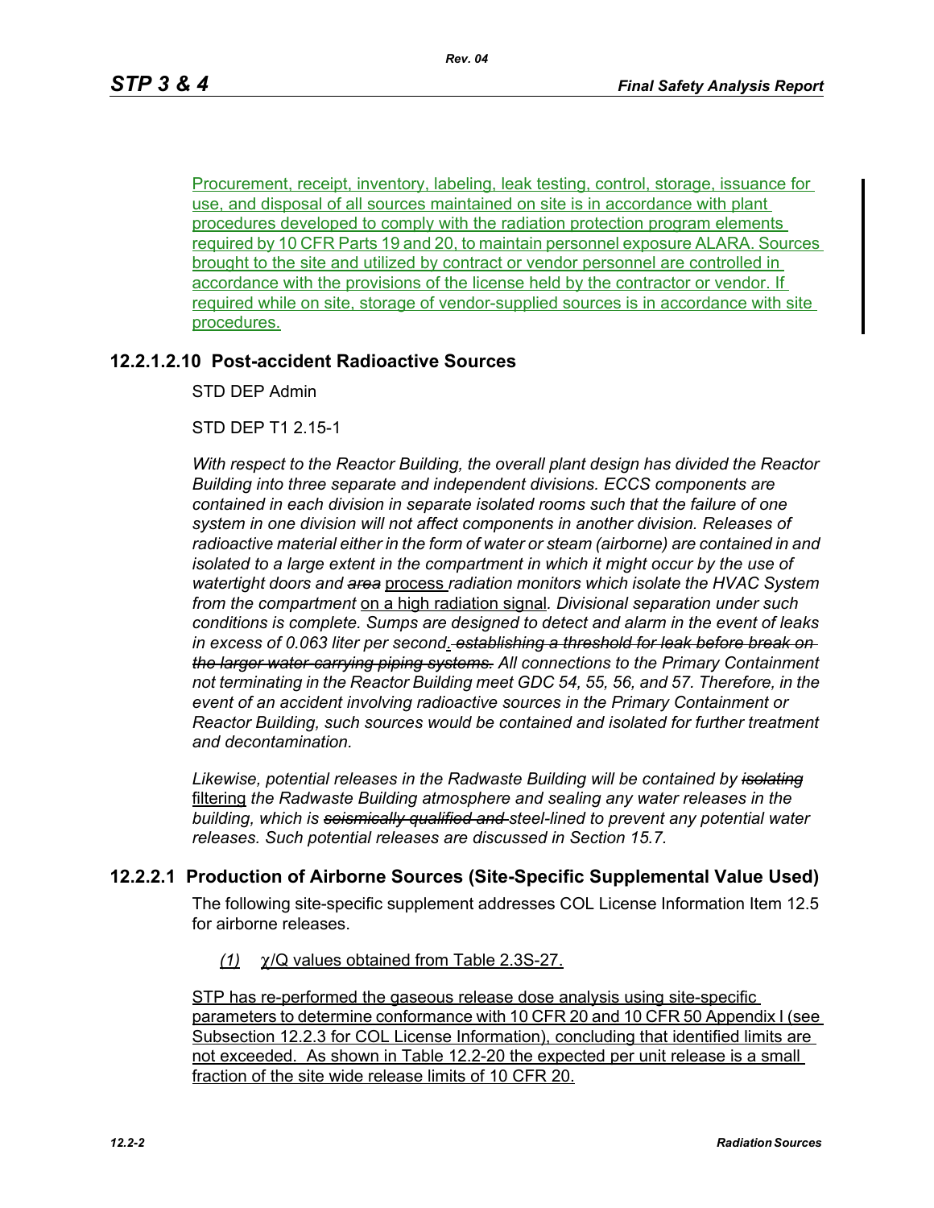Procurement, receipt, inventory, labeling, leak testing, control, storage, issuance for use, and disposal of all sources maintained on site is in accordance with plant procedures developed to comply with the radiation protection program elements required by 10 CFR Parts 19 and 20, to maintain personnel exposure ALARA. Sources brought to the site and utilized by contract or vendor personnel are controlled in accordance with the provisions of the license held by the contractor or vendor. If required while on site, storage of vendor-supplied sources is in accordance with site procedures.

### 12.2.1.2.10 Post-accident Radioactive Sources

STD DEP Admin

STD DEP T1 2.15-1

*With respect to the Reactor Building, the overall plant design has divided the Reactor Building into three separate and independent divisions. ECCS components are contained in each division in separate isolated rooms such that the failure of one system in one division will not affect components in another division. Releases of radioactive material either in the form of water or steam (airborne) are contained in and isolated to a large extent in the compartment in which it might occur by the use of watertight doors and ~~area~~* process *radiation monitors which isolate the HVAC System from the compartment* on a high radiation signal*. Divisional separation under such conditions is complete. Sumps are designed to detect and alarm in the event of leaks in excess of 0.063 liter per second*. *~~, establishing a threshold for leak before break on the larger water-carrying piping systems.~~ All connections to the Primary Containment not terminating in the Reactor Building meet GDC 54, 55, 56, and 57. Therefore, in the event of an accident involving radioactive sources in the Primary Containment or Reactor Building, such sources would be contained and isolated for further treatment and decontamination.*

*Likewise, potential releases in the Radwaste Building will be contained by ~~isolating~~* filtering *the Radwaste Building atmosphere and sealing any water releases in the building, which is ~~seismically qualified and~~ steel-lined to prevent any potential water releases. Such potential releases are discussed in Section 15.7.*

### 12.2.2.1 Production of Airborne Sources (Site-Specific Supplemental Value Used)

The following site-specific supplement addresses COL License Information Item 12.5 for airborne releases.

*(1)* $\chi$/Q values obtained from Table 2.3S-27.

STP has re-performed the gaseous release dose analysis using site-specific parameters to determine conformance with 10 CFR 20 and 10 CFR 50 Appendix I (see Subsection 12.2.3 for COL License Information), concluding that identified limits are not exceeded. As shown in Table 12.2-20 the expected per unit release is a small fraction of the site wide release limits of 10 CFR 20.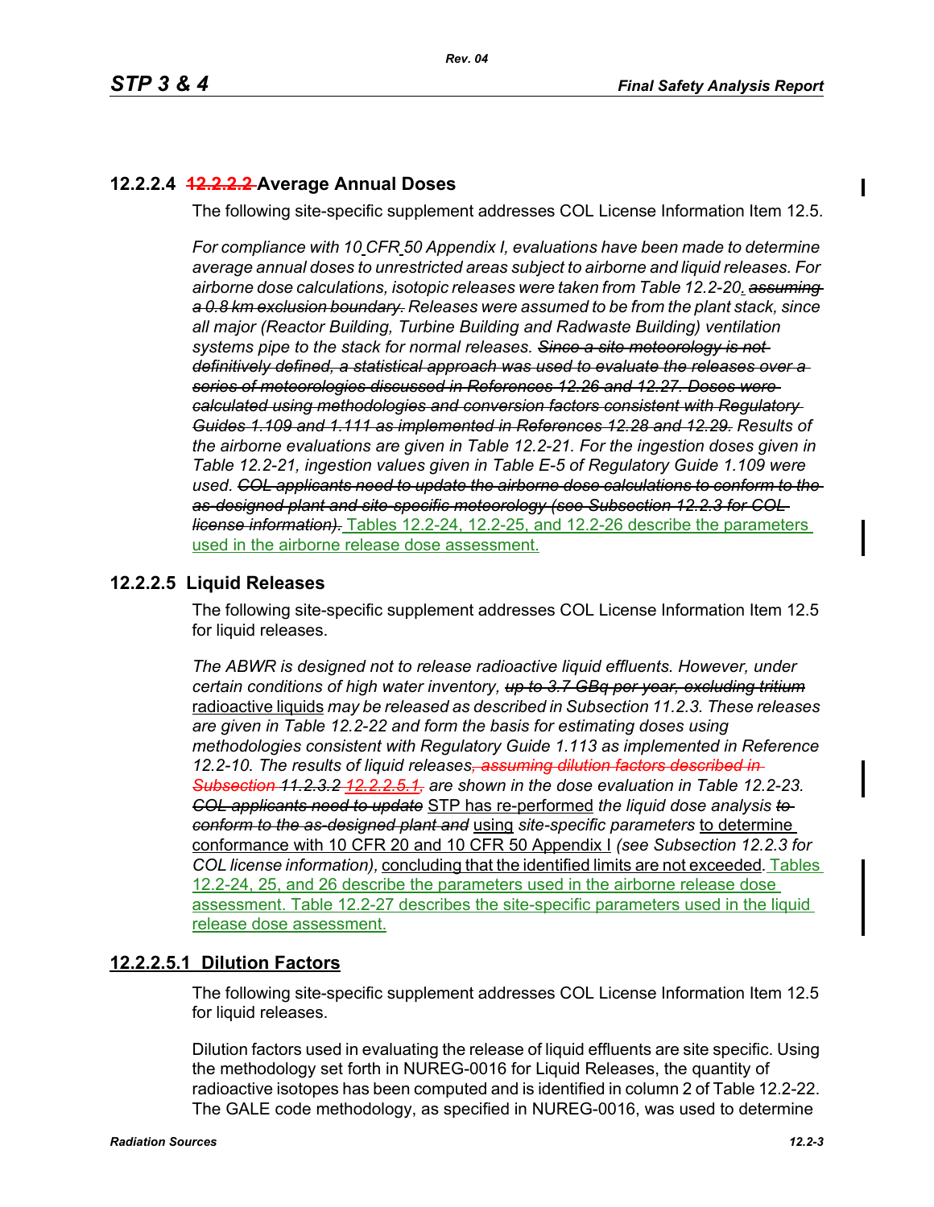### 12.2.2.4 ~~12.2.2.2~~ Average Annual Doses

The following site-specific supplement addresses COL License Information Item 12.5.

*For compliance with 10 CFR 50 Appendix I, evaluations have been made to determine average annual doses to unrestricted areas subject to airborne and liquid releases. For airborne dose calculations, isotopic releases were taken from Table 12.2-20. ~~assuming a 0.8 km exclusion boundary.~~ Releases were assumed to be from the plant stack, since all major (Reactor Building, Turbine Building and Radwaste Building) ventilation systems pipe to the stack for normal releases. ~~Since a site meteorology is not definitively defined, a statistical approach was used to evaluate the releases over a series of meteorologies discussed in References 12.26 and 12.27. Doses were calculated using methodologies and conversion factors consistent with Regulatory Guides 1.109 and 1.111 as implemented in References 12.28 and 12.29.~~ Results of the airborne evaluations are given in Table 12.2-21. For the ingestion doses given in Table 12.2-21, ingestion values given in Table E-5 of Regulatory Guide 1.109 were used. ~~COL applicants need to update the airborne dose calculations to conform to the as-designed plant and site-specific meteorology (see Subsection 12.2.3 for COL license information).~~* Tables 12.2-24, 12.2-25, and 12.2-26 describe the parameters used in the airborne release dose assessment.

### 12.2.2.5 Liquid Releases

The following site-specific supplement addresses COL License Information Item 12.5 for liquid releases.

*The ABWR is designed not to release radioactive liquid effluents. However, under certain conditions of high water inventory, ~~up to 3.7 GBq per year, excluding tritium~~* radioactive liquids *may be released as described in Subsection 11.2.3. These releases are given in Table 12.2-22 and form the basis for estimating doses using methodologies consistent with Regulatory Guide 1.113 as implemented in Reference 12.2-10. The results of liquid releases~~, assuming dilution factors described in Subsection 11.2.3.2~~ ~~12.2.2.5.1,~~ are shown in the dose evaluation in Table 12.2-23. ~~COL applicants need to update~~* STP has re-performed *the liquid dose analysis ~~to conform to the as-designed plant and~~* using *site-specific parameters* to determine conformance with 10 CFR 20 and 10 CFR 50 Appendix I *(see Subsection 12.2.3 for COL license information),* concluding that the identified limits are not exceeded*.* Tables 12.2-24, 25, and 26 describe the parameters used in the airborne release dose assessment. Table 12.2-27 describes the site-specific parameters used in the liquid release dose assessment.

#### 12.2.2.5.1 Dilution Factors

The following site-specific supplement addresses COL License Information Item 12.5 for liquid releases.

Dilution factors used in evaluating the release of liquid effluents are site specific. Using the methodology set forth in NUREG-0016 for Liquid Releases, the quantity of radioactive isotopes has been computed and is identified in column 2 of Table 12.2-22. The GALE code methodology, as specified in NUREG-0016, was used to determine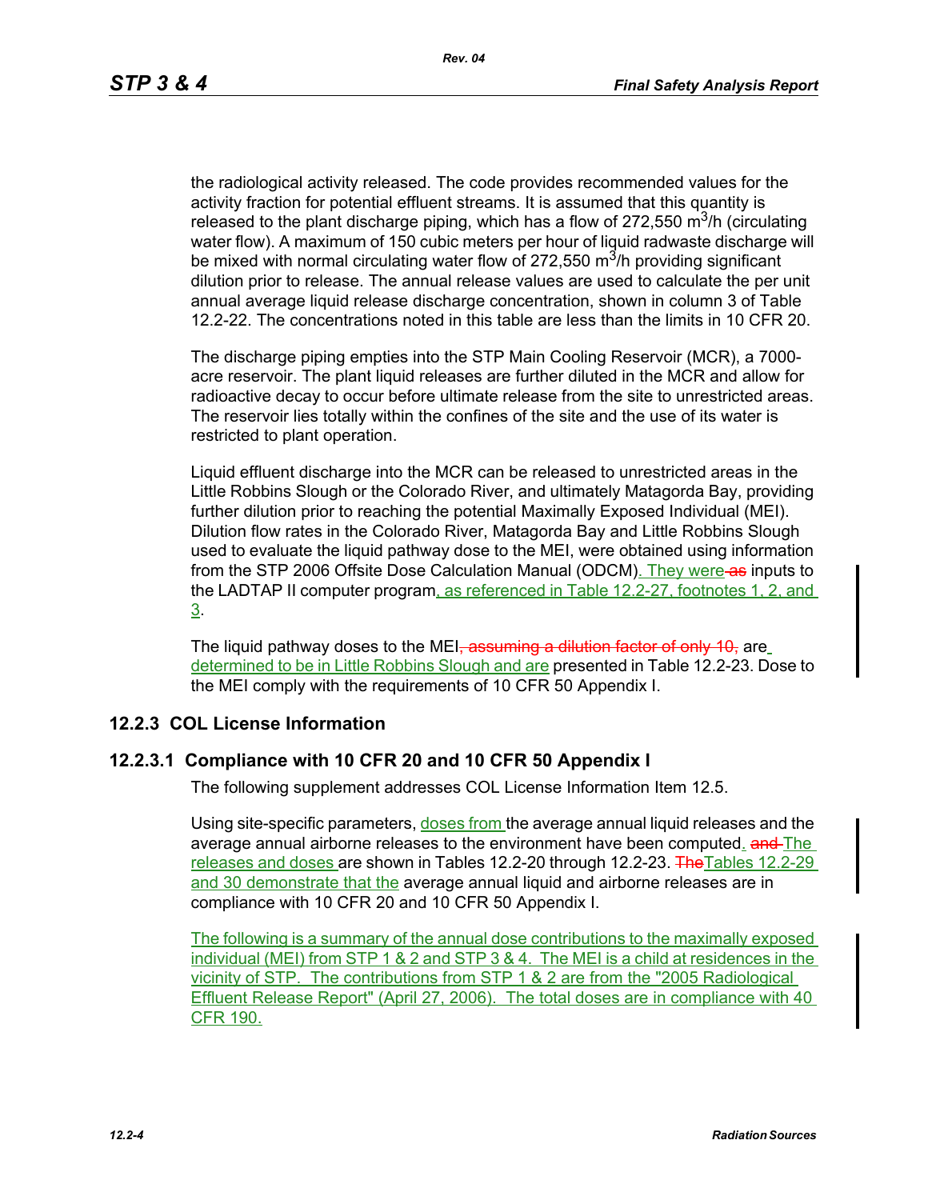the radiological activity released. The code provides recommended values for the activity fraction for potential effluent streams. It is assumed that this quantity is released to the plant discharge piping, which has a flow of 272,550 $m^3$/h (circulating water flow). A maximum of 150 cubic meters per hour of liquid radwaste discharge will be mixed with normal circulating water flow of 272,550 $m^3$/h providing significant dilution prior to release. The annual release values are used to calculate the per unit annual average liquid release discharge concentration, shown in column 3 of Table 12.2-22. The concentrations noted in this table are less than the limits in 10 CFR 20.

The discharge piping empties into the STP Main Cooling Reservoir (MCR), a 7000-acre reservoir. The plant liquid releases are further diluted in the MCR and allow for radioactive decay to occur before ultimate release from the site to unrestricted areas. The reservoir lies totally within the confines of the site and the use of its water is restricted to plant operation.

Liquid effluent discharge into the MCR can be released to unrestricted areas in the Little Robbins Slough or the Colorado River, and ultimately Matagorda Bay, providing further dilution prior to reaching the potential Maximally Exposed Individual (MEI). Dilution flow rates in the Colorado River, Matagorda Bay and Little Robbins Slough used to evaluate the liquid pathway dose to the MEI, were obtained using information from the STP 2006 Offsite Dose Calculation Manual (ODCM). They were ~~as~~ inputs to the LADTAP II computer program, as referenced in Table 12.2-27, footnotes 1, 2, and 3.

The liquid pathway doses to the MEI~~, assuming a dilution factor of only 10,~~ are determined to be in Little Robbins Slough and are presented in Table 12.2-23. Dose to the MEI comply with the requirements of 10 CFR 50 Appendix I.

## 12.2.3 COL License Information

### 12.2.3.1 Compliance with 10 CFR 20 and 10 CFR 50 Appendix I

The following supplement addresses COL License Information Item 12.5.

Using site-specific parameters, doses from the average annual liquid releases and the average annual airborne releases to the environment have been computed. ~~and~~ The releases and doses are shown in Tables 12.2-20 through 12.2-23. ~~The~~ Tables 12.2-29 and 30 demonstrate that the average annual liquid and airborne releases are in compliance with 10 CFR 20 and 10 CFR 50 Appendix I.

The following is a summary of the annual dose contributions to the maximally exposed individual (MEI) from STP 1 & 2 and STP 3 & 4. The MEI is a child at residences in the vicinity of STP. The contributions from STP 1 & 2 are from the "2005 Radiological Effluent Release Report" (April 27, 2006). The total doses are in compliance with 40 CFR 190.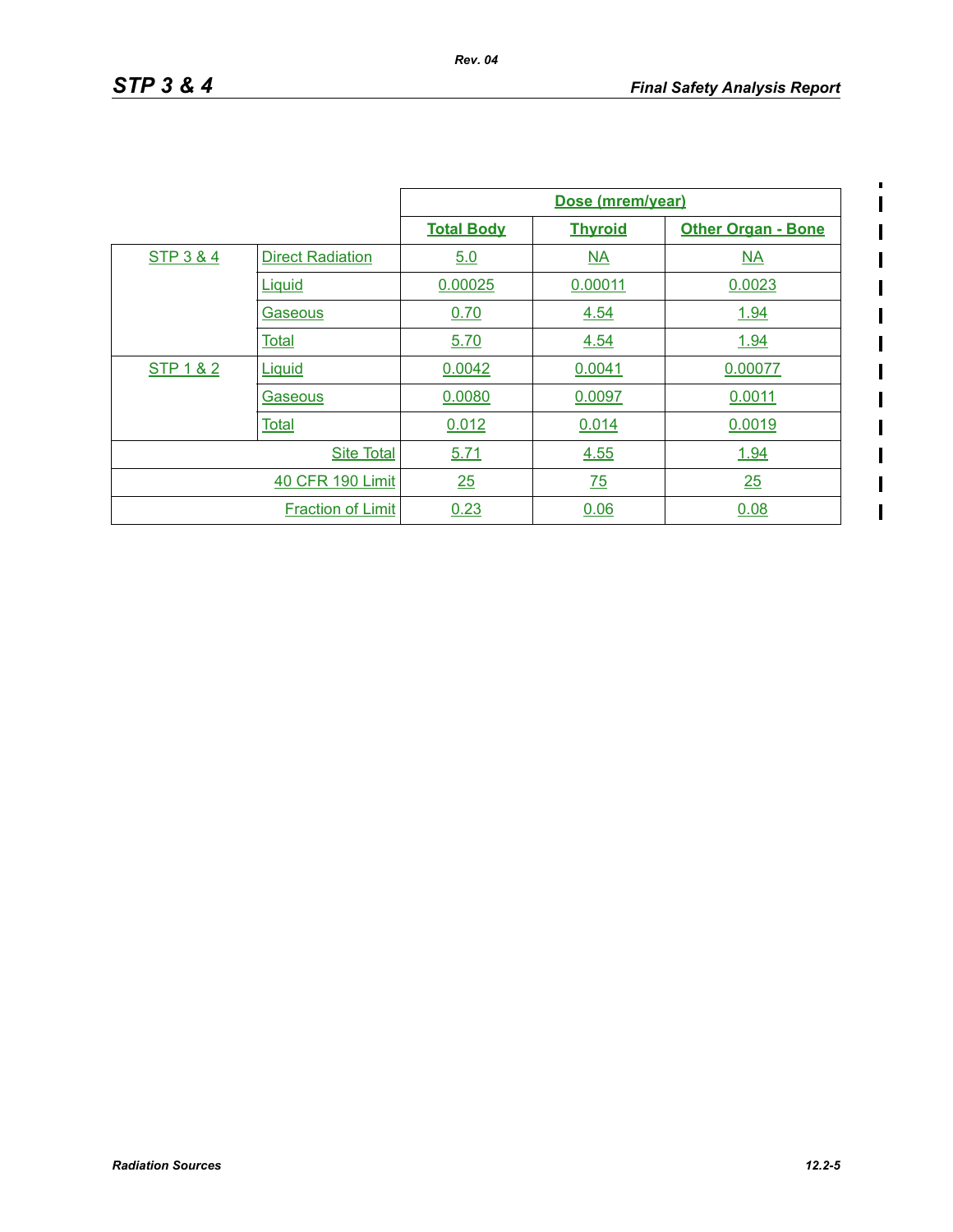| | | Dose (mrem/year) | | |
|---|---|---|---|---|
| | | Total Body | Thyroid | Other Organ - Bone |
| STP 3 & 4 | Direct Radiation | 5.0 | NA | NA |
| | Liquid | 0.00025 | 0.00011 | 0.0023 |
| | Gaseous | 0.70 | 4.54 | 1.94 |
| | Total | 5.70 | 4.54 | 1.94 |
| STP 1 & 2 | Liquid | 0.0042 | 0.0041 | 0.00077 |
| | Gaseous | 0.0080 | 0.0097 | 0.0011 |
| | Total | 0.012 | 0.014 | 0.0019 |
| | Site Total | 5.71 | 4.55 | 1.94 |
| | 40 CFR 190 Limit | 25 | 75 | 25 |
| | Fraction of Limit | 0.23 | 0.06 | 0.08 |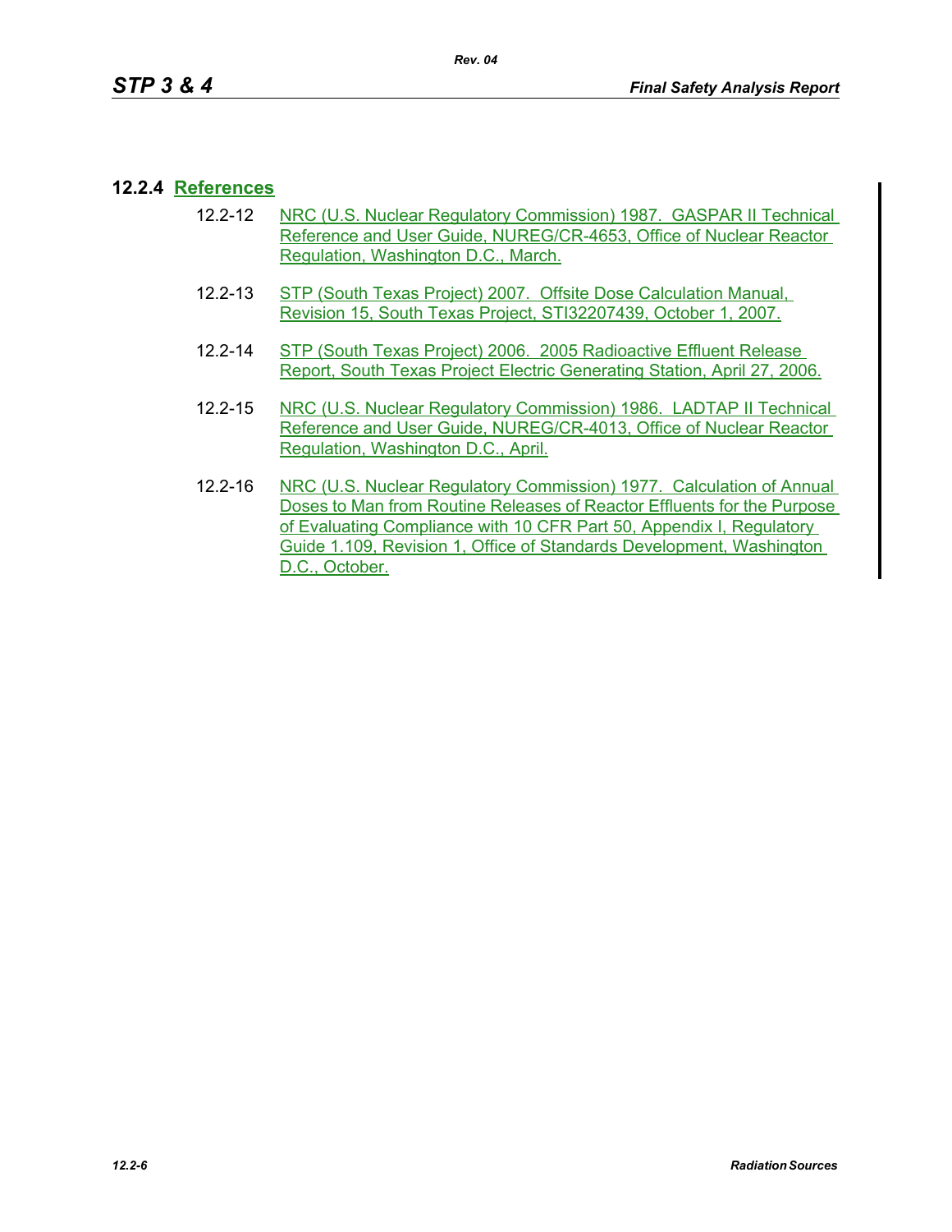### 12.2.4 References

12.2-12 NRC (U.S. Nuclear Regulatory Commission) 1987. GASPAR II Technical Reference and User Guide, NUREG/CR-4653, Office of Nuclear Reactor Regulation, Washington D.C., March.

12.2-13 STP (South Texas Project) 2007. Offsite Dose Calculation Manual, Revision 15, South Texas Project, STI32207439, October 1, 2007.

12.2-14 STP (South Texas Project) 2006. 2005 Radioactive Effluent Release Report, South Texas Project Electric Generating Station, April 27, 2006.

12.2-15 NRC (U.S. Nuclear Regulatory Commission) 1986. LADTAP II Technical Reference and User Guide, NUREG/CR-4013, Office of Nuclear Reactor Regulation, Washington D.C., April.

12.2-16 NRC (U.S. Nuclear Regulatory Commission) 1977. Calculation of Annual Doses to Man from Routine Releases of Reactor Effluents for the Purpose of Evaluating Compliance with 10 CFR Part 50, Appendix I, Regulatory Guide 1.109, Revision 1, Office of Standards Development, Washington D.C., October.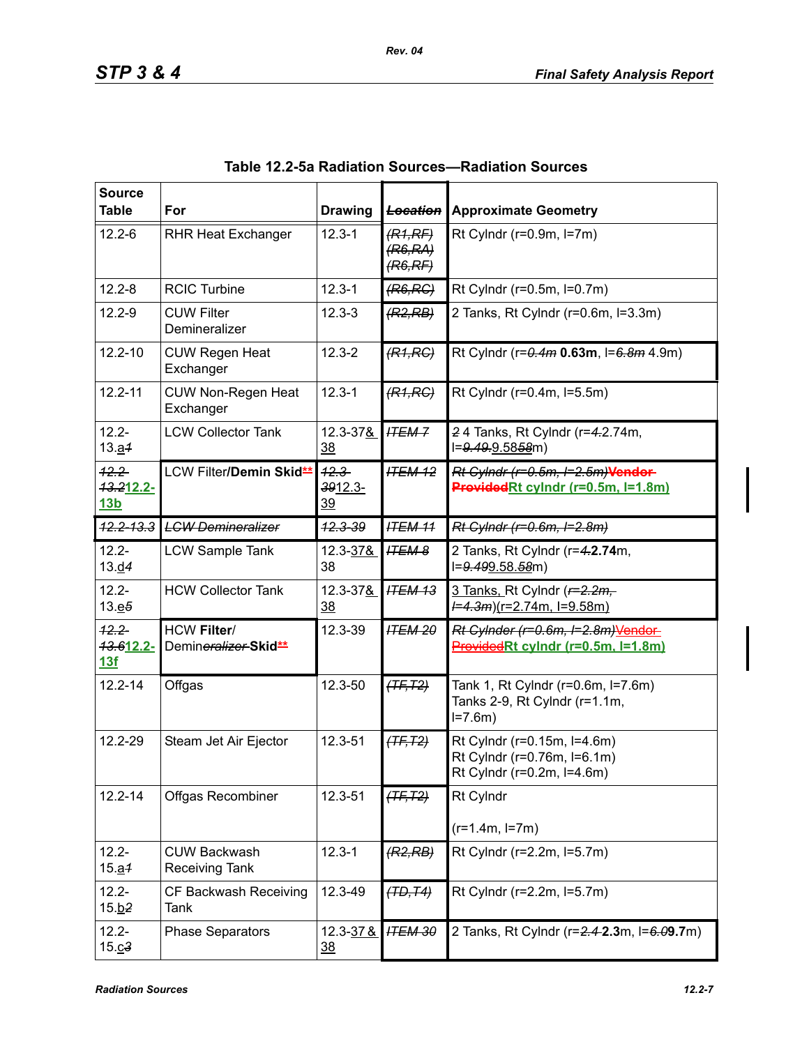**Table 12.2-5a Radiation Sources—Radiation Sources**

| Source Table | For | Drawing | ~~Location~~ | Approximate Geometry |
|---|---|---|---|---|
| 12.2-6 | RHR Heat Exchanger | 12.3-1 | ~~(R1,RF) (R6,RA) (R6,RF)~~ | Rt Cylndr (r=0.9m, l=7m) |
| 12.2-8 | RCIC Turbine | 12.3-1 | ~~(R6,RC)~~ | Rt Cylndr (r=0.5m, l=0.7m) |
| 12.2-9 | CUW Filter Demineralizer | 12.3-3 | ~~(R2,RB)~~ | 2 Tanks, Rt Cylndr (r=0.6m, l=3.3m) |
| 12.2-10 | CUW Regen Heat Exchanger | 12.3-2 | ~~(R1,RC)~~ | Rt Cylndr (r=~~0.4m~~ **0.63m**, l=~~6.8m~~ 4.9m) |
| 12.2-11 | CUW Non-Regen Heat Exchanger | 12.3-1 | ~~(R1,RC)~~ | Rt Cylndr (r=0.4m, l=5.5m) |
| 12.2-13.a~~1~~ | LCW Collector Tank | 12.3-37& 38 | ~~ITEM 7~~ | ~~2~~ 4 Tanks, Rt Cylndr (r=~~4.~~2.74m, l=~~9.49.~~9.58~~58~~m) |
| ~~12.2-13.2~~12.2-13b | LCW Filter/**Demin Skid**** | ~~12.3-39~~12.3-39 | ~~ITEM 12~~ | ~~Rt Cylndr (r=0.5m, l=2.5m)~~~~**Vendor Provided**~~**Rt cylndr (r=0.5m, l=1.8m)** |
| ~~12.2-13.3~~ | ~~LCW Demineralizer~~ | ~~12.3-39~~ | ~~ITEM 11~~ | ~~Rt Cylndr (r=0.6m, l=2.8m)~~ |
| 12.2-13.d~~4~~ | LCW Sample Tank | 12.3-37& 38 | ~~ITEM 8~~ | 2 Tanks, Rt Cylndr (r=~~4.~~**2.74**m, l=~~9.49~~9.58.~~58~~m) |
| 12.2-13.e~~5~~ | HCW Collector Tank | 12.3-37& 38 | ~~ITEM 13~~ | 3 Tanks, Rt Cylndr (~~r=2.2m, l=4.3m~~)(r=2.74m, l=9.58m) |
| ~~12.2-13.6~~12.2-13f | HCW **Filter**/ Demin~~eralizer~~ **Skid**** | 12.3-39 | ~~ITEM 20~~ | ~~Rt Cylnder (r=0.6m, l=2.8m)~~~~Vendor Provided~~**Rt cylndr (r=0.5m, l=1.8m)** |
| 12.2-14 | Offgas | 12.3-50 | ~~(TF,T2)~~ | Tank 1, Rt Cylndr (r=0.6m, l=7.6m) Tanks 2-9, Rt Cylndr (r=1.1m, l=7.6m) |
| 12.2-29 | Steam Jet Air Ejector | 12.3-51 | ~~(TF,T2)~~ | Rt Cylndr (r=0.15m, l=4.6m) Rt Cylndr (r=0.76m, l=6.1m) Rt Cylndr (r=0.2m, l=4.6m) |
| 12.2-14 | Offgas Recombiner | 12.3-51 | ~~(TF,T2)~~ | Rt Cylndr (r=1.4m, l=7m) |
| 12.2-15.a~~1~~ | CUW Backwash Receiving Tank | 12.3-1 | ~~(R2,RB)~~ | Rt Cylndr (r=2.2m, l=5.7m) |
| 12.2-15.b~~2~~ | CF Backwash Receiving Tank | 12.3-49 | ~~(TD,T4)~~ | Rt Cylndr (r=2.2m, l=5.7m) |
| 12.2-15.c~~3~~ | Phase Separators | 12.3-37 & 38 | ~~ITEM 30~~ | 2 Tanks, Rt Cylndr (r=~~2.4~~ **2.3**m, l=~~6.0~~**9.7**m) |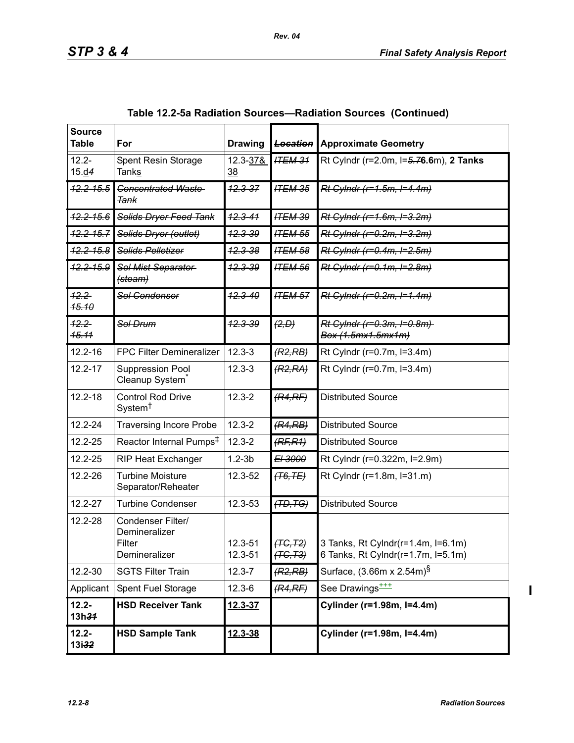## Table 12.2-5a Radiation Sources—Radiation Sources (Continued)

| Source Table | For | Drawing | ~~Location~~ | Approximate Geometry |
|---|---|---|---|---|
| 12.2-15.d*4* | Spent Resin Storage Tanks | 12.3-37& 38 | ~~ITEM 31~~ | Rt Cylndr (r=2.0m, l=~~5.7~~**6.6**m), **2 Tanks** |
| ~~12.2-15.5~~ | ~~Concentrated Waste Tank~~ | ~~12.3-37~~ | ~~ITEM 35~~ | ~~Rt Cylndr (r=1.5m, l=4.4m)~~ |
| ~~12.2-15.6~~ | ~~Solids Dryer Feed Tank~~ | ~~12.3-41~~ | ~~ITEM 39~~ | ~~Rt Cylndr (r=1.6m, l=3.2m)~~ |
| ~~12.2-15.7~~ | ~~Solids Dryer (outlet)~~ | ~~12.3-39~~ | ~~ITEM 55~~ | ~~Rt Cylndr (r=0.2m, l=3.2m)~~ |
| ~~12.2-15.8~~ | ~~Solids Pelletizer~~ | ~~12.3-38~~ | ~~ITEM 58~~ | ~~Rt Cylndr (r=0.4m, l=2.5m)~~ |
| ~~12.2-15.9~~ | ~~Sol Mist Separator (steam)~~ | ~~12.3-39~~ | ~~ITEM 56~~ | ~~Rt Cylndr (r=0.1m, l=2.8m)~~ |
| ~~12.2-15.10~~ | ~~Sol Condenser~~ | ~~12.3-40~~ | ~~ITEM 57~~ | ~~Rt Cylndr (r=0.2m, l=1.4m)~~ |
| ~~12.2-15.11~~ | ~~Sol Drum~~ | ~~12.3-39~~ | ~~(2,D)~~ | ~~Rt Cylndr (r=0.3m, l=0.8m) Box (1.5mx1.5mx1m)~~ |
| 12.2-16 | FPC Filter Demineralizer | 12.3-3 | ~~(R2,RB)~~ | Rt Cylndr (r=0.7m, l=3.4m) |
| 12.2-17 | Suppression Pool Cleanup System* | 12.3-3 | ~~(R2,RA)~~ | Rt Cylndr (r=0.7m, l=3.4m) |
| 12.2-18 | Control Rod Drive System† | 12.3-2 | ~~(R4,RF)~~ | Distributed Source |
| 12.2-24 | Traversing Incore Probe | 12.3-2 | ~~(R4,RB)~~ | Distributed Source |
| 12.2-25 | Reactor Internal Pumps‡ | 12.3-2 | ~~(RF,R1)~~ | Distributed Source |
| 12.2-25 | RIP Heat Exchanger | 1.2-3b | ~~El 3000~~ | Rt Cylndr (r=0.322m, l=2.9m) |
| 12.2-26 | Turbine Moisture Separator/Reheater | 12.3-52 | ~~(T6,TE)~~ | Rt Cylndr (r=1.8m, l=31.m) |
| 12.2-27 | Turbine Condenser | 12.3-53 | ~~(TD,TG)~~ | Distributed Source |
| 12.2-28 | Condenser Filter/ Demineralizer Filter Demineralizer | 12.3-51 12.3-51 | ~~(TC,T2)~~ ~~(TC,T3)~~ | 3 Tanks, Rt Cylndr(r=1.4m, l=6.1m) 6 Tanks, Rt Cylndr(r=1.7m, l=5.1m) |
| 12.2-30 | SGTS Filter Train | 12.3-7 | ~~(R2,RB)~~ | Surface, (3.66m x 2.54m)§ |
| Applicant | Spent Fuel Storage | 12.3-6 | ~~(R4,RF)~~ | See Drawings+++ |
| **12.2-13h*31*** | **HSD Receiver Tank** | **12.3-37** | | **Cylinder (r=1.98m, l=4.4m)** |
| **12.2-13i*32*** | **HSD Sample Tank** | **12.3-38** | | **Cylinder (r=1.98m, l=4.4m)** |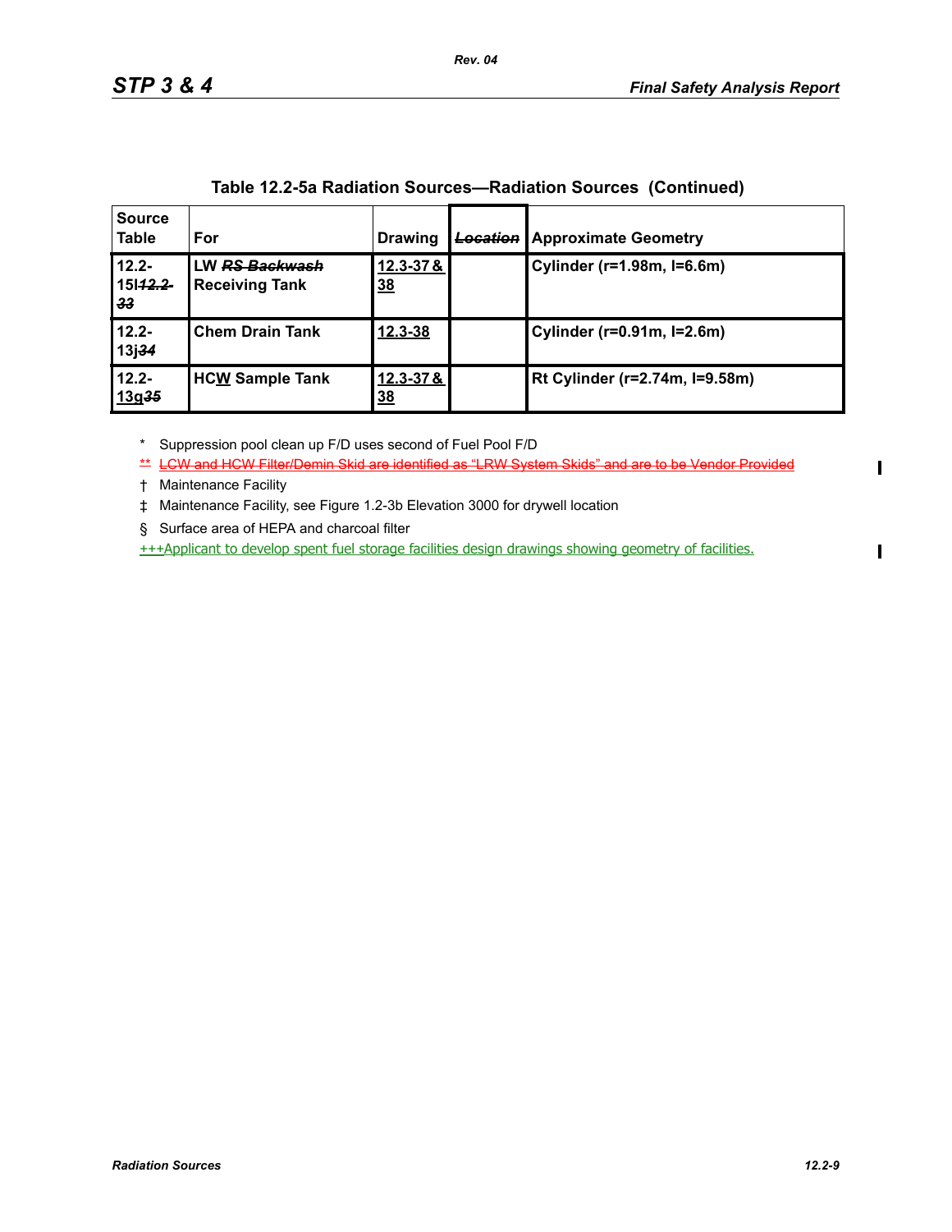**Table 12.2-5a Radiation Sources—Radiation Sources (Continued)**

| Source Table | For | Drawing | ~~Location~~ | Approximate Geometry |
|---|---|---|---|---|
| 12.2-15l ~~12.2-33~~ | LW ~~RS Backwash~~ Receiving Tank | 12.3-37 & 38 | | Cylinder (r=1.98m, l=6.6m) |
| 12.2-13j ~~34~~ | Chem Drain Tank | 12.3-38 | | Cylinder (r=0.91m, l=2.6m) |
| 12.2-13g ~~35~~ | HCW Sample Tank | 12.3-37 & 38 | | Rt Cylinder (r=2.74m, l=9.58m) |

\* Suppression pool clean up F/D uses second of Fuel Pool F/D

~~\*\* LCW and HCW Filter/Demin Skid are identified as "LRW System Skids" and are to be Vendor Provided~~

† Maintenance Facility

‡ Maintenance Facility, see Figure 1.2-3b Elevation 3000 for drywell location

§ Surface area of HEPA and charcoal filter

+++Applicant to develop spent fuel storage facilities design drawings showing geometry of facilities.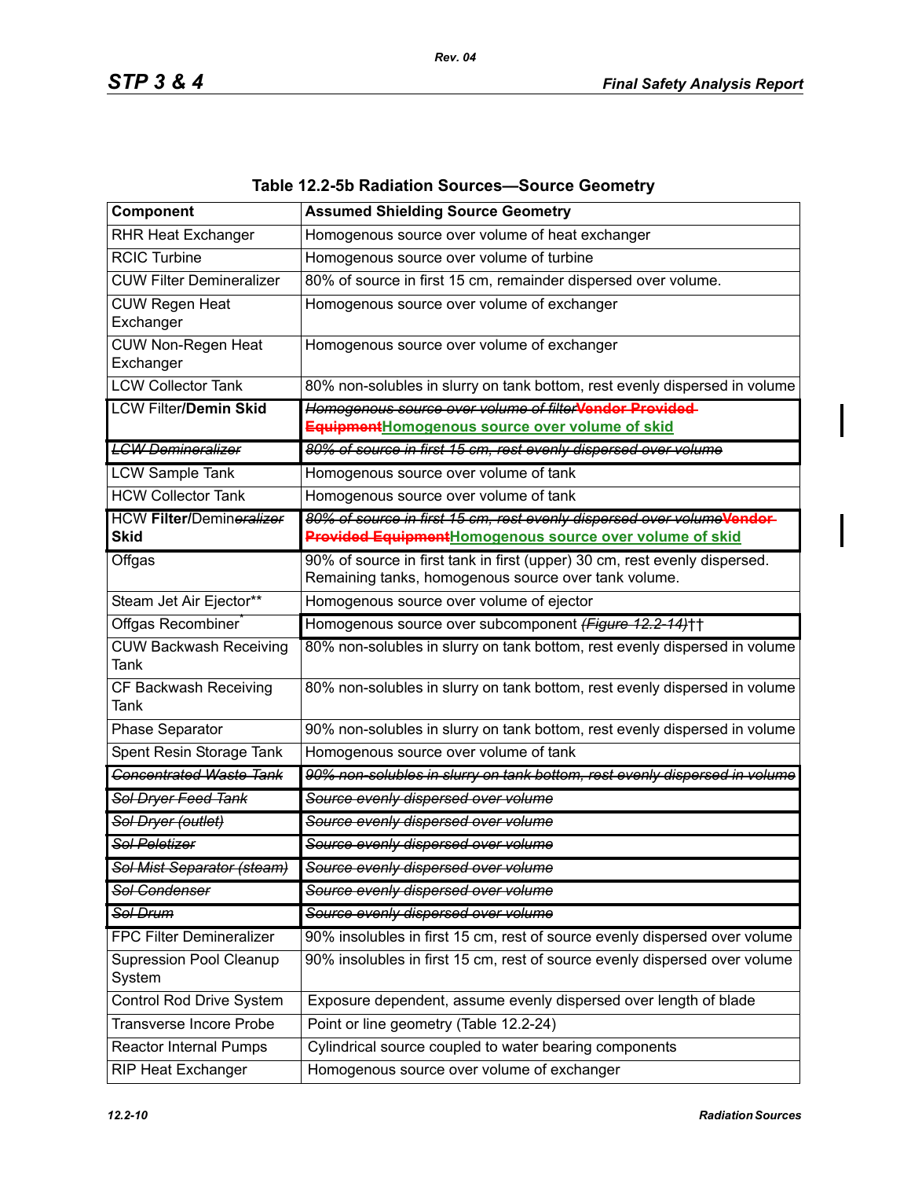**Table 12.2-5b Radiation Sources—Source Geometry**

| Component | Assumed Shielding Source Geometry |
|---|---|
| RHR Heat Exchanger | Homogenous source over volume of heat exchanger |
| RCIC Turbine | Homogenous source over volume of turbine |
| CUW Filter Demineralizer | 80% of source in first 15 cm, remainder dispersed over volume. |
| CUW Regen Heat Exchanger | Homogenous source over volume of exchanger |
| CUW Non-Regen Heat Exchanger | Homogenous source over volume of exchanger |
| LCW Collector Tank | 80% non-solubles in slurry on tank bottom, rest evenly dispersed in volume |
| LCW Filter/**Demin Skid** | ~~*Homogenous source over volume of filter*~~~~Vendor Provided Equipment~~Homogenous source over volume of skid |
| ~~*LCW Demineralizer*~~ | ~~*80% of source in first 15 cm, rest evenly dispersed over volume*~~ |
| LCW Sample Tank | Homogenous source over volume of tank |
| HCW Collector Tank | Homogenous source over volume of tank |
| HCW **Filter/**Demin~~*eralizer*~~ **Skid** | ~~*80% of source in first 15 cm, rest evenly dispersed over volume*~~~~Vendor Provided Equipment~~Homogenous source over volume of skid |
| Offgas | 90% of source in first tank in first (upper) 30 cm, rest evenly dispersed. Remaining tanks, homogenous source over tank volume. |
| Steam Jet Air Ejector** | Homogenous source over volume of ejector |
| Offgas Recombiner* | Homogenous source over subcomponent ~~*(Figure 12.2-14)*~~†† |
| CUW Backwash Receiving Tank | 80% non-solubles in slurry on tank bottom, rest evenly dispersed in volume |
| CF Backwash Receiving Tank | 80% non-solubles in slurry on tank bottom, rest evenly dispersed in volume |
| Phase Separator | 90% non-solubles in slurry on tank bottom, rest evenly dispersed in volume |
| Spent Resin Storage Tank | Homogenous source over volume of tank |
| ~~*Concentrated Waste Tank*~~ | ~~*90% non-solubles in slurry on tank bottom, rest evenly dispersed in volume*~~ |
| ~~*Sol Dryer Feed Tank*~~ | ~~*Source evenly dispersed over volume*~~ |
| ~~*Sol Dryer (outlet)*~~ | ~~*Source evenly dispersed over volume*~~ |
| ~~*Sol Peletizer*~~ | ~~*Source evenly dispersed over volume*~~ |
| ~~*Sol Mist Separator (steam)*~~ | ~~*Source evenly dispersed over volume*~~ |
| ~~*Sol Condenser*~~ | ~~*Source evenly dispersed over volume*~~ |
| ~~*Sol Drum*~~ | ~~*Source evenly dispersed over volume*~~ |
| FPC Filter Demineralizer | 90% insolubles in first 15 cm, rest of source evenly dispersed over volume |
| Supression Pool Cleanup System | 90% insolubles in first 15 cm, rest of source evenly dispersed over volume |
| Control Rod Drive System | Exposure dependent, assume evenly dispersed over length of blade |
| Transverse Incore Probe | Point or line geometry (Table 12.2-24) |
| Reactor Internal Pumps | Cylindrical source coupled to water bearing components |
| RIP Heat Exchanger | Homogenous source over volume of exchanger |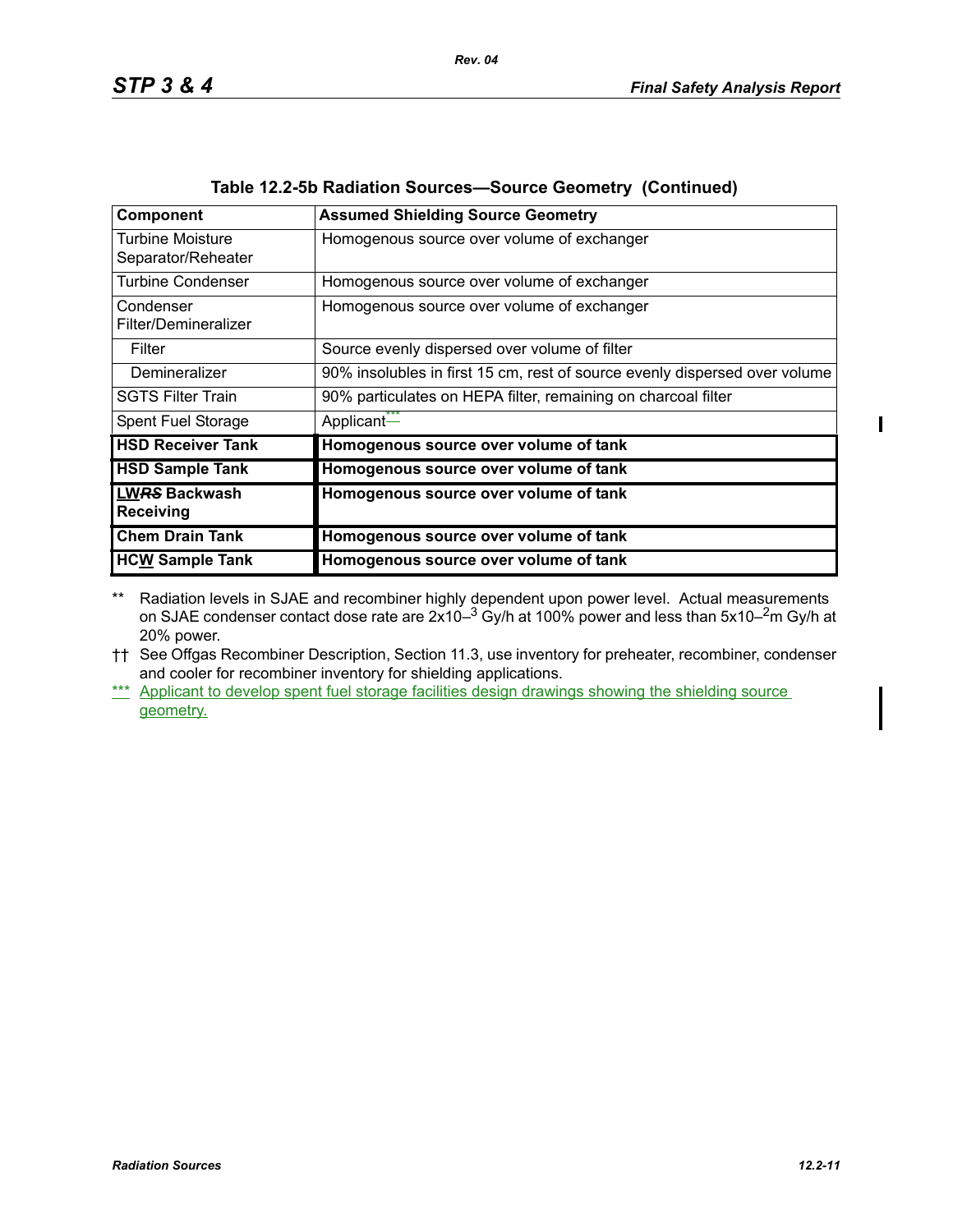**Table 12.2-5b Radiation Sources—Source Geometry (Continued)**

| Component | Assumed Shielding Source Geometry |
|---|---|
| Turbine Moisture Separator/Reheater | Homogenous source over volume of exchanger |
| Turbine Condenser | Homogenous source over volume of exchanger |
| Condenser Filter/Demineralizer | Homogenous source over volume of exchanger |
| Filter | Source evenly dispersed over volume of filter |
| Demineralizer | 90% insolubles in first 15 cm, rest of source evenly dispersed over volume |
| SGTS Filter Train | 90% particulates on HEPA filter, remaining on charcoal filter |
| Spent Fuel Storage | Applicant*** |
| **HSD Receiver Tank** | **Homogenous source over volume of tank** |
| **HSD Sample Tank** | **Homogenous source over volume of tank** |
| **LW~~RS~~ Backwash Receiving** | **Homogenous source over volume of tank** |
| **Chem Drain Tank** | **Homogenous source over volume of tank** |
| **HCW Sample Tank** | **Homogenous source over volume of tank** |

** Radiation levels in SJAE and recombiner highly dependent upon power level. Actual measurements on SJAE condenser contact dose rate are $2 \times 10^{-3}$ Gy/h at 100% power and less than $5 \times 10^{-2}$m Gy/h at 20% power.

†† See Offgas Recombiner Description, Section 11.3, use inventory for preheater, recombiner, condenser and cooler for recombiner inventory for shielding applications.

*** Applicant to develop spent fuel storage facilities design drawings showing the shielding source geometry.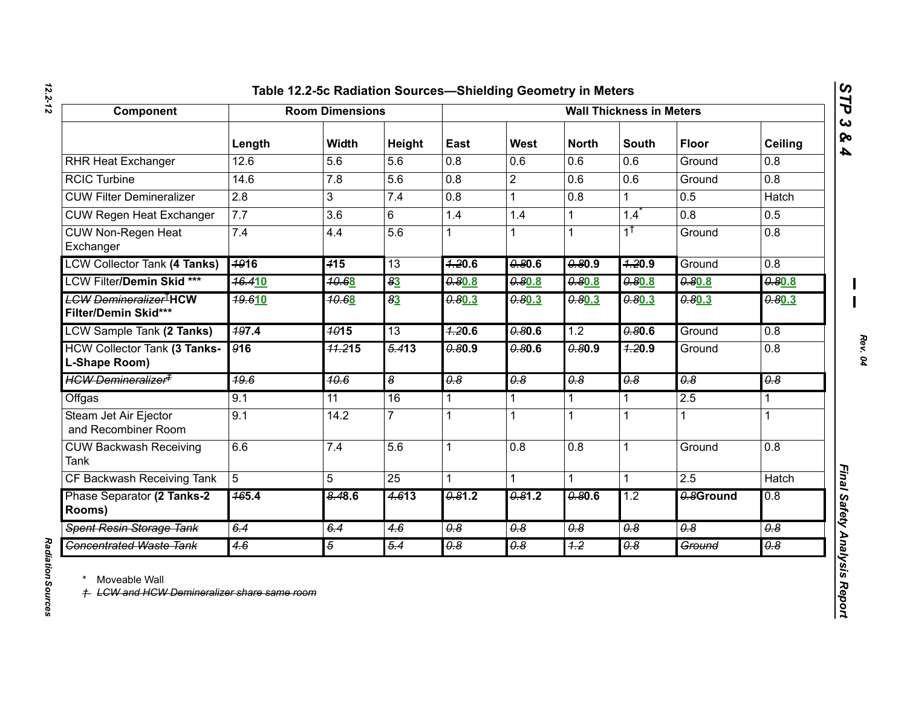## Table 12.2-5c Radiation Sources—Shielding Geometry in Meters

| Component | Room Dimensions | | | Wall Thickness in Meters | | | | | |
|---|---|---|---|---|---|---|---|---|---|
| | Length | Width | Height | East | West | North | South | Floor | Ceiling |
| RHR Heat Exchanger | 12.6 | 5.6 | 5.6 | 0.8 | 0.6 | 0.6 | 0.6 | Ground | 0.8 |
| RCIC Turbine | 14.6 | 7.8 | 5.6 | 0.8 | 2 | 0.6 | 0.6 | Ground | 0.8 |
| CUW Filter Demineralizer | 2.8 | 3 | 7.4 | 0.8 | 1 | 0.8 | 1 | 0.5 | Hatch |
| CUW Regen Heat Exchanger | 7.7 | 3.6 | 6 | 1.4 | 1.4 | 1 | 1.4* | 0.8 | 0.5 |
| CUW Non-Regen Heat Exchanger | 7.4 | 4.4 | 5.6 | 1 | 1 | 1 | 1† | Ground | 0.8 |
| LCW Collector Tank **(4 Tanks)** | ~~19~~**16** | ~~4~~**15** | 13 | ~~1.2~~**0.6** | ~~0.8~~**0.6** | ~~0.8~~**0.9** | ~~1.2~~**0.9** | Ground | 0.8 |
| LCW Filter**/Demin Skid \*\*\*** | ~~16.4~~**10** | ~~10.6~~**8** | ~~8~~**3** | ~~0.8~~**0.8** | ~~0.8~~**0.8** | ~~0.8~~**0.8** | ~~0.8~~**0.8** | ~~0.8~~**0.8** | ~~0.8~~**0.8** |
| ~~LCW Demineralizer†~~**HCW Filter/Demin Skid\*\*\*** | ~~19.6~~**10** | ~~10.6~~**8** | ~~8~~**3** | ~~0.8~~**0.3** | ~~0.8~~**0.3** | ~~0.8~~**0.3** | ~~0.8~~**0.3** | ~~0.8~~**0.3** | ~~0.8~~**0.3** |
| LCW Sample Tank **(2 Tanks)** | ~~19~~**7.4** | ~~10~~**15** | 13 | ~~1.2~~**0.6** | ~~0.8~~**0.6** | 1.2 | ~~0.8~~**0.6** | Ground | 0.8 |
| HCW Collector Tank **(3 Tanks-L-Shape Room)** | ~~9~~**16** | ~~11.2~~**15** | ~~5.4~~**13** | ~~0.8~~**0.9** | ~~0.8~~**0.6** | ~~0.8~~**0.9** | ~~1.2~~**0.9** | Ground | 0.8 |
| ~~HCW Demineralizer‡~~ | ~~19.6~~ | ~~10.6~~ | ~~8~~ | ~~0.8~~ | ~~0.8~~ | ~~0.8~~ | ~~0.8~~ | ~~0.8~~ | ~~0.8~~ |
| Offgas | 9.1 | 11 | 16 | 1 | 1 | 1 | 1 | 2.5 | 1 |
| Steam Jet Air Ejector and Recombiner Room | 9.1 | 14.2 | 7 | 1 | 1 | 1 | 1 | 1 | 1 |
| CUW Backwash Receiving Tank | 6.6 | 7.4 | 5.6 | 1 | 0.8 | 0.8 | 1 | Ground | 0.8 |
| CF Backwash Receiving Tank | 5 | 5 | 25 | 1 | 1 | 1 | 1 | 2.5 | Hatch |
| Phase Separator **(2 Tanks-2 Rooms)** | ~~16~~**5.4** | ~~8.4~~**8.6** | ~~4.6~~**13** | ~~0.8~~**1.2** | ~~0.8~~**1.2** | ~~0.8~~**0.6** | 1.2 | ~~0.8~~**Ground** | 0.8 |
| ~~Spent Resin Storage Tank~~ | ~~6.4~~ | ~~6.4~~ | ~~4.6~~ | ~~0.8~~ | ~~0.8~~ | ~~0.8~~ | ~~0.8~~ | ~~0.8~~ | ~~0.8~~ |
| ~~Concentrated Waste Tank~~ | ~~4.6~~ | ~~5~~ | ~~5.4~~ | ~~0.8~~ | ~~0.8~~ | ~~1.2~~ | ~~0.8~~ | ~~Ground~~ | ~~0.8~~ |

\* Moveable Wall

~~† LCW and HCW Demineralizer share same room~~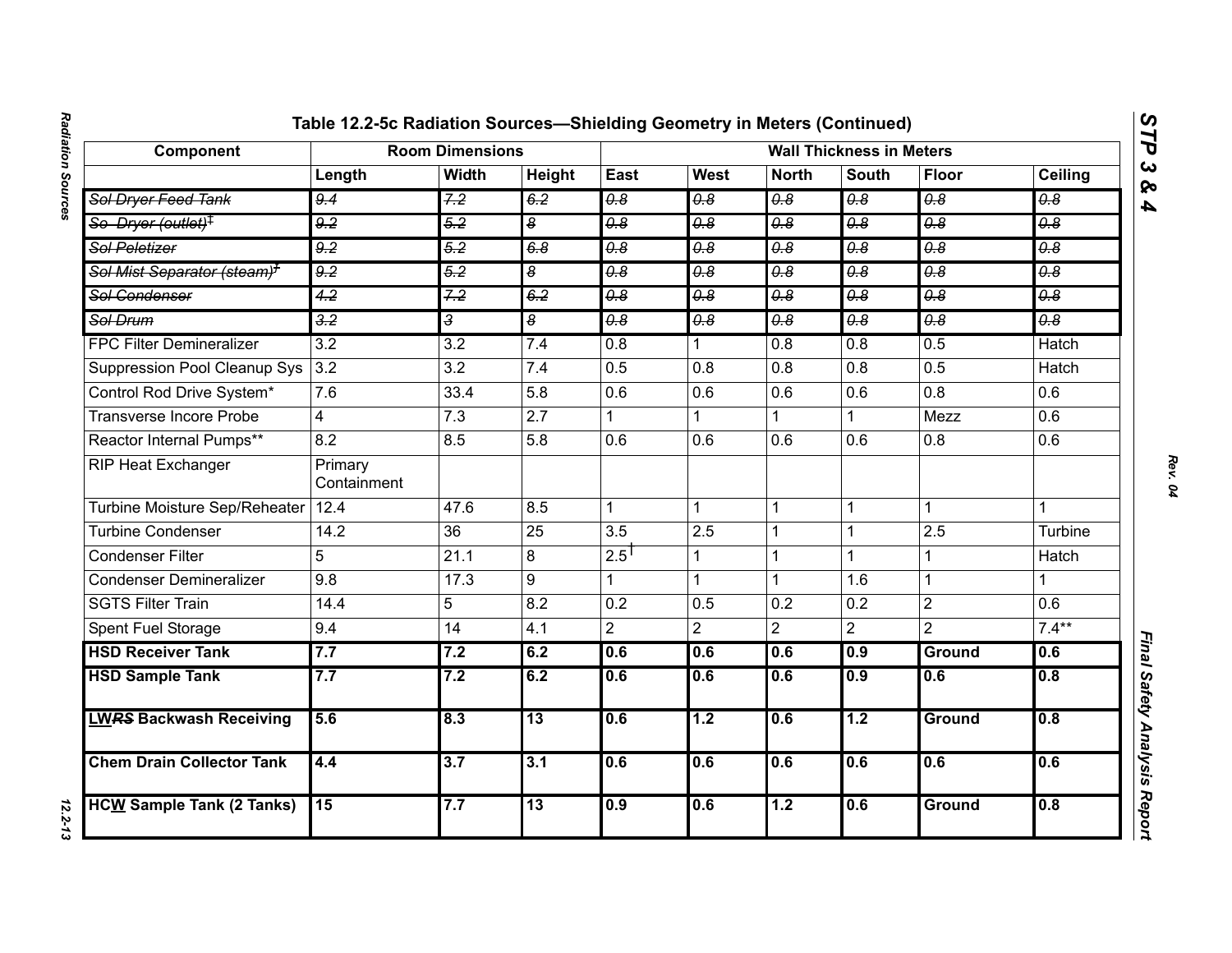# Table 12.2-5c Radiation Sources—Shielding Geometry in Meters (Continued)

| Component | Room Dimensions | | | Wall Thickness in Meters | | | | | |
|---|---|---|---|---|---|---|---|---|---|
| | Length | Width | Height | East | West | North | South | Floor | Ceiling |
| ~~Sol Dryer Feed Tank~~ | ~~9.4~~ | ~~7.2~~ | ~~6.2~~ | ~~0.8~~ | ~~0.8~~ | ~~0.8~~ | ~~0.8~~ | ~~0.8~~ | ~~0.8~~ |
| ~~So Dryer (outlet)‡~~ | ~~9.2~~ | ~~5.2~~ | ~~8~~ | ~~0.8~~ | ~~0.8~~ | ~~0.8~~ | ~~0.8~~ | ~~0.8~~ | ~~0.8~~ |
| ~~Sol Peletizer~~ | ~~9.2~~ | ~~5.2~~ | ~~6.8~~ | ~~0.8~~ | ~~0.8~~ | ~~0.8~~ | ~~0.8~~ | ~~0.8~~ | ~~0.8~~ |
| ~~Sol Mist Separator (steam)‡~~ | ~~9.2~~ | ~~5.2~~ | ~~8~~ | ~~0.8~~ | ~~0.8~~ | ~~0.8~~ | ~~0.8~~ | ~~0.8~~ | ~~0.8~~ |
| ~~Sol Condenser~~ | ~~4.2~~ | ~~7.2~~ | ~~6.2~~ | ~~0.8~~ | ~~0.8~~ | ~~0.8~~ | ~~0.8~~ | ~~0.8~~ | ~~0.8~~ |
| ~~Sol Drum~~ | ~~3.2~~ | ~~3~~ | ~~8~~ | ~~0.8~~ | ~~0.8~~ | ~~0.8~~ | ~~0.8~~ | ~~0.8~~ | ~~0.8~~ |
| FPC Filter Demineralizer | 3.2 | 3.2 | 7.4 | 0.8 | 1 | 0.8 | 0.8 | 0.5 | Hatch |
| Suppression Pool Cleanup Sys | 3.2 | 3.2 | 7.4 | 0.5 | 0.8 | 0.8 | 0.8 | 0.5 | Hatch |
| Control Rod Drive System* | 7.6 | 33.4 | 5.8 | 0.6 | 0.6 | 0.6 | 0.6 | 0.8 | 0.6 |
| Transverse Incore Probe | 4 | 7.3 | 2.7 | 1 | 1 | 1 | 1 | Mezz | 0.6 |
| Reactor Internal Pumps** | 8.2 | 8.5 | 5.8 | 0.6 | 0.6 | 0.6 | 0.6 | 0.8 | 0.6 |
| RIP Heat Exchanger | Primary Containment | | | | | | | | |
| Turbine Moisture Sep/Reheater | 12.4 | 47.6 | 8.5 | 1 | 1 | 1 | 1 | 1 | 1 |
| Turbine Condenser | 14.2 | 36 | 25 | 3.5 | 2.5 | 1 | 1 | 2.5 | Turbine |
| Condenser Filter | 5 | 21.1 | 8 | 2.5† | 1 | 1 | 1 | 1 | Hatch |
| Condenser Demineralizer | 9.8 | 17.3 | 9 | 1 | 1 | 1 | 1.6 | 1 | 1 |
| SGTS Filter Train | 14.4 | 5 | 8.2 | 0.2 | 0.5 | 0.2 | 0.2 | 2 | 0.6 |
| Spent Fuel Storage | 9.4 | 14 | 4.1 | 2 | 2 | 2 | 2 | 2 | 7.4** |
| **HSD Receiver Tank** | **7.7** | **7.2** | **6.2** | **0.6** | **0.6** | **0.6** | **0.9** | **Ground** | **0.6** |
| **HSD Sample Tank** | **7.7** | **7.2** | **6.2** | **0.6** | **0.6** | **0.6** | **0.9** | **0.6** | **0.8** |
| **LW~~RS~~ Backwash Receiving** | **5.6** | **8.3** | **13** | **0.6** | **1.2** | **0.6** | **1.2** | **Ground** | **0.8** |
| **Chem Drain Collector Tank** | **4.4** | **3.7** | **3.1** | **0.6** | **0.6** | **0.6** | **0.6** | **0.6** | **0.6** |
| **HCW Sample Tank (2 Tanks)** | **15** | **7.7** | **13** | **0.9** | **0.6** | **1.2** | **0.6** | **Ground** | **0.8** |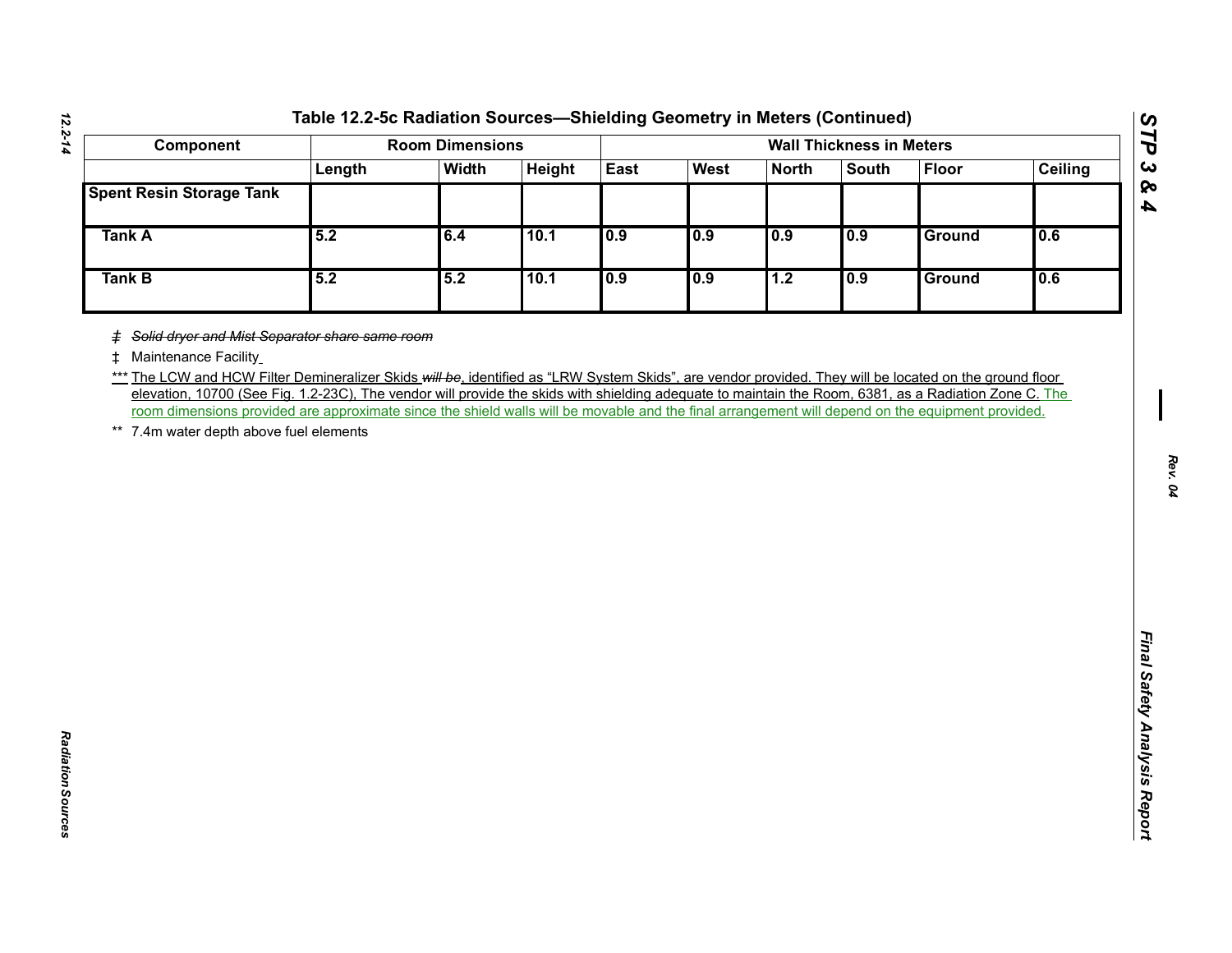# Table 12.2-5c Radiation Sources—Shielding Geometry in Meters (Continued)

| Component | Room Dimensions | | | Wall Thickness in Meters | | | | | |
|---|---|---|---|---|---|---|---|---|---|
| | Length | Width | Height | East | West | North | South | Floor | Ceiling |
| **Spent Resin Storage Tank** | | | | | | | | | |
| **Tank A** | **5.2** | **6.4** | **10.1** | **0.9** | **0.9** | **0.9** | **0.9** | **Ground** | **0.6** |
| **Tank B** | **5.2** | **5.2** | **10.1** | **0.9** | **0.9** | **1.2** | **0.9** | **Ground** | **0.6** |

~~‡ *Solid dryer and Mist Separator share same room*~~

‡ Maintenance Facility

*** The LCW and HCW Filter Demineralizer Skids ~~*will be*~~, identified as “LRW System Skids”, are vendor provided. They will be located on the ground floor elevation, 10700 (See Fig. 1.2-23C), The vendor will provide the skids with shielding adequate to maintain the Room, 6381, as a Radiation Zone C. The room dimensions provided are approximate since the shield walls will be movable and the final arrangement will depend on the equipment provided.

** 7.4m water depth above fuel elements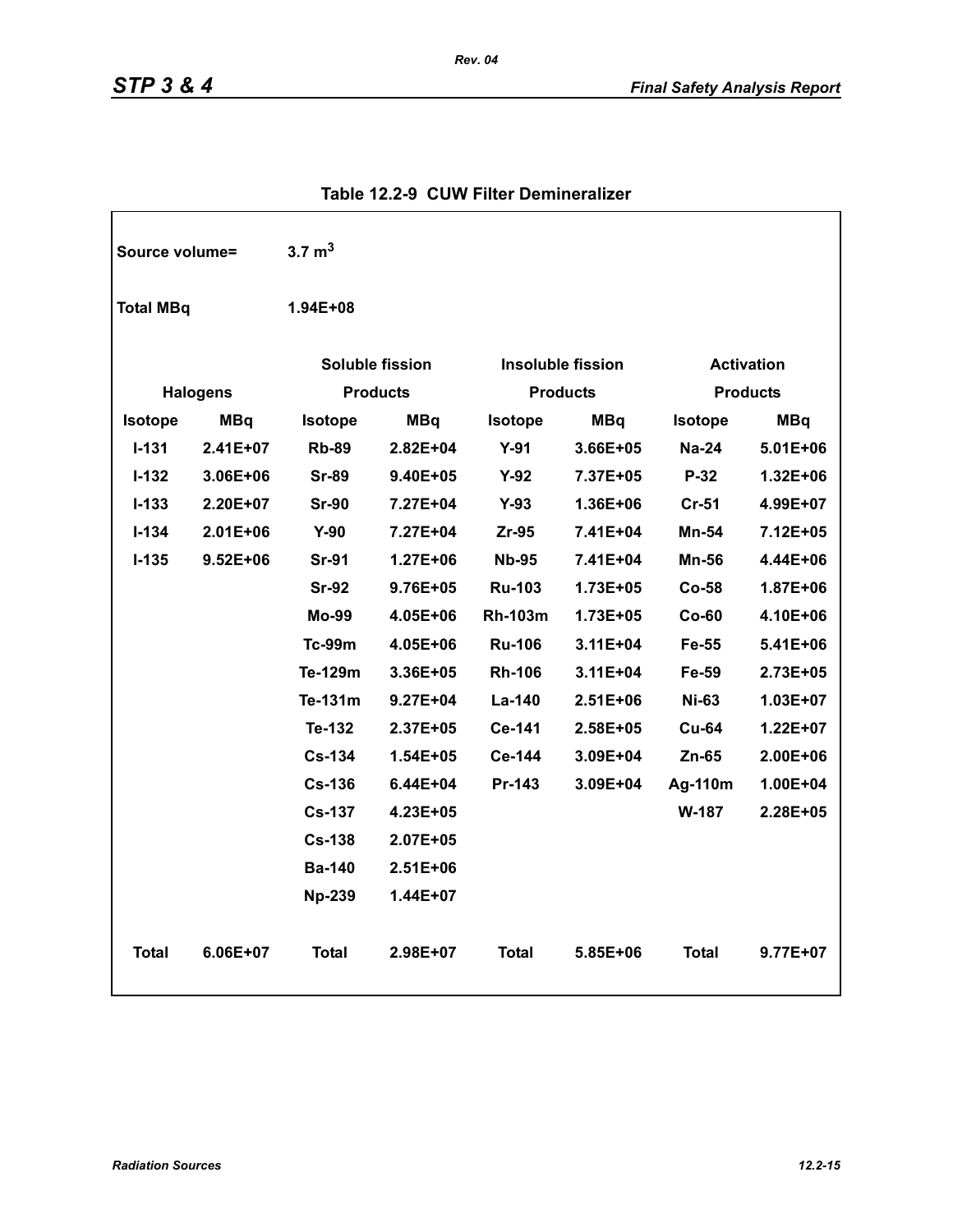### Table 12.2-9 CUW Filter Demineralizer

Source volume= 3.7 $m^3$

Total MBq 1.94E+08

| Halogens | | Soluble fission Products | | Insoluble fission Products | | Activation Products | |
|---|---|---|---|---|---|---|---|
| Isotope | MBq | Isotope | MBq | Isotope | MBq | Isotope | MBq |
| I-131 | 2.41E+07 | Rb-89 | 2.82E+04 | Y-91 | 3.66E+05 | Na-24 | 5.01E+06 |
| I-132 | 3.06E+06 | Sr-89 | 9.40E+05 | Y-92 | 7.37E+05 | P-32 | 1.32E+06 |
| I-133 | 2.20E+07 | Sr-90 | 7.27E+04 | Y-93 | 1.36E+06 | Cr-51 | 4.99E+07 |
| I-134 | 2.01E+06 | Y-90 | 7.27E+04 | Zr-95 | 7.41E+04 | Mn-54 | 7.12E+05 |
| I-135 | 9.52E+06 | Sr-91 | 1.27E+06 | Nb-95 | 7.41E+04 | Mn-56 | 4.44E+06 |
| | | Sr-92 | 9.76E+05 | Ru-103 | 1.73E+05 | Co-58 | 1.87E+06 |
| | | Mo-99 | 4.05E+06 | Rh-103m | 1.73E+05 | Co-60 | 4.10E+06 |
| | | Tc-99m | 4.05E+06 | Ru-106 | 3.11E+04 | Fe-55 | 5.41E+06 |
| | | Te-129m | 3.36E+05 | Rh-106 | 3.11E+04 | Fe-59 | 2.73E+05 |
| | | Te-131m | 9.27E+04 | La-140 | 2.51E+06 | Ni-63 | 1.03E+07 |
| | | Te-132 | 2.37E+05 | Ce-141 | 2.58E+05 | Cu-64 | 1.22E+07 |
| | | Cs-134 | 1.54E+05 | Ce-144 | 3.09E+04 | Zn-65 | 2.00E+06 |
| | | Cs-136 | 6.44E+04 | Pr-143 | 3.09E+04 | Ag-110m | 1.00E+04 |
| | | Cs-137 | 4.23E+05 | | | W-187 | 2.28E+05 |
| | | Cs-138 | 2.07E+05 | | | | |
| | | Ba-140 | 2.51E+06 | | | | |
| | | Np-239 | 1.44E+07 | | | | |
| Total | 6.06E+07 | Total | 2.98E+07 | Total | 5.85E+06 | Total | 9.77E+07 |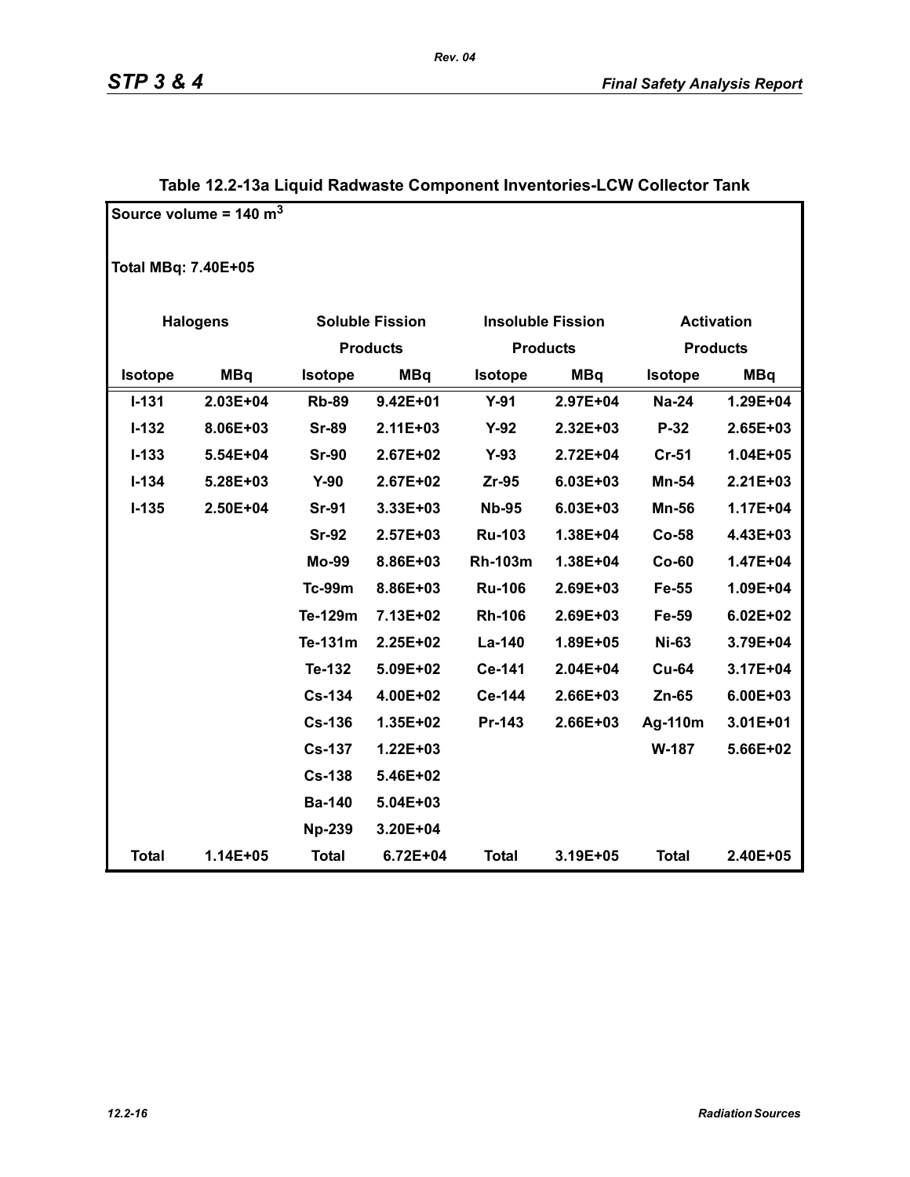## Table 12.2-13a Liquid Radwaste Component Inventories-LCW Collector Tank

Source volume = 140 $m^3$

Total MBq: 7.40E+05

| Halogens | | Soluble Fission Products | | Insoluble Fission Products | | Activation Products | |
|---|---|---|---|---|---|---|---|
| Isotope | MBq | Isotope | MBq | Isotope | MBq | Isotope | MBq |
| I-131 | 2.03E+04 | Rb-89 | 9.42E+01 | Y-91 | 2.97E+04 | Na-24 | 1.29E+04 |
| I-132 | 8.06E+03 | Sr-89 | 2.11E+03 | Y-92 | 2.32E+03 | P-32 | 2.65E+03 |
| I-133 | 5.54E+04 | Sr-90 | 2.67E+02 | Y-93 | 2.72E+04 | Cr-51 | 1.04E+05 |
| I-134 | 5.28E+03 | Y-90 | 2.67E+02 | Zr-95 | 6.03E+03 | Mn-54 | 2.21E+03 |
| I-135 | 2.50E+04 | Sr-91 | 3.33E+03 | Nb-95 | 6.03E+03 | Mn-56 | 1.17E+04 |
| | | Sr-92 | 2.57E+03 | Ru-103 | 1.38E+04 | Co-58 | 4.43E+03 |
| | | Mo-99 | 8.86E+03 | Rh-103m | 1.38E+04 | Co-60 | 1.47E+04 |
| | | Tc-99m | 8.86E+03 | Ru-106 | 2.69E+03 | Fe-55 | 1.09E+04 |
| | | Te-129m | 7.13E+02 | Rh-106 | 2.69E+03 | Fe-59 | 6.02E+02 |
| | | Te-131m | 2.25E+02 | La-140 | 1.89E+05 | Ni-63 | 3.79E+04 |
| | | Te-132 | 5.09E+02 | Ce-141 | 2.04E+04 | Cu-64 | 3.17E+04 |
| | | Cs-134 | 4.00E+02 | Ce-144 | 2.66E+03 | Zn-65 | 6.00E+03 |
| | | Cs-136 | 1.35E+02 | Pr-143 | 2.66E+03 | Ag-110m | 3.01E+01 |
| | | Cs-137 | 1.22E+03 | | | W-187 | 5.66E+02 |
| | | Cs-138 | 5.46E+02 | | | | |
| | | Ba-140 | 5.04E+03 | | | | |
| | | Np-239 | 3.20E+04 | | | | |
| Total | 1.14E+05 | Total | 6.72E+04 | Total | 3.19E+05 | Total | 2.40E+05 |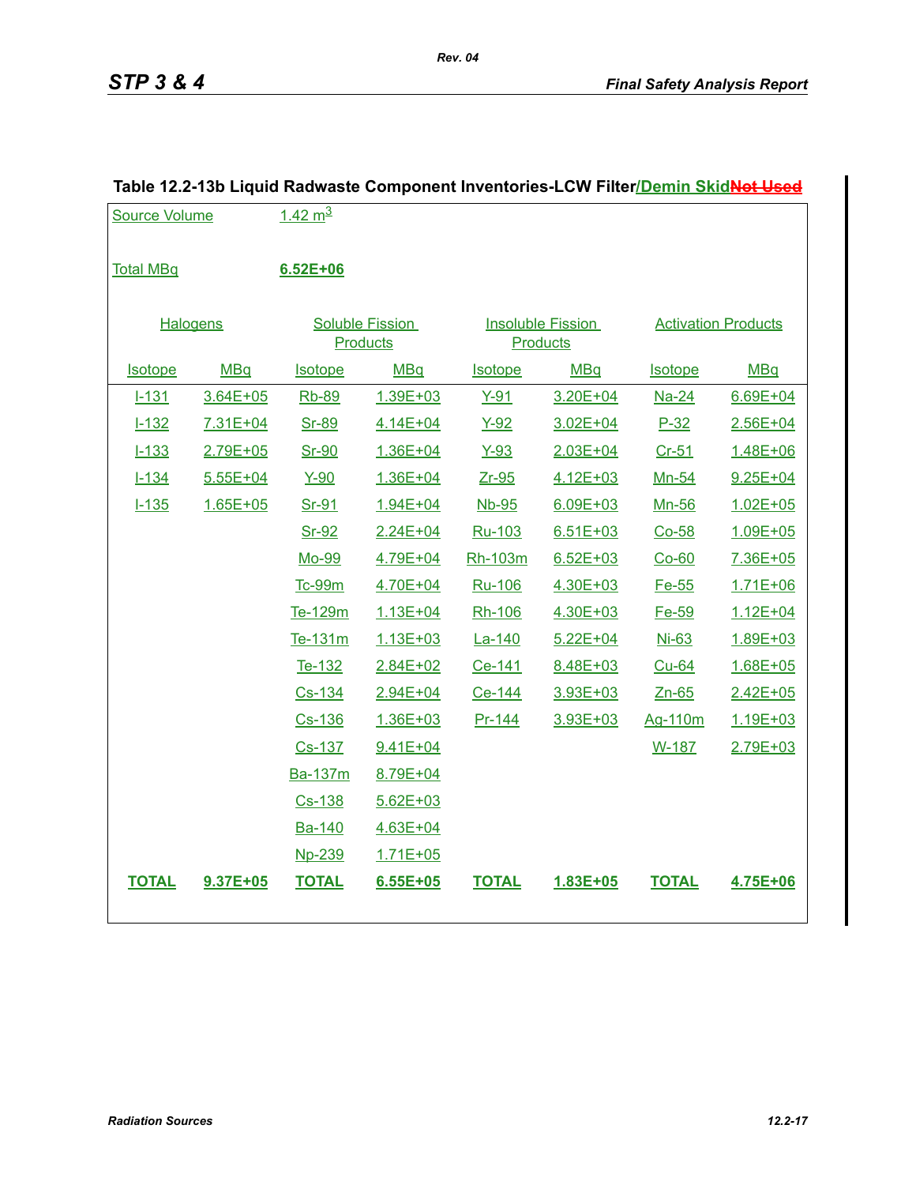**Table 12.2-13b Liquid Radwaste Component Inventories-LCW Filter/Demin Skid~~Not Used~~**

Source Volume 1.42 $m^3$

Total MBq **6.52E+06**

| Halogens | | Soluble Fission Products | | Insoluble Fission Products | | Activation Products | |
|---|---|---|---|---|---|---|---|
| Isotope | MBq | Isotope | MBq | Isotope | MBq | Isotope | MBq |
| I-131 | 3.64E+05 | Rb-89 | 1.39E+03 | Y-91 | 3.20E+04 | Na-24 | 6.69E+04 |
| I-132 | 7.31E+04 | Sr-89 | 4.14E+04 | Y-92 | 3.02E+04 | P-32 | 2.56E+04 |
| I-133 | 2.79E+05 | Sr-90 | 1.36E+04 | Y-93 | 2.03E+04 | Cr-51 | 1.48E+06 |
| I-134 | 5.55E+04 | Y-90 | 1.36E+04 | Zr-95 | 4.12E+03 | Mn-54 | 9.25E+04 |
| I-135 | 1.65E+05 | Sr-91 | 1.94E+04 | Nb-95 | 6.09E+03 | Mn-56 | 1.02E+05 |
| | | Sr-92 | 2.24E+04 | Ru-103 | 6.51E+03 | Co-58 | 1.09E+05 |
| | | Mo-99 | 4.79E+04 | Rh-103m | 6.52E+03 | Co-60 | 7.36E+05 |
| | | Tc-99m | 4.70E+04 | Ru-106 | 4.30E+03 | Fe-55 | 1.71E+06 |
| | | Te-129m | 1.13E+04 | Rh-106 | 4.30E+03 | Fe-59 | 1.12E+04 |
| | | Te-131m | 1.13E+03 | La-140 | 5.22E+04 | Ni-63 | 1.89E+03 |
| | | Te-132 | 2.84E+02 | Ce-141 | 8.48E+03 | Cu-64 | 1.68E+05 |
| | | Cs-134 | 2.94E+04 | Ce-144 | 3.93E+03 | Zn-65 | 2.42E+05 |
| | | Cs-136 | 1.36E+03 | Pr-144 | 3.93E+03 | Ag-110m | 1.19E+03 |
| | | Cs-137 | 9.41E+04 | | | W-187 | 2.79E+03 |
| | | Ba-137m | 8.79E+04 | | | | |
| | | Cs-138 | 5.62E+03 | | | | |
| | | Ba-140 | 4.63E+04 | | | | |
| | | Np-239 | 1.71E+05 | | | | |
| **TOTAL** | **9.37E+05** | **TOTAL** | **6.55E+05** | **TOTAL** | **1.83E+05** | **TOTAL** | **4.75E+06** |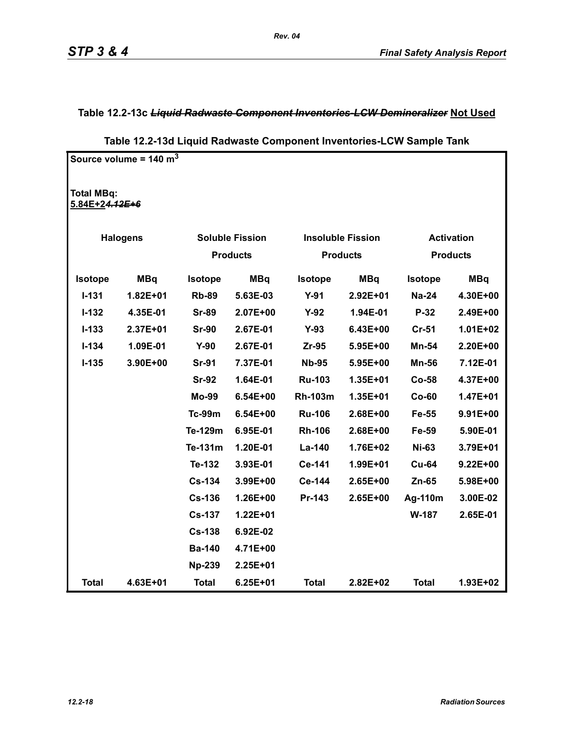## Table 12.2-13c ~~*Liquid Radwaste Component Inventories-LCW Demineralizer*~~ Not Used

## Table 12.2-13d Liquid Radwaste Component Inventories-LCW Sample Tank

**Source volume = 140 m$^3$**

**Total MBq:**
**5.84E+2~~*4.12E+6*~~**

| Halogens | | Soluble Fission Products | | Insoluble Fission Products | | Activation Products | |
|---|---|---|---|---|---|---|---|
| **Isotope** | **MBq** | **Isotope** | **MBq** | **Isotope** | **MBq** | **Isotope** | **MBq** |
| I-131 | 1.82E+01 | Rb-89 | 5.63E-03 | Y-91 | 2.92E+01 | Na-24 | 4.30E+00 |
| I-132 | 4.35E-01 | Sr-89 | 2.07E+00 | Y-92 | 1.94E-01 | P-32 | 2.49E+00 |
| I-133 | 2.37E+01 | Sr-90 | 2.67E-01 | Y-93 | 6.43E+00 | Cr-51 | 1.01E+02 |
| I-134 | 1.09E-01 | Y-90 | 2.67E-01 | Zr-95 | 5.95E+00 | Mn-54 | 2.20E+00 |
| I-135 | 3.90E+00 | Sr-91 | 7.37E-01 | Nb-95 | 5.95E+00 | Mn-56 | 7.12E-01 |
| | | Sr-92 | 1.64E-01 | Ru-103 | 1.35E+01 | Co-58 | 4.37E+00 |
| | | Mo-99 | 6.54E+00 | Rh-103m | 1.35E+01 | Co-60 | 1.47E+01 |
| | | Tc-99m | 6.54E+00 | Ru-106 | 2.68E+00 | Fe-55 | 9.91E+00 |
| | | Te-129m | 6.95E-01 | Rh-106 | 2.68E+00 | Fe-59 | 5.90E-01 |
| | | Te-131m | 1.20E-01 | La-140 | 1.76E+02 | Ni-63 | 3.79E+01 |
| | | Te-132 | 3.93E-01 | Ce-141 | 1.99E+01 | Cu-64 | 9.22E+00 |
| | | Cs-134 | 3.99E+00 | Ce-144 | 2.65E+00 | Zn-65 | 5.98E+00 |
| | | Cs-136 | 1.26E+00 | Pr-143 | 2.65E+00 | Ag-110m | 3.00E-02 |
| | | Cs-137 | 1.22E+01 | | | W-187 | 2.65E-01 |
| | | Cs-138 | 6.92E-02 | | | | |
| | | Ba-140 | 4.71E+00 | | | | |
| | | Np-239 | 2.25E+01 | | | | |
| **Total** | **4.63E+01** | **Total** | **6.25E+01** | **Total** | **2.82E+02** | **Total** | **1.93E+02** |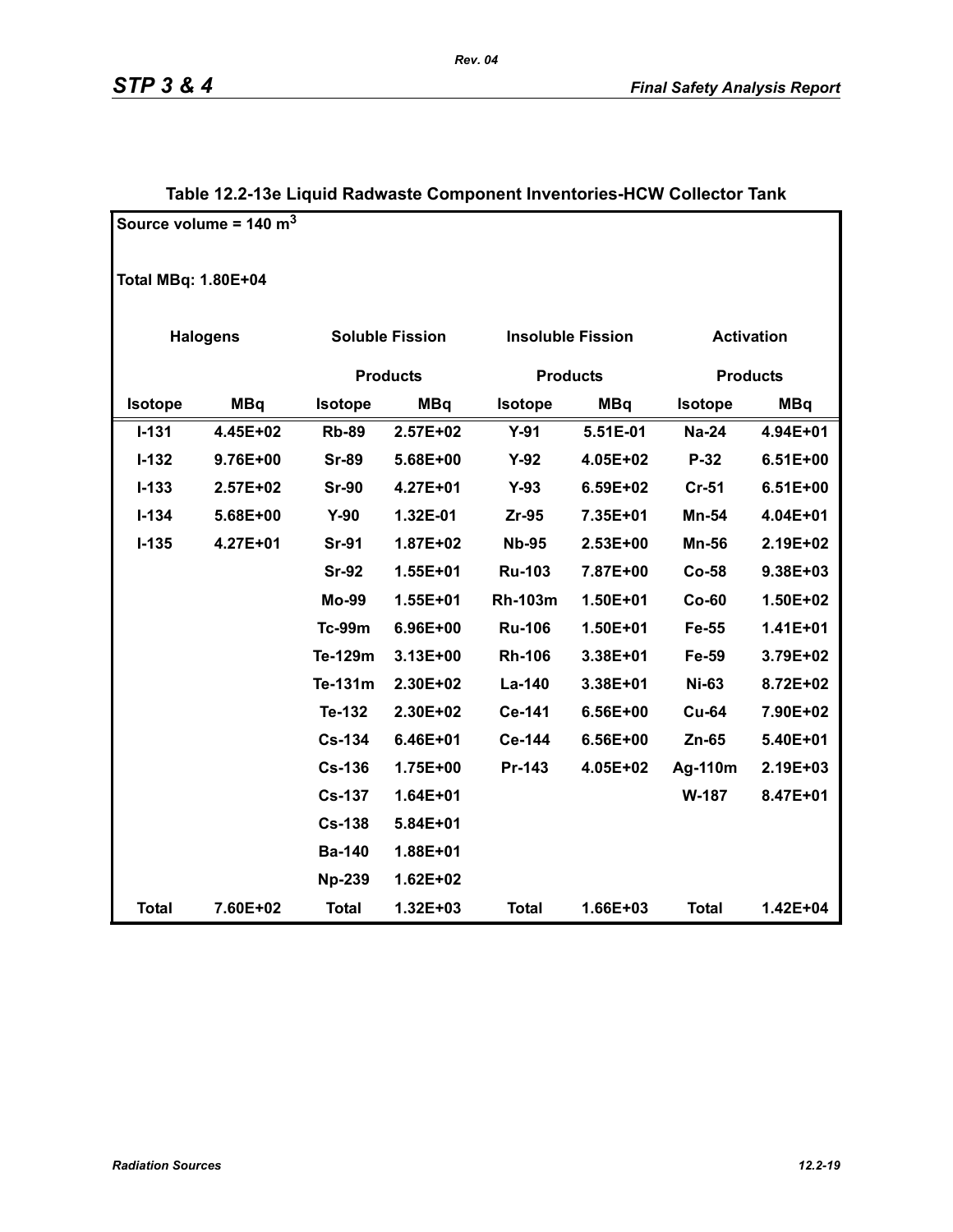**Table 12.2-13e Liquid Radwaste Component Inventories-HCW Collector Tank**

Source volume = 140 $m^3$

Total MBq: 1.80E+04

| Halogens | | Soluble Fission Products | | Insoluble Fission Products | | Activation Products | |
|---|---|---|---|---|---|---|---|
| Isotope | MBq | Isotope | MBq | Isotope | MBq | Isotope | MBq |
| I-131 | 4.45E+02 | Rb-89 | 2.57E+02 | Y-91 | 5.51E-01 | Na-24 | 4.94E+01 |
| I-132 | 9.76E+00 | Sr-89 | 5.68E+00 | Y-92 | 4.05E+02 | P-32 | 6.51E+00 |
| I-133 | 2.57E+02 | Sr-90 | 4.27E+01 | Y-93 | 6.59E+02 | Cr-51 | 6.51E+00 |
| I-134 | 5.68E+00 | Y-90 | 1.32E-01 | Zr-95 | 7.35E+01 | Mn-54 | 4.04E+01 |
| I-135 | 4.27E+01 | Sr-91 | 1.87E+02 | Nb-95 | 2.53E+00 | Mn-56 | 2.19E+02 |
| | | Sr-92 | 1.55E+01 | Ru-103 | 7.87E+00 | Co-58 | 9.38E+03 |
| | | Mo-99 | 1.55E+01 | Rh-103m | 1.50E+01 | Co-60 | 1.50E+02 |
| | | Tc-99m | 6.96E+00 | Ru-106 | 1.50E+01 | Fe-55 | 1.41E+01 |
| | | Te-129m | 3.13E+00 | Rh-106 | 3.38E+01 | Fe-59 | 3.79E+02 |
| | | Te-131m | 2.30E+02 | La-140 | 3.38E+01 | Ni-63 | 8.72E+02 |
| | | Te-132 | 2.30E+02 | Ce-141 | 6.56E+00 | Cu-64 | 7.90E+02 |
| | | Cs-134 | 6.46E+01 | Ce-144 | 6.56E+00 | Zn-65 | 5.40E+01 |
| | | Cs-136 | 1.75E+00 | Pr-143 | 4.05E+02 | Ag-110m | 2.19E+03 |
| | | Cs-137 | 1.64E+01 | | | W-187 | 8.47E+01 |
| | | Cs-138 | 5.84E+01 | | | | |
| | | Ba-140 | 1.88E+01 | | | | |
| | | Np-239 | 1.62E+02 | | | | |
| Total | 7.60E+02 | Total | 1.32E+03 | Total | 1.66E+03 | Total | 1.42E+04 |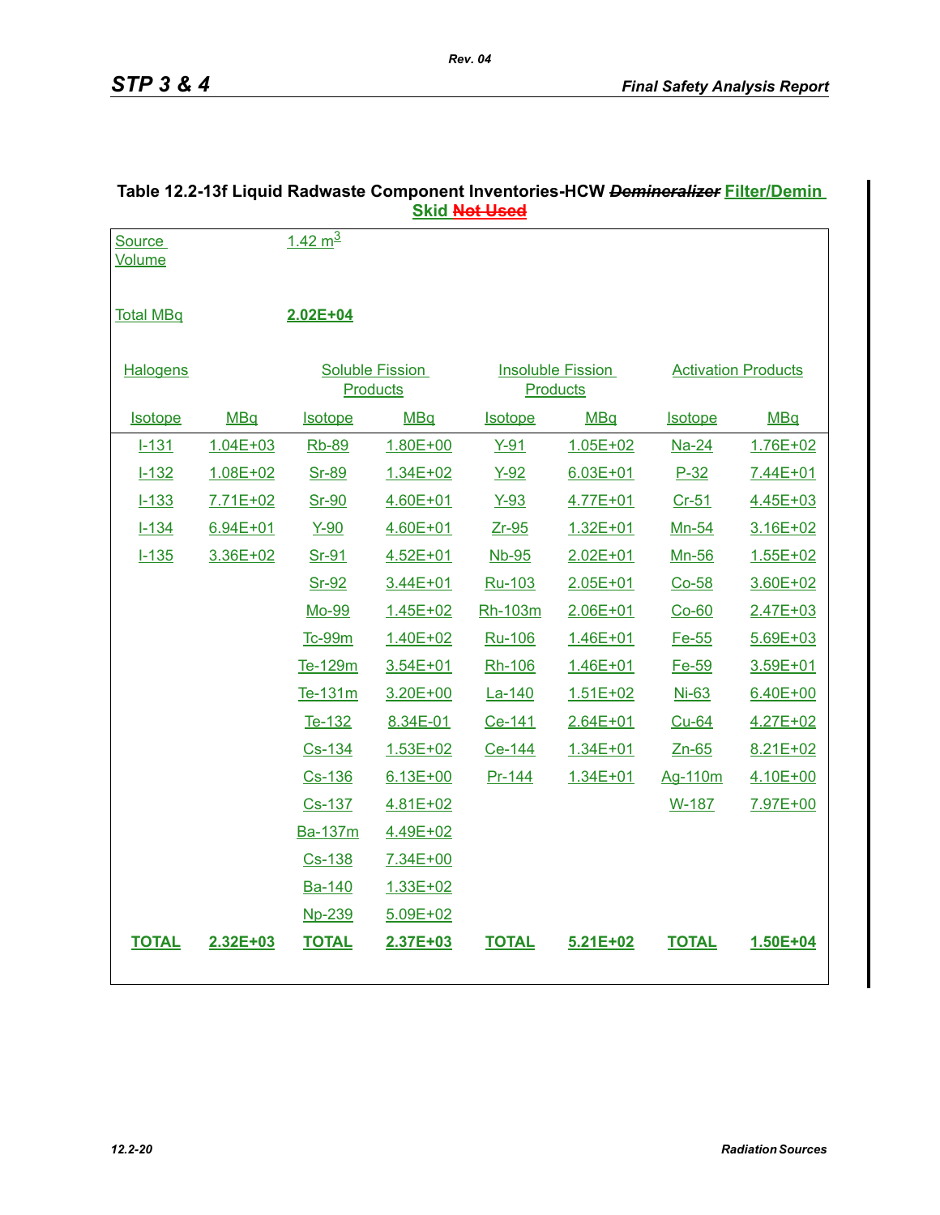**Table 12.2-13f Liquid Radwaste Component Inventories-HCW ~~*Demineralizer*~~ Filter/Demin Skid ~~Not Used~~**

Source Volume: 1.42 $m^3$

Total MBq: **2.02E+04**

| Halogens | | Soluble Fission Products | | Insoluble Fission Products | | Activation Products | |
|---|---|---|---|---|---|---|---|
| Isotope | MBq | Isotope | MBq | Isotope | MBq | Isotope | MBq |
| I-131 | 1.04E+03 | Rb-89 | 1.80E+00 | Y-91 | 1.05E+02 | Na-24 | 1.76E+02 |
| I-132 | 1.08E+02 | Sr-89 | 1.34E+02 | Y-92 | 6.03E+01 | P-32 | 7.44E+01 |
| I-133 | 7.71E+02 | Sr-90 | 4.60E+01 | Y-93 | 4.77E+01 | Cr-51 | 4.45E+03 |
| I-134 | 6.94E+01 | Y-90 | 4.60E+01 | Zr-95 | 1.32E+01 | Mn-54 | 3.16E+02 |
| I-135 | 3.36E+02 | Sr-91 | 4.52E+01 | Nb-95 | 2.02E+01 | Mn-56 | 1.55E+02 |
| | | Sr-92 | 3.44E+01 | Ru-103 | 2.05E+01 | Co-58 | 3.60E+02 |
| | | Mo-99 | 1.45E+02 | Rh-103m | 2.06E+01 | Co-60 | 2.47E+03 |
| | | Tc-99m | 1.40E+02 | Ru-106 | 1.46E+01 | Fe-55 | 5.69E+03 |
| | | Te-129m | 3.54E+01 | Rh-106 | 1.46E+01 | Fe-59 | 3.59E+01 |
| | | Te-131m | 3.20E+00 | La-140 | 1.51E+02 | Ni-63 | 6.40E+00 |
| | | Te-132 | 8.34E-01 | Ce-141 | 2.64E+01 | Cu-64 | 4.27E+02 |
| | | Cs-134 | 1.53E+02 | Ce-144 | 1.34E+01 | Zn-65 | 8.21E+02 |
| | | Cs-136 | 6.13E+00 | Pr-144 | 1.34E+01 | Ag-110m | 4.10E+00 |
| | | Cs-137 | 4.81E+02 | | | W-187 | 7.97E+00 |
| | | Ba-137m | 4.49E+02 | | | | |
| | | Cs-138 | 7.34E+00 | | | | |
| | | Ba-140 | 1.33E+02 | | | | |
| | | Np-239 | 5.09E+02 | | | | |
| **TOTAL** | **2.32E+03** | **TOTAL** | **2.37E+03** | **TOTAL** | **5.21E+02** | **TOTAL** | **1.50E+04** |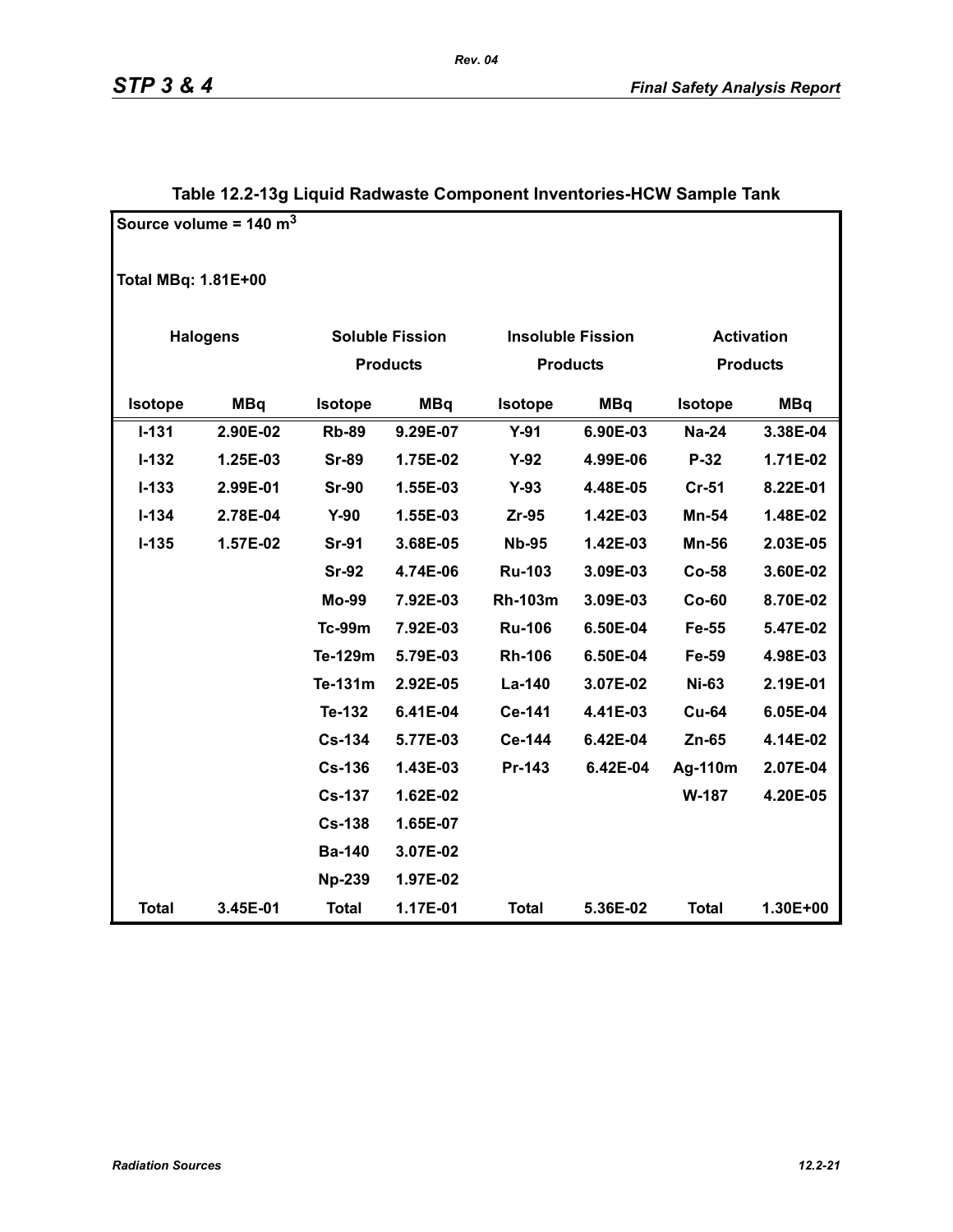## Table 12.2-13g Liquid Radwaste Component Inventories-HCW Sample Tank

Source volume = 140 $m^3$

Total MBq: 1.81E+00

| Halogens | | Soluble Fission Products | | Insoluble Fission Products | | Activation Products | |
|---|---|---|---|---|---|---|---|
| Isotope | MBq | Isotope | MBq | Isotope | MBq | Isotope | MBq |
| I-131 | 2.90E-02 | Rb-89 | 9.29E-07 | Y-91 | 6.90E-03 | Na-24 | 3.38E-04 |
| I-132 | 1.25E-03 | Sr-89 | 1.75E-02 | Y-92 | 4.99E-06 | P-32 | 1.71E-02 |
| I-133 | 2.99E-01 | Sr-90 | 1.55E-03 | Y-93 | 4.48E-05 | Cr-51 | 8.22E-01 |
| I-134 | 2.78E-04 | Y-90 | 1.55E-03 | Zr-95 | 1.42E-03 | Mn-54 | 1.48E-02 |
| I-135 | 1.57E-02 | Sr-91 | 3.68E-05 | Nb-95 | 1.42E-03 | Mn-56 | 2.03E-05 |
| | | Sr-92 | 4.74E-06 | Ru-103 | 3.09E-03 | Co-58 | 3.60E-02 |
| | | Mo-99 | 7.92E-03 | Rh-103m | 3.09E-03 | Co-60 | 8.70E-02 |
| | | Tc-99m | 7.92E-03 | Ru-106 | 6.50E-04 | Fe-55 | 5.47E-02 |
| | | Te-129m | 5.79E-03 | Rh-106 | 6.50E-04 | Fe-59 | 4.98E-03 |
| | | Te-131m | 2.92E-05 | La-140 | 3.07E-02 | Ni-63 | 2.19E-01 |
| | | Te-132 | 6.41E-04 | Ce-141 | 4.41E-03 | Cu-64 | 6.05E-04 |
| | | Cs-134 | 5.77E-03 | Ce-144 | 6.42E-04 | Zn-65 | 4.14E-02 |
| | | Cs-136 | 1.43E-03 | Pr-143 | 6.42E-04 | Ag-110m | 2.07E-04 |
| | | Cs-137 | 1.62E-02 | | | W-187 | 4.20E-05 |
| | | Cs-138 | 1.65E-07 | | | | |
| | | Ba-140 | 3.07E-02 | | | | |
| | | Np-239 | 1.97E-02 | | | | |
| Total | 3.45E-01 | Total | 1.17E-01 | Total | 5.36E-02 | Total | 1.30E+00 |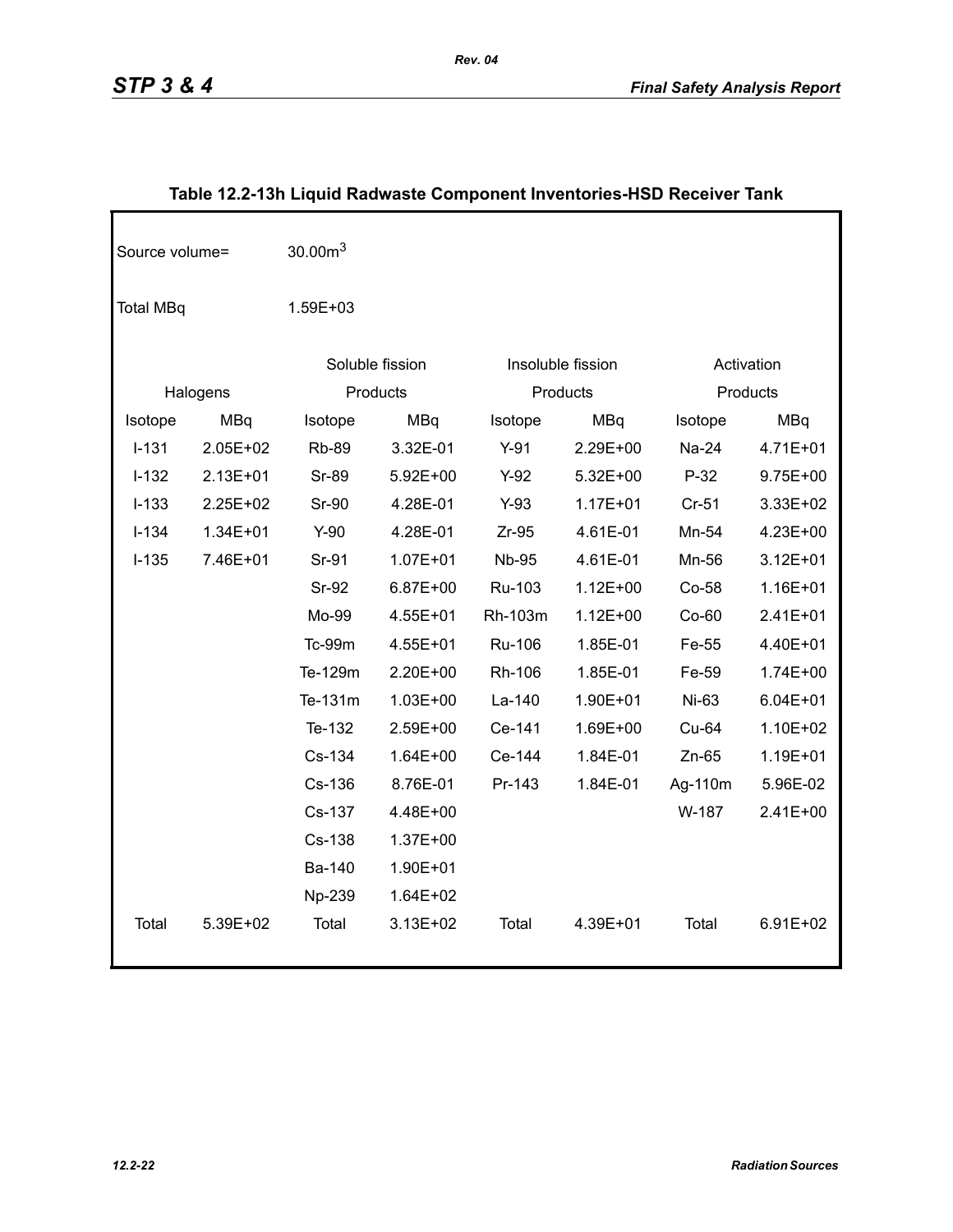**Table 12.2-13h Liquid Radwaste Component Inventories-HSD Receiver Tank**

Source volume= 30.00m$^3$

Total MBq 1.59E+03

| Halogens | | Soluble fission Products | | Insoluble fission Products | | Activation Products | |
|---|---|---|---|---|---|---|---|
| Isotope | MBq | Isotope | MBq | Isotope | MBq | Isotope | MBq |
| I-131 | 2.05E+02 | Rb-89 | 3.32E-01 | Y-91 | 2.29E+00 | Na-24 | 4.71E+01 |
| I-132 | 2.13E+01 | Sr-89 | 5.92E+00 | Y-92 | 5.32E+00 | P-32 | 9.75E+00 |
| I-133 | 2.25E+02 | Sr-90 | 4.28E-01 | Y-93 | 1.17E+01 | Cr-51 | 3.33E+02 |
| I-134 | 1.34E+01 | Y-90 | 4.28E-01 | Zr-95 | 4.61E-01 | Mn-54 | 4.23E+00 |
| I-135 | 7.46E+01 | Sr-91 | 1.07E+01 | Nb-95 | 4.61E-01 | Mn-56 | 3.12E+01 |
| | | Sr-92 | 6.87E+00 | Ru-103 | 1.12E+00 | Co-58 | 1.16E+01 |
| | | Mo-99 | 4.55E+01 | Rh-103m | 1.12E+00 | Co-60 | 2.41E+01 |
| | | Tc-99m | 4.55E+01 | Ru-106 | 1.85E-01 | Fe-55 | 4.40E+01 |
| | | Te-129m | 2.20E+00 | Rh-106 | 1.85E-01 | Fe-59 | 1.74E+00 |
| | | Te-131m | 1.03E+00 | La-140 | 1.90E+01 | Ni-63 | 6.04E+01 |
| | | Te-132 | 2.59E+00 | Ce-141 | 1.69E+00 | Cu-64 | 1.10E+02 |
| | | Cs-134 | 1.64E+00 | Ce-144 | 1.84E-01 | Zn-65 | 1.19E+01 |
| | | Cs-136 | 8.76E-01 | Pr-143 | 1.84E-01 | Ag-110m | 5.96E-02 |
| | | Cs-137 | 4.48E+00 | | | W-187 | 2.41E+00 |
| | | Cs-138 | 1.37E+00 | | | | |
| | | Ba-140 | 1.90E+01 | | | | |
| | | Np-239 | 1.64E+02 | | | | |
| Total | 5.39E+02 | Total | 3.13E+02 | Total | 4.39E+01 | Total | 6.91E+02 |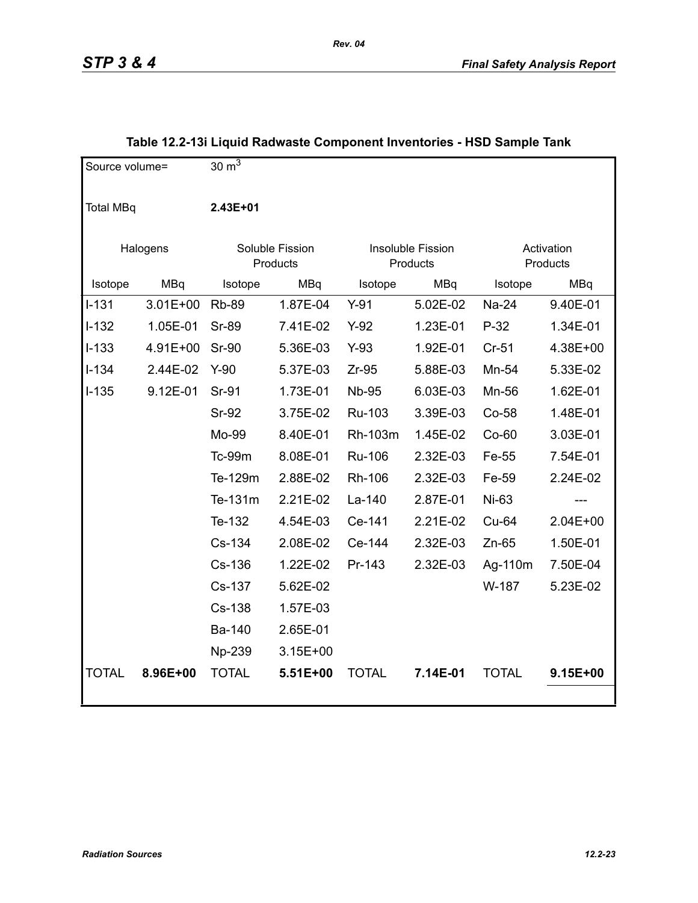**Table 12.2-13i Liquid Radwaste Component Inventories - HSD Sample Tank**

| Source volume= | 30 $m^3$ | | | | | | |
|---|---|---|---|---|---|---|---|
| Total MBq | **2.43E+01** | | | | | | |
| Halogens | | Soluble Fission Products | | Insoluble Fission Products | | Activation Products | |
| Isotope | MBq | Isotope | MBq | Isotope | MBq | Isotope | MBq |
| I-131 | 3.01E+00 | Rb-89 | 1.87E-04 | Y-91 | 5.02E-02 | Na-24 | 9.40E-01 |
| I-132 | 1.05E-01 | Sr-89 | 7.41E-02 | Y-92 | 1.23E-01 | P-32 | 1.34E-01 |
| I-133 | 4.91E+00 | Sr-90 | 5.36E-03 | Y-93 | 1.92E-01 | Cr-51 | 4.38E+00 |
| I-134 | 2.44E-02 | Y-90 | 5.37E-03 | Zr-95 | 5.88E-03 | Mn-54 | 5.33E-02 |
| I-135 | 9.12E-01 | Sr-91 | 1.73E-01 | Nb-95 | 6.03E-03 | Mn-56 | 1.62E-01 |
| | | Sr-92 | 3.75E-02 | Ru-103 | 3.39E-03 | Co-58 | 1.48E-01 |
| | | Mo-99 | 8.40E-01 | Rh-103m | 1.45E-02 | Co-60 | 3.03E-01 |
| | | Tc-99m | 8.08E-01 | Ru-106 | 2.32E-03 | Fe-55 | 7.54E-01 |
| | | Te-129m | 2.88E-02 | Rh-106 | 2.32E-03 | Fe-59 | 2.24E-02 |
| | | Te-131m | 2.21E-02 | La-140 | 2.87E-01 | Ni-63 | --- |
| | | Te-132 | 4.54E-03 | Ce-141 | 2.21E-02 | Cu-64 | 2.04E+00 |
| | | Cs-134 | 2.08E-02 | Ce-144 | 2.32E-03 | Zn-65 | 1.50E-01 |
| | | Cs-136 | 1.22E-02 | Pr-143 | 2.32E-03 | Ag-110m | 7.50E-04 |
| | | Cs-137 | 5.62E-02 | | | W-187 | 5.23E-02 |
| | | Cs-138 | 1.57E-03 | | | | |
| | | Ba-140 | 2.65E-01 | | | | |
| | | Np-239 | 3.15E+00 | | | | |
| TOTAL | **8.96E+00** | TOTAL | **5.51E+00** | TOTAL | **7.14E-01** | TOTAL | **9.15E+00** |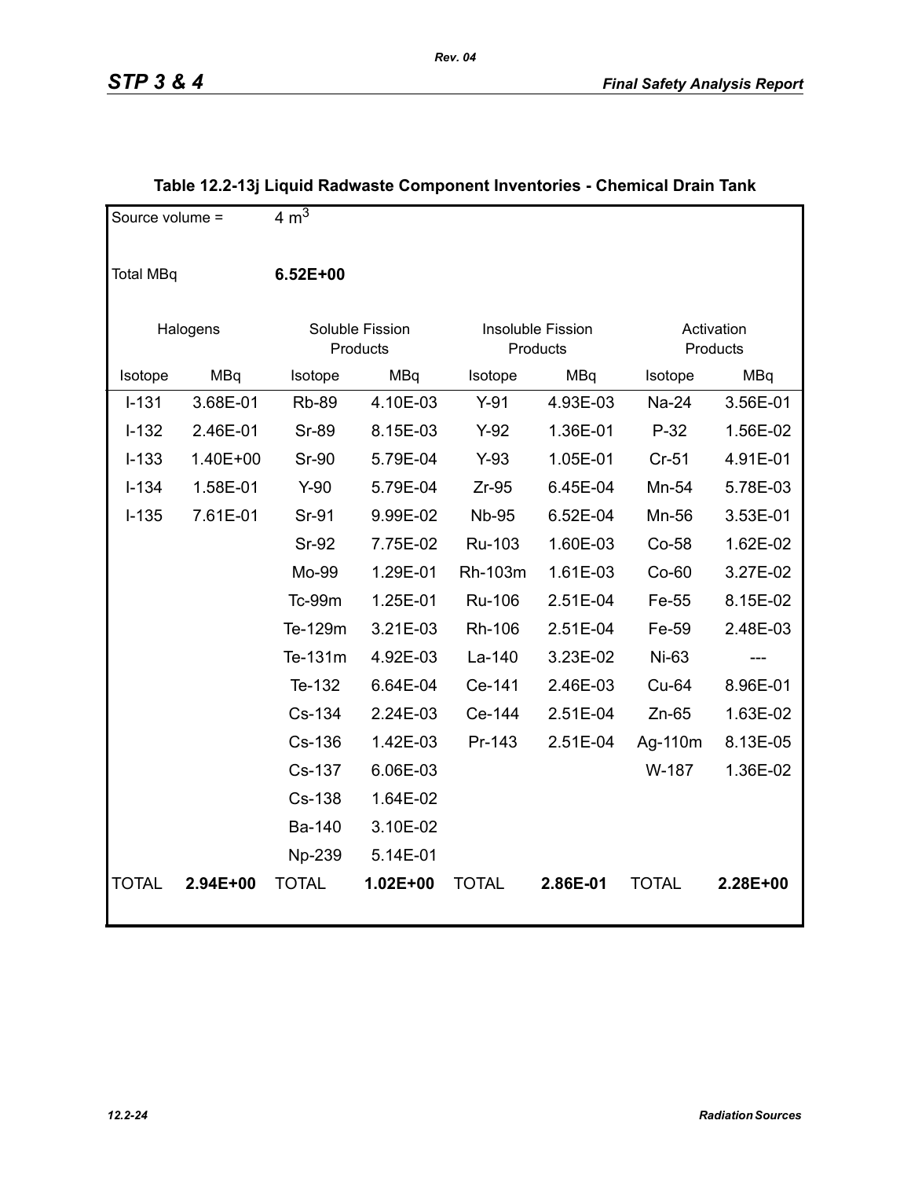## Table 12.2-13j Liquid Radwaste Component Inventories - Chemical Drain Tank

Source volume = $4\ m^3$

Total MBq **6.52E+00**

| Halogens | | Soluble Fission Products | | Insoluble Fission Products | | Activation Products | |
|---|---|---|---|---|---|---|---|
| Isotope | MBq | Isotope | MBq | Isotope | MBq | Isotope | MBq |
| I-131 | 3.68E-01 | Rb-89 | 4.10E-03 | Y-91 | 4.93E-03 | Na-24 | 3.56E-01 |
| I-132 | 2.46E-01 | Sr-89 | 8.15E-03 | Y-92 | 1.36E-01 | P-32 | 1.56E-02 |
| I-133 | 1.40E+00 | Sr-90 | 5.79E-04 | Y-93 | 1.05E-01 | Cr-51 | 4.91E-01 |
| I-134 | 1.58E-01 | Y-90 | 5.79E-04 | Zr-95 | 6.45E-04 | Mn-54 | 5.78E-03 |
| I-135 | 7.61E-01 | Sr-91 | 9.99E-02 | Nb-95 | 6.52E-04 | Mn-56 | 3.53E-01 |
| | | Sr-92 | 7.75E-02 | Ru-103 | 1.60E-03 | Co-58 | 1.62E-02 |
| | | Mo-99 | 1.29E-01 | Rh-103m | 1.61E-03 | Co-60 | 3.27E-02 |
| | | Tc-99m | 1.25E-01 | Ru-106 | 2.51E-04 | Fe-55 | 8.15E-02 |
| | | Te-129m | 3.21E-03 | Rh-106 | 2.51E-04 | Fe-59 | 2.48E-03 |
| | | Te-131m | 4.92E-03 | La-140 | 3.23E-02 | Ni-63 | --- |
| | | Te-132 | 6.64E-04 | Ce-141 | 2.46E-03 | Cu-64 | 8.96E-01 |
| | | Cs-134 | 2.24E-03 | Ce-144 | 2.51E-04 | Zn-65 | 1.63E-02 |
| | | Cs-136 | 1.42E-03 | Pr-143 | 2.51E-04 | Ag-110m | 8.13E-05 |
| | | Cs-137 | 6.06E-03 | | | W-187 | 1.36E-02 |
| | | Cs-138 | 1.64E-02 | | | | |
| | | Ba-140 | 3.10E-02 | | | | |
| | | Np-239 | 5.14E-01 | | | | |
| TOTAL | **2.94E+00** | TOTAL | **1.02E+00** | TOTAL | **2.86E-01** | TOTAL | **2.28E+00** |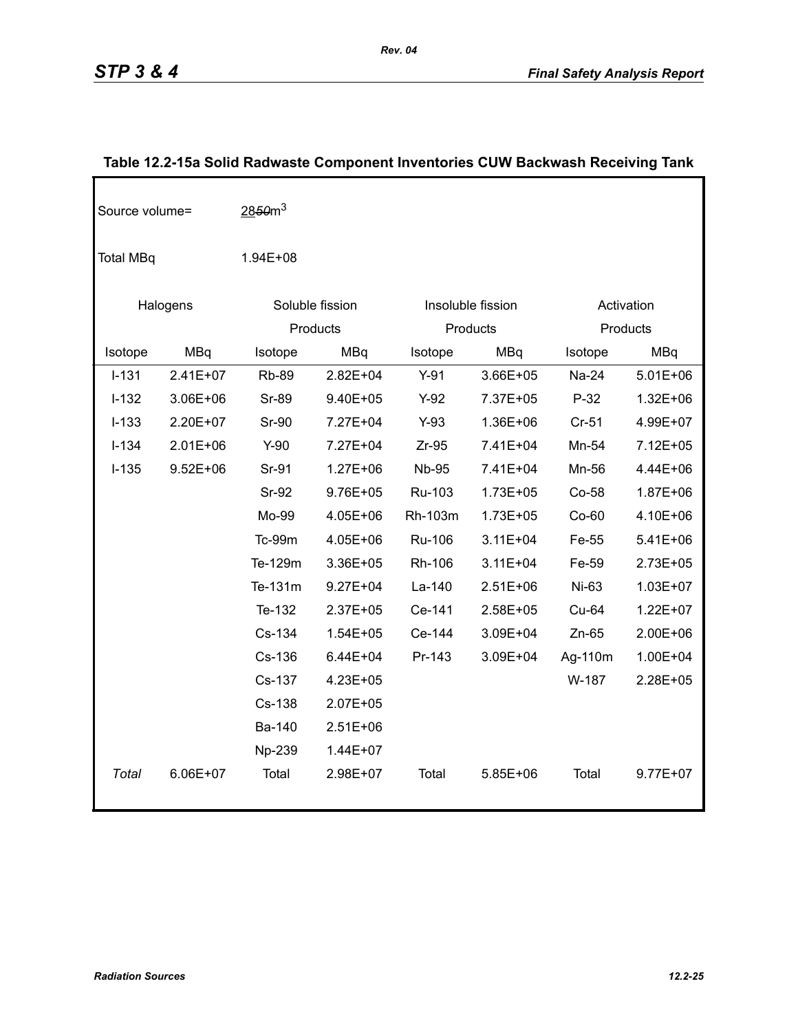## Table 12.2-15a Solid Radwaste Component Inventories CUW Backwash Receiving Tank

Source volume= 28~~50~~m$^3$

Total MBq 1.94E+08

| Halogens | | Soluble fission Products | | Insoluble fission Products | | Activation Products | |
|---|---|---|---|---|---|---|---|
| Isotope | MBq | Isotope | MBq | Isotope | MBq | Isotope | MBq |
| I-131 | 2.41E+07 | Rb-89 | 2.82E+04 | Y-91 | 3.66E+05 | Na-24 | 5.01E+06 |
| I-132 | 3.06E+06 | Sr-89 | 9.40E+05 | Y-92 | 7.37E+05 | P-32 | 1.32E+06 |
| I-133 | 2.20E+07 | Sr-90 | 7.27E+04 | Y-93 | 1.36E+06 | Cr-51 | 4.99E+07 |
| I-134 | 2.01E+06 | Y-90 | 7.27E+04 | Zr-95 | 7.41E+04 | Mn-54 | 7.12E+05 |
| I-135 | 9.52E+06 | Sr-91 | 1.27E+06 | Nb-95 | 7.41E+04 | Mn-56 | 4.44E+06 |
| | | Sr-92 | 9.76E+05 | Ru-103 | 1.73E+05 | Co-58 | 1.87E+06 |
| | | Mo-99 | 4.05E+06 | Rh-103m | 1.73E+05 | Co-60 | 4.10E+06 |
| | | Tc-99m | 4.05E+06 | Ru-106 | 3.11E+04 | Fe-55 | 5.41E+06 |
| | | Te-129m | 3.36E+05 | Rh-106 | 3.11E+04 | Fe-59 | 2.73E+05 |
| | | Te-131m | 9.27E+04 | La-140 | 2.51E+06 | Ni-63 | 1.03E+07 |
| | | Te-132 | 2.37E+05 | Ce-141 | 2.58E+05 | Cu-64 | 1.22E+07 |
| | | Cs-134 | 1.54E+05 | Ce-144 | 3.09E+04 | Zn-65 | 2.00E+06 |
| | | Cs-136 | 6.44E+04 | Pr-143 | 3.09E+04 | Ag-110m | 1.00E+04 |
| | | Cs-137 | 4.23E+05 | | | W-187 | 2.28E+05 |
| | | Cs-138 | 2.07E+05 | | | | |
| | | Ba-140 | 2.51E+06 | | | | |
| | | Np-239 | 1.44E+07 | | | | |
| *Total* | 6.06E+07 | Total | 2.98E+07 | Total | 5.85E+06 | Total | 9.77E+07 |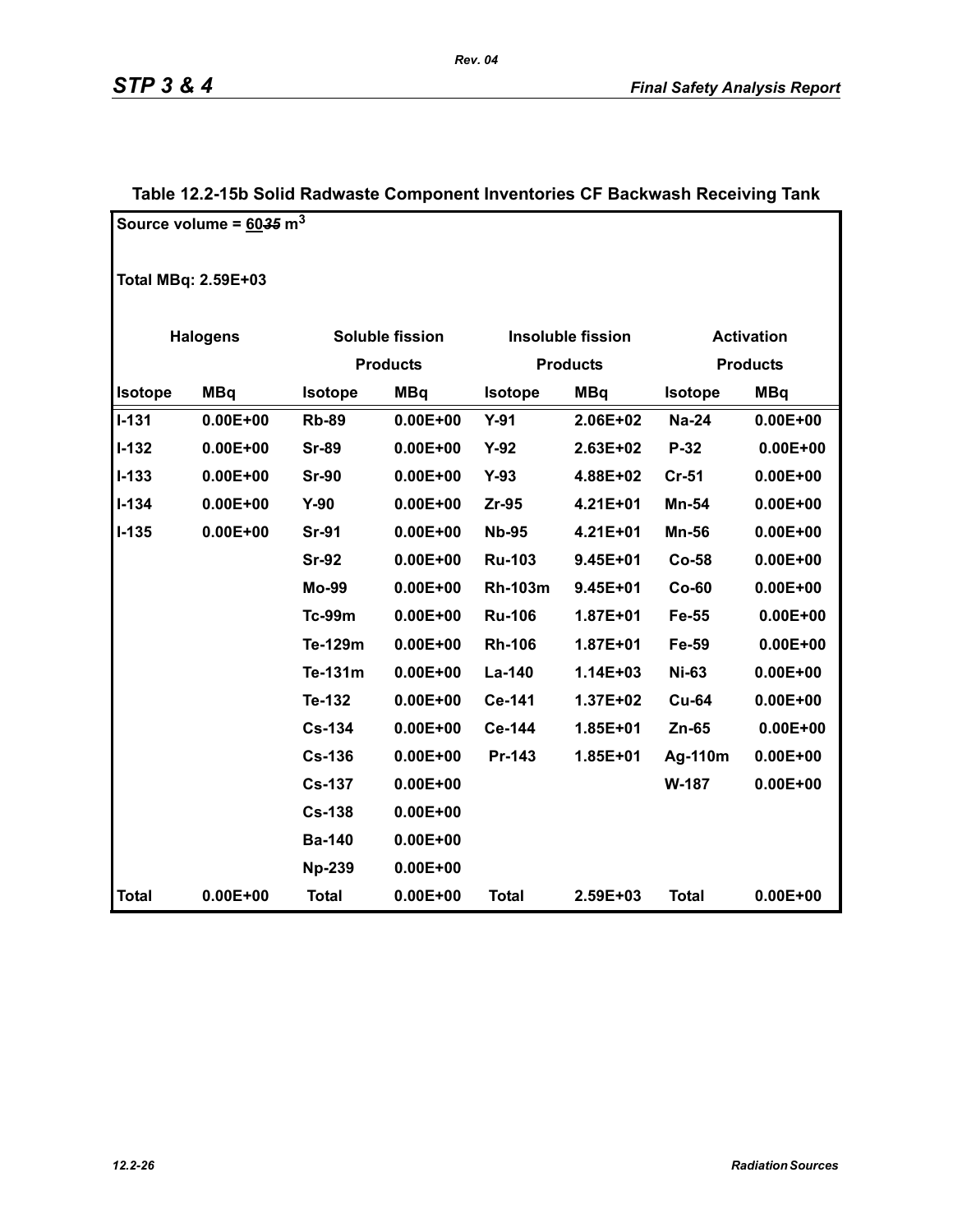## Table 12.2-15b Solid Radwaste Component Inventories CF Backwash Receiving Tank

**Source volume = 60~~35~~ m$^3$**

**Total MBq: 2.59E+03**

| Halogens | | Soluble fission Products | | Insoluble fission Products | | Activation Products | |
|---|---|---|---|---|---|---|---|
| **Isotope** | **MBq** | **Isotope** | **MBq** | **Isotope** | **MBq** | **Isotope** | **MBq** |
| I-131 | 0.00E+00 | Rb-89 | 0.00E+00 | Y-91 | 2.06E+02 | Na-24 | 0.00E+00 |
| I-132 | 0.00E+00 | Sr-89 | 0.00E+00 | Y-92 | 2.63E+02 | P-32 | 0.00E+00 |
| I-133 | 0.00E+00 | Sr-90 | 0.00E+00 | Y-93 | 4.88E+02 | Cr-51 | 0.00E+00 |
| I-134 | 0.00E+00 | Y-90 | 0.00E+00 | Zr-95 | 4.21E+01 | Mn-54 | 0.00E+00 |
| I-135 | 0.00E+00 | Sr-91 | 0.00E+00 | Nb-95 | 4.21E+01 | Mn-56 | 0.00E+00 |
| | | Sr-92 | 0.00E+00 | Ru-103 | 9.45E+01 | Co-58 | 0.00E+00 |
| | | Mo-99 | 0.00E+00 | Rh-103m | 9.45E+01 | Co-60 | 0.00E+00 |
| | | Tc-99m | 0.00E+00 | Ru-106 | 1.87E+01 | Fe-55 | 0.00E+00 |
| | | Te-129m | 0.00E+00 | Rh-106 | 1.87E+01 | Fe-59 | 0.00E+00 |
| | | Te-131m | 0.00E+00 | La-140 | 1.14E+03 | Ni-63 | 0.00E+00 |
| | | Te-132 | 0.00E+00 | Ce-141 | 1.37E+02 | Cu-64 | 0.00E+00 |
| | | Cs-134 | 0.00E+00 | Ce-144 | 1.85E+01 | Zn-65 | 0.00E+00 |
| | | Cs-136 | 0.00E+00 | Pr-143 | 1.85E+01 | Ag-110m | 0.00E+00 |
| | | Cs-137 | 0.00E+00 | | | W-187 | 0.00E+00 |
| | | Cs-138 | 0.00E+00 | | | | |
| | | Ba-140 | 0.00E+00 | | | | |
| | | Np-239 | 0.00E+00 | | | | |
| **Total** | **0.00E+00** | **Total** | **0.00E+00** | **Total** | **2.59E+03** | **Total** | **0.00E+00** |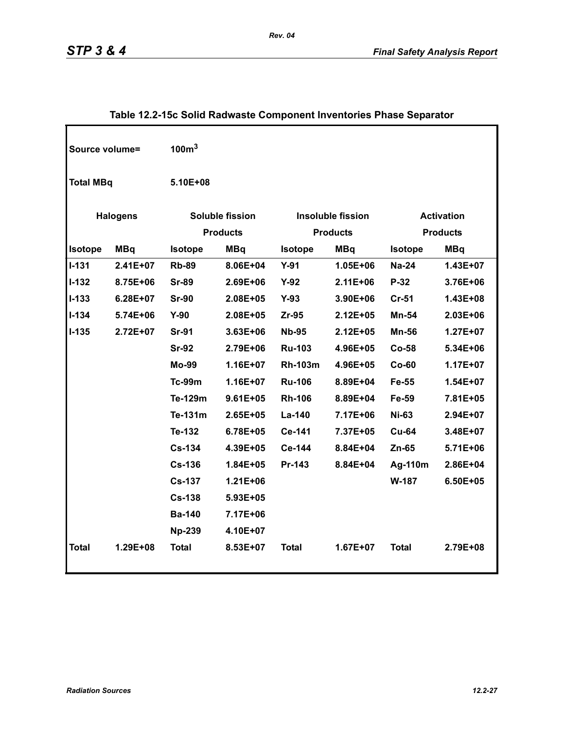## Table 12.2-15c Solid Radwaste Component Inventories Phase Separator

Source volume= $100m^3$

Total MBq 5.10E+08

| Halogens | | Soluble fission Products | | Insoluble fission Products | | Activation Products | |
|---|---|---|---|---|---|---|---|
| Isotope | MBq | Isotope | MBq | Isotope | MBq | Isotope | MBq |
| I-131 | 2.41E+07 | Rb-89 | 8.06E+04 | Y-91 | 1.05E+06 | Na-24 | 1.43E+07 |
| I-132 | 8.75E+06 | Sr-89 | 2.69E+06 | Y-92 | 2.11E+06 | P-32 | 3.76E+06 |
| I-133 | 6.28E+07 | Sr-90 | 2.08E+05 | Y-93 | 3.90E+06 | Cr-51 | 1.43E+08 |
| I-134 | 5.74E+06 | Y-90 | 2.08E+05 | Zr-95 | 2.12E+05 | Mn-54 | 2.03E+06 |
| I-135 | 2.72E+07 | Sr-91 | 3.63E+06 | Nb-95 | 2.12E+05 | Mn-56 | 1.27E+07 |
| | | Sr-92 | 2.79E+06 | Ru-103 | 4.96E+05 | Co-58 | 5.34E+06 |
| | | Mo-99 | 1.16E+07 | Rh-103m | 4.96E+05 | Co-60 | 1.17E+07 |
| | | Tc-99m | 1.16E+07 | Ru-106 | 8.89E+04 | Fe-55 | 1.54E+07 |
| | | Te-129m | 9.61E+05 | Rh-106 | 8.89E+04 | Fe-59 | 7.81E+05 |
| | | Te-131m | 2.65E+05 | La-140 | 7.17E+06 | Ni-63 | 2.94E+07 |
| | | Te-132 | 6.78E+05 | Ce-141 | 7.37E+05 | Cu-64 | 3.48E+07 |
| | | Cs-134 | 4.39E+05 | Ce-144 | 8.84E+04 | Zn-65 | 5.71E+06 |
| | | Cs-136 | 1.84E+05 | Pr-143 | 8.84E+04 | Ag-110m | 2.86E+04 |
| | | Cs-137 | 1.21E+06 | | | W-187 | 6.50E+05 |
| | | Cs-138 | 5.93E+05 | | | | |
| | | Ba-140 | 7.17E+06 | | | | |
| | | Np-239 | 4.10E+07 | | | | |
| Total | 1.29E+08 | Total | 8.53E+07 | Total | 1.67E+07 | Total | 2.79E+08 |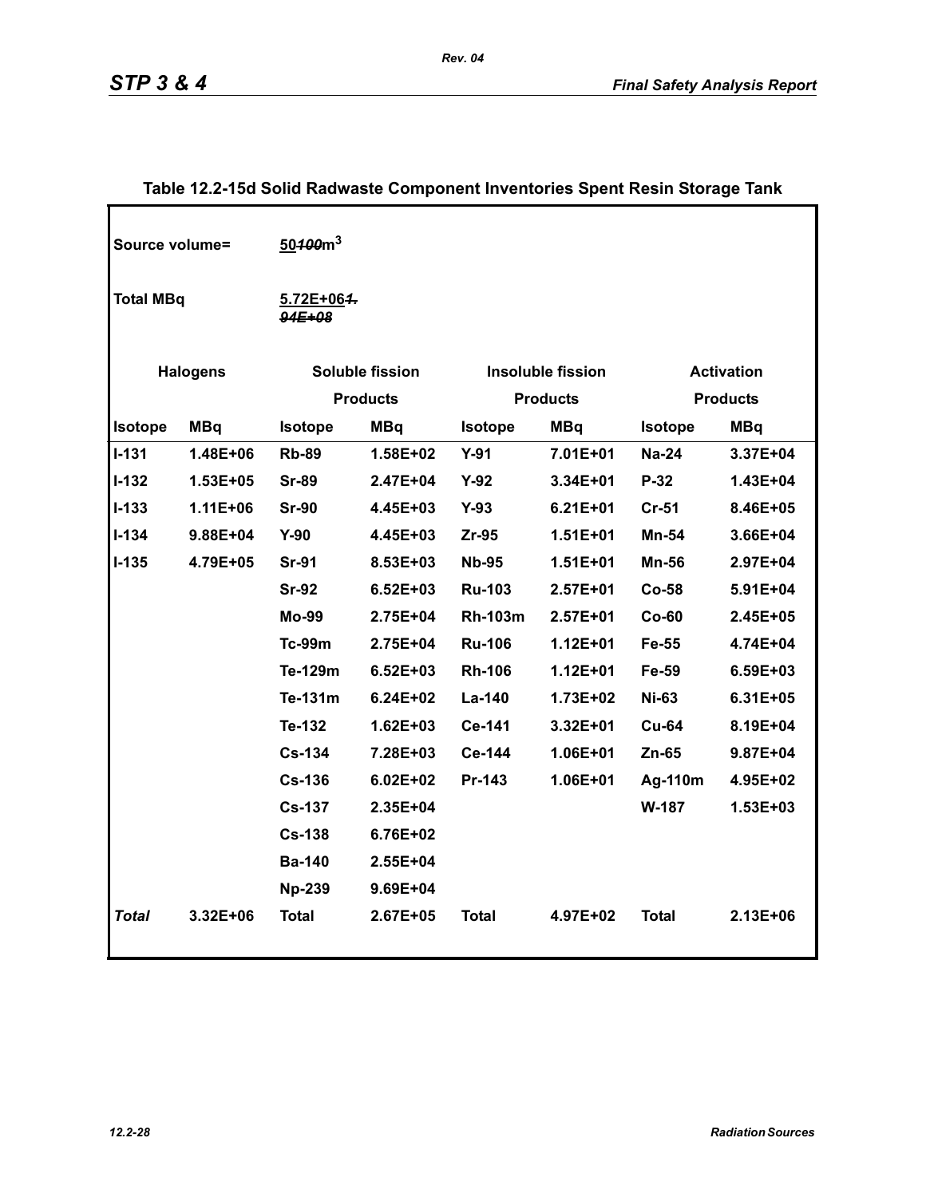## Table 12.2-15d Solid Radwaste Component Inventories Spent Resin Storage Tank

Source volume= 50~~100~~m$^3$

Total MBq 5.72E+06~~1.94E+08~~

| Halogens | | Soluble fission Products | | Insoluble fission Products | | Activation Products | |
|---|---|---|---|---|---|---|---|
| **Isotope** | **MBq** | **Isotope** | **MBq** | **Isotope** | **MBq** | **Isotope** | **MBq** |
| I-131 | 1.48E+06 | Rb-89 | 1.58E+02 | Y-91 | 7.01E+01 | Na-24 | 3.37E+04 |
| I-132 | 1.53E+05 | Sr-89 | 2.47E+04 | Y-92 | 3.34E+01 | P-32 | 1.43E+04 |
| I-133 | 1.11E+06 | Sr-90 | 4.45E+03 | Y-93 | 6.21E+01 | Cr-51 | 8.46E+05 |
| I-134 | 9.88E+04 | Y-90 | 4.45E+03 | Zr-95 | 1.51E+01 | Mn-54 | 3.66E+04 |
| I-135 | 4.79E+05 | Sr-91 | 8.53E+03 | Nb-95 | 1.51E+01 | Mn-56 | 2.97E+04 |
| | | Sr-92 | 6.52E+03 | Ru-103 | 2.57E+01 | Co-58 | 5.91E+04 |
| | | Mo-99 | 2.75E+04 | Rh-103m | 2.57E+01 | Co-60 | 2.45E+05 |
| | | Tc-99m | 2.75E+04 | Ru-106 | 1.12E+01 | Fe-55 | 4.74E+04 |
| | | Te-129m | 6.52E+03 | Rh-106 | 1.12E+01 | Fe-59 | 6.59E+03 |
| | | Te-131m | 6.24E+02 | La-140 | 1.73E+02 | Ni-63 | 6.31E+05 |
| | | Te-132 | 1.62E+03 | Ce-141 | 3.32E+01 | Cu-64 | 8.19E+04 |
| | | Cs-134 | 7.28E+03 | Ce-144 | 1.06E+01 | Zn-65 | 9.87E+04 |
| | | Cs-136 | 6.02E+02 | Pr-143 | 1.06E+01 | Ag-110m | 4.95E+02 |
| | | Cs-137 | 2.35E+04 | | | W-187 | 1.53E+03 |
| | | Cs-138 | 6.76E+02 | | | | |
| | | Ba-140 | 2.55E+04 | | | | |
| | | Np-239 | 9.69E+04 | | | | |
| ***Total*** | 3.32E+06 | **Total** | 2.67E+05 | **Total** | 4.97E+02 | **Total** | 2.13E+06 |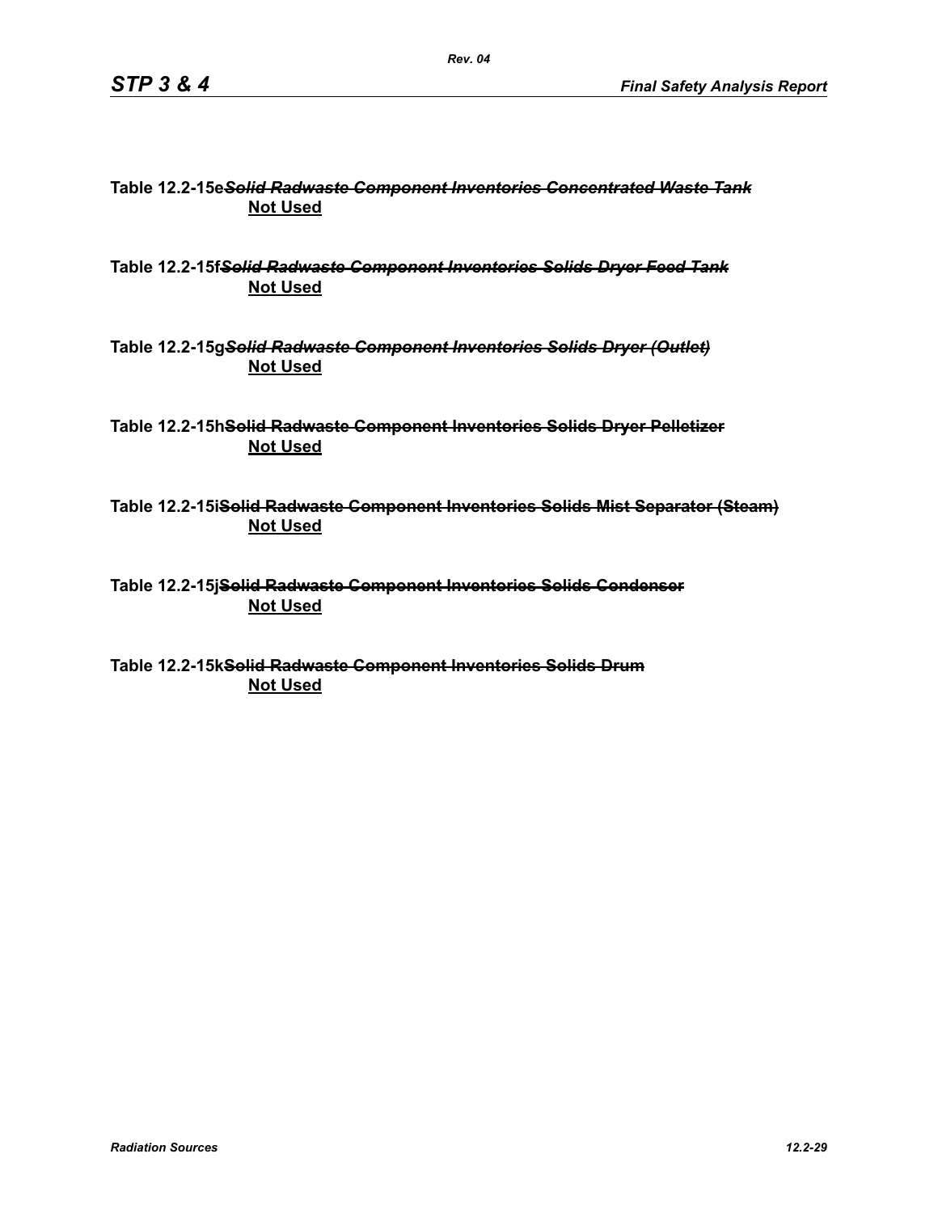**Table 12.2-15e~~*Solid Radwaste Component Inventories Concentrated Waste Tank*~~**
**Not Used**

**Table 12.2-15f~~*Solid Radwaste Component Inventories Solids Dryer Feed Tank*~~**
**Not Used**

**Table 12.2-15g~~*Solid Radwaste Component Inventories Solids Dryer (Outlet)*~~**
**Not Used**

**Table 12.2-15h~~Solid Radwaste Component Inventories Solids Dryer Pelletizer~~**
**Not Used**

**Table 12.2-15i~~Solid Radwaste Component Inventories Solids Mist Separator (Steam)~~**
**Not Used**

**Table 12.2-15j~~Solid Radwaste Component Inventories Solids Condenser~~**
**Not Used**

**Table 12.2-15k~~Solid Radwaste Component Inventories Solids Drum~~**
**Not Used**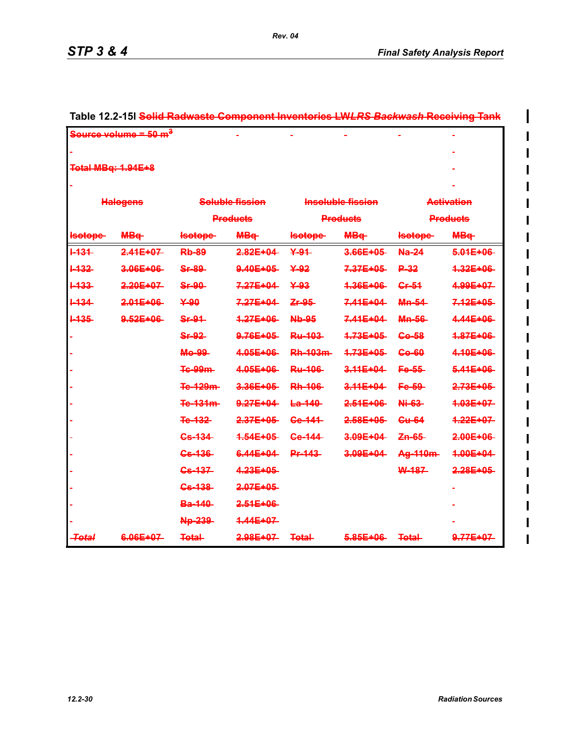Table 12.2-15I ~~Solid Radwaste Component Inventories LW~~*LRS Backwash* ~~Receiving Tank~~

| ~~Source volume = 50 m³~~ | | | | | | | |
|---|---|---|---|---|---|---|---|
| ~~Total MBq: 1.94E+8~~ | | | | | | | |
| ~~Halogens~~ | | ~~Soluble fission Products~~ | | ~~Insoluble fission Products~~ | | ~~Activation Products~~ | |
| ~~Isotope~~ | ~~MBq~~ | ~~Isotope~~ | ~~MBq~~ | ~~Isotope~~ | ~~MBq~~ | ~~Isotope~~ | ~~MBq~~ |
| ~~I-131~~ | ~~2.41E+07~~ | ~~Rb-89~~ | ~~2.82E+04~~ | ~~Y-91~~ | ~~3.66E+05~~ | ~~Na-24~~ | ~~5.01E+06~~ |
| ~~I-132~~ | ~~3.06E+06~~ | ~~Sr-89~~ | ~~9.40E+05~~ | ~~Y-92~~ | ~~7.37E+05~~ | ~~P-32~~ | ~~1.32E+06~~ |
| ~~I-133~~ | ~~2.20E+07~~ | ~~Sr-90~~ | ~~7.27E+04~~ | ~~Y-93~~ | ~~1.36E+06~~ | ~~Cr-51~~ | ~~4.99E+07~~ |
| ~~I-134~~ | ~~2.01E+06~~ | ~~Y-90~~ | ~~7.27E+04~~ | ~~Zr-95~~ | ~~7.41E+04~~ | ~~Mn-54~~ | ~~7.12E+05~~ |
| ~~I-135~~ | ~~9.52E+06~~ | ~~Sr-91~~ | ~~1.27E+06~~ | ~~Nb-95~~ | ~~7.41E+04~~ | ~~Mn-56~~ | ~~4.44E+06~~ |
| | | ~~Sr-92~~ | ~~9.76E+05~~ | ~~Ru-103~~ | ~~1.73E+05~~ | ~~Co-58~~ | ~~1.87E+06~~ |
| | | ~~Mo-99~~ | ~~4.05E+06~~ | ~~Rh-103m~~ | ~~1.73E+05~~ | ~~Co-60~~ | ~~4.10E+06~~ |
| | | ~~Tc-99m~~ | ~~4.05E+06~~ | ~~Ru-106~~ | ~~3.11E+04~~ | ~~Fe-55~~ | ~~5.41E+06~~ |
| | | ~~Te-129m~~ | ~~3.36E+05~~ | ~~Rh-106~~ | ~~3.11E+04~~ | ~~Fe-59~~ | ~~2.73E+05~~ |
| | | ~~Te-131m~~ | ~~9.27E+04~~ | ~~La-140~~ | ~~2.51E+06~~ | ~~Ni-63~~ | ~~1.03E+07~~ |
| | | ~~Te-132~~ | ~~2.37E+05~~ | ~~Ce-141~~ | ~~2.58E+05~~ | ~~Cu-64~~ | ~~1.22E+07~~ |
| | | ~~Cs-134~~ | ~~1.54E+05~~ | ~~Ce-144~~ | ~~3.09E+04~~ | ~~Zn-65~~ | ~~2.00E+06~~ |
| | | ~~Cs-136~~ | ~~6.44E+04~~ | ~~Pr-143~~ | ~~3.09E+04~~ | ~~Ag-110m~~ | ~~1.00E+04~~ |
| | | ~~Cs-137~~ | ~~4.23E+05~~ | | | ~~W-187~~ | ~~2.28E+05~~ |
| | | ~~Cs-138~~ | ~~2.07E+05~~ | | | | |
| | | ~~Ba-140~~ | ~~2.51E+06~~ | | | | |
| | | ~~Np-239~~ | ~~1.44E+07~~ | | | | |
| ~~*Total*~~ | ~~6.06E+07~~ | ~~Total~~ | ~~2.98E+07~~ | ~~Total~~ | ~~5.85E+06~~ | ~~Total~~ | ~~9.77E+07~~ |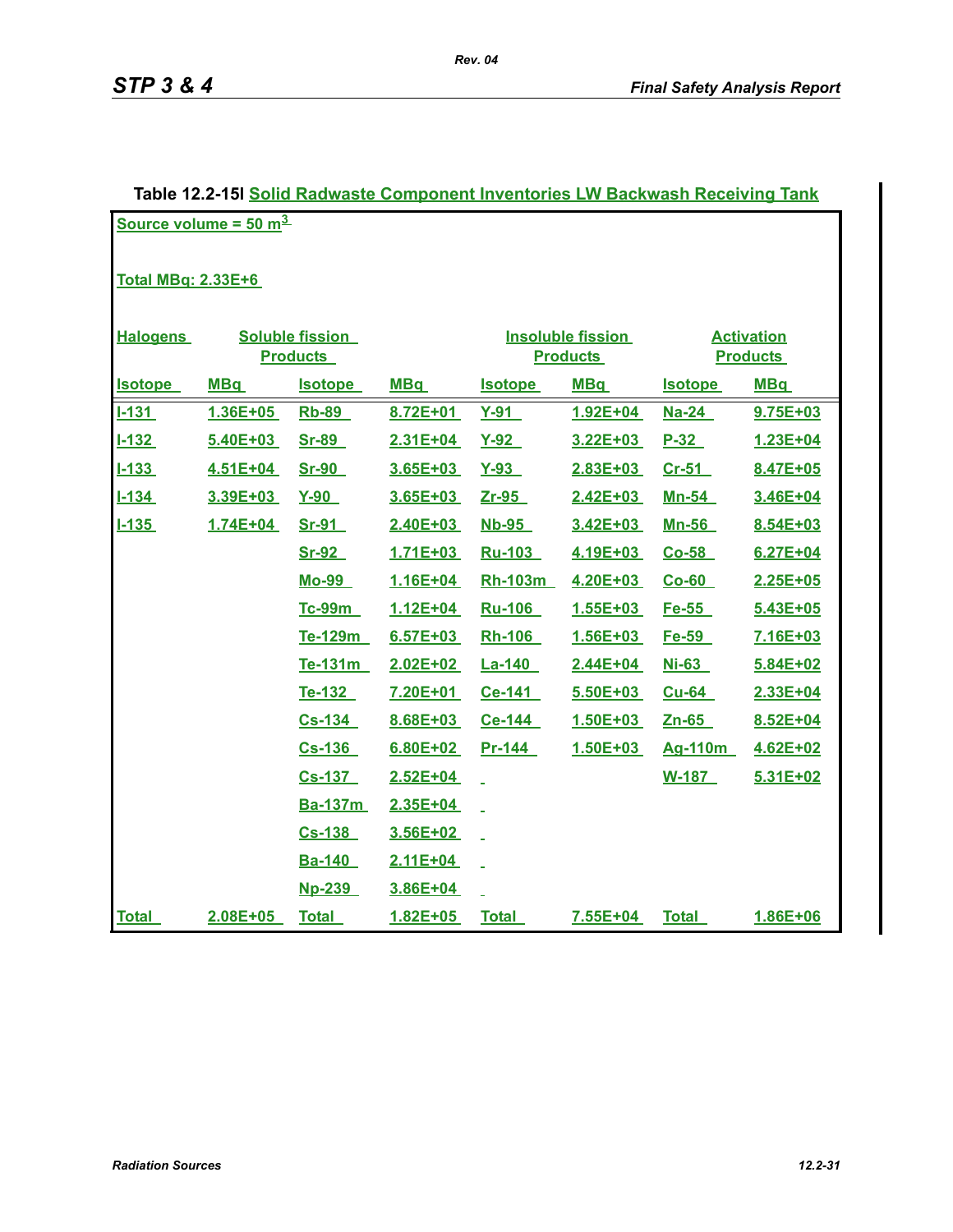Table 12.2-15l Solid Radwaste Component Inventories LW Backwash Receiving Tank

Source volume = 50 $m^3$

Total MBq: 2.33E+6

| Halogens | | Soluble fission Products | | Insoluble fission Products | | Activation Products | |
|---|---|---|---|---|---|---|---|
| Isotope | MBq | Isotope | MBq | Isotope | MBq | Isotope | MBq |
| I-131 | 1.36E+05 | Rb-89 | 8.72E+01 | Y-91 | 1.92E+04 | Na-24 | 9.75E+03 |
| I-132 | 5.40E+03 | Sr-89 | 2.31E+04 | Y-92 | 3.22E+03 | P-32 | 1.23E+04 |
| I-133 | 4.51E+04 | Sr-90 | 3.65E+03 | Y-93 | 2.83E+03 | Cr-51 | 8.47E+05 |
| I-134 | 3.39E+03 | Y-90 | 3.65E+03 | Zr-95 | 2.42E+03 | Mn-54 | 3.46E+04 |
| I-135 | 1.74E+04 | Sr-91 | 2.40E+03 | Nb-95 | 3.42E+03 | Mn-56 | 8.54E+03 |
| | | Sr-92 | 1.71E+03 | Ru-103 | 4.19E+03 | Co-58 | 6.27E+04 |
| | | Mo-99 | 1.16E+04 | Rh-103m | 4.20E+03 | Co-60 | 2.25E+05 |
| | | Tc-99m | 1.12E+04 | Ru-106 | 1.55E+03 | Fe-55 | 5.43E+05 |
| | | Te-129m | 6.57E+03 | Rh-106 | 1.56E+03 | Fe-59 | 7.16E+03 |
| | | Te-131m | 2.02E+02 | La-140 | 2.44E+04 | Ni-63 | 5.84E+02 |
| | | Te-132 | 7.20E+01 | Ce-141 | 5.50E+03 | Cu-64 | 2.33E+04 |
| | | Cs-134 | 8.68E+03 | Ce-144 | 1.50E+03 | Zn-65 | 8.52E+04 |
| | | Cs-136 | 6.80E+02 | Pr-144 | 1.50E+03 | Ag-110m | 4.62E+02 |
| | | Cs-137 | 2.52E+04 | | | W-187 | 5.31E+02 |
| | | Ba-137m | 2.35E+04 | | | | |
| | | Cs-138 | 3.56E+02 | | | | |
| | | Ba-140 | 2.11E+04 | | | | |
| | | Np-239 | 3.86E+04 | | | | |
| Total | 2.08E+05 | Total | 1.82E+05 | Total | 7.55E+04 | Total | 1.86E+06 |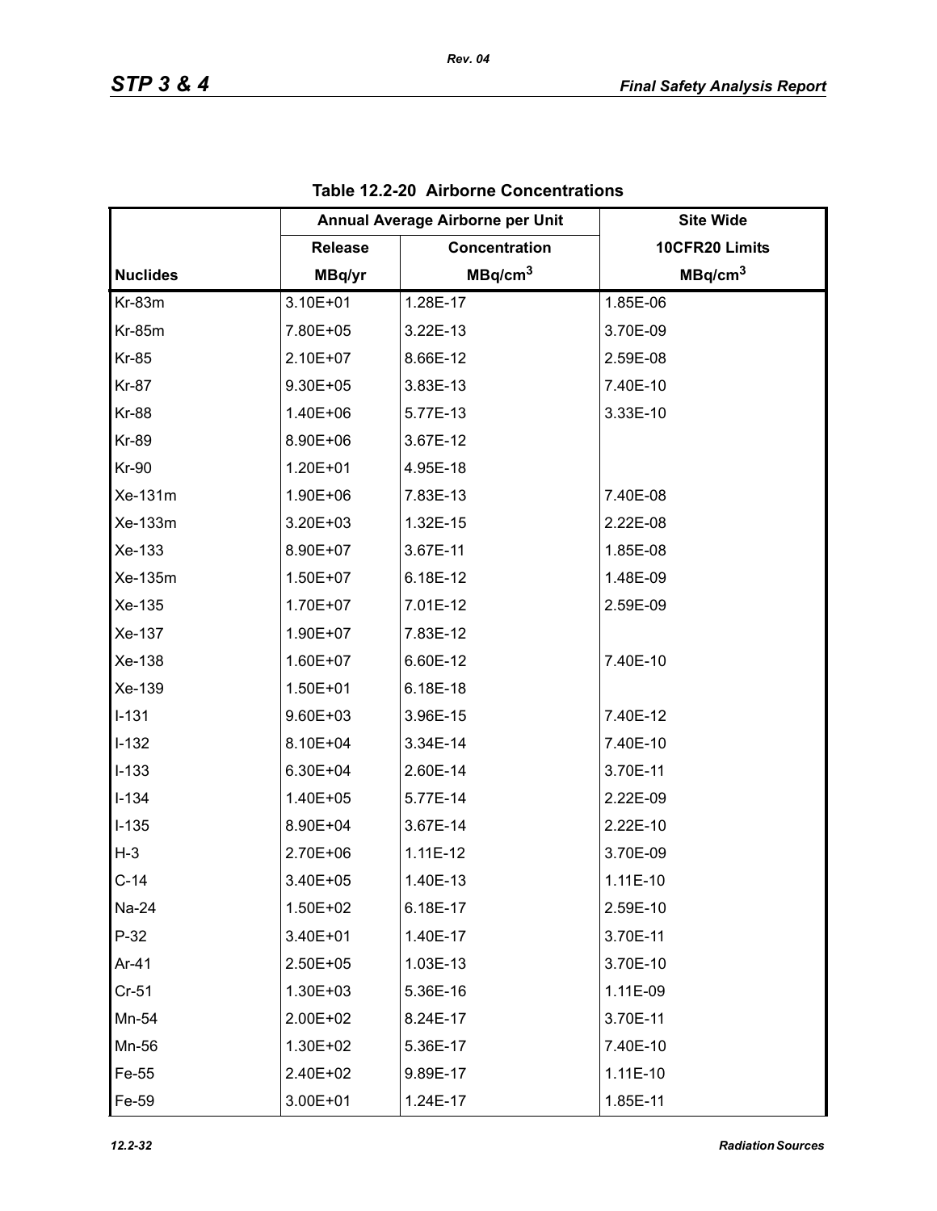**Table 12.2-20 Airborne Concentrations**

| | Annual Average Airborne per Unit | | Site Wide |
|---|---|---|---|
| | Release | Concentration | 10CFR20 Limits |
| Nuclides | MBq/yr | $MBq/cm^3$ | $MBq/cm^3$ |
| Kr-83m | 3.10E+01 | 1.28E-17 | 1.85E-06 |
| Kr-85m | 7.80E+05 | 3.22E-13 | 3.70E-09 |
| Kr-85 | 2.10E+07 | 8.66E-12 | 2.59E-08 |
| Kr-87 | 9.30E+05 | 3.83E-13 | 7.40E-10 |
| Kr-88 | 1.40E+06 | 5.77E-13 | 3.33E-10 |
| Kr-89 | 8.90E+06 | 3.67E-12 | |
| Kr-90 | 1.20E+01 | 4.95E-18 | |
| Xe-131m | 1.90E+06 | 7.83E-13 | 7.40E-08 |
| Xe-133m | 3.20E+03 | 1.32E-15 | 2.22E-08 |
| Xe-133 | 8.90E+07 | 3.67E-11 | 1.85E-08 |
| Xe-135m | 1.50E+07 | 6.18E-12 | 1.48E-09 |
| Xe-135 | 1.70E+07 | 7.01E-12 | 2.59E-09 |
| Xe-137 | 1.90E+07 | 7.83E-12 | |
| Xe-138 | 1.60E+07 | 6.60E-12 | 7.40E-10 |
| Xe-139 | 1.50E+01 | 6.18E-18 | |
| I-131 | 9.60E+03 | 3.96E-15 | 7.40E-12 |
| I-132 | 8.10E+04 | 3.34E-14 | 7.40E-10 |
| I-133 | 6.30E+04 | 2.60E-14 | 3.70E-11 |
| I-134 | 1.40E+05 | 5.77E-14 | 2.22E-09 |
| I-135 | 8.90E+04 | 3.67E-14 | 2.22E-10 |
| H-3 | 2.70E+06 | 1.11E-12 | 3.70E-09 |
| C-14 | 3.40E+05 | 1.40E-13 | 1.11E-10 |
| Na-24 | 1.50E+02 | 6.18E-17 | 2.59E-10 |
| P-32 | 3.40E+01 | 1.40E-17 | 3.70E-11 |
| Ar-41 | 2.50E+05 | 1.03E-13 | 3.70E-10 |
| Cr-51 | 1.30E+03 | 5.36E-16 | 1.11E-09 |
| Mn-54 | 2.00E+02 | 8.24E-17 | 3.70E-11 |
| Mn-56 | 1.30E+02 | 5.36E-17 | 7.40E-10 |
| Fe-55 | 2.40E+02 | 9.89E-17 | 1.11E-10 |
| Fe-59 | 3.00E+01 | 1.24E-17 | 1.85E-11 |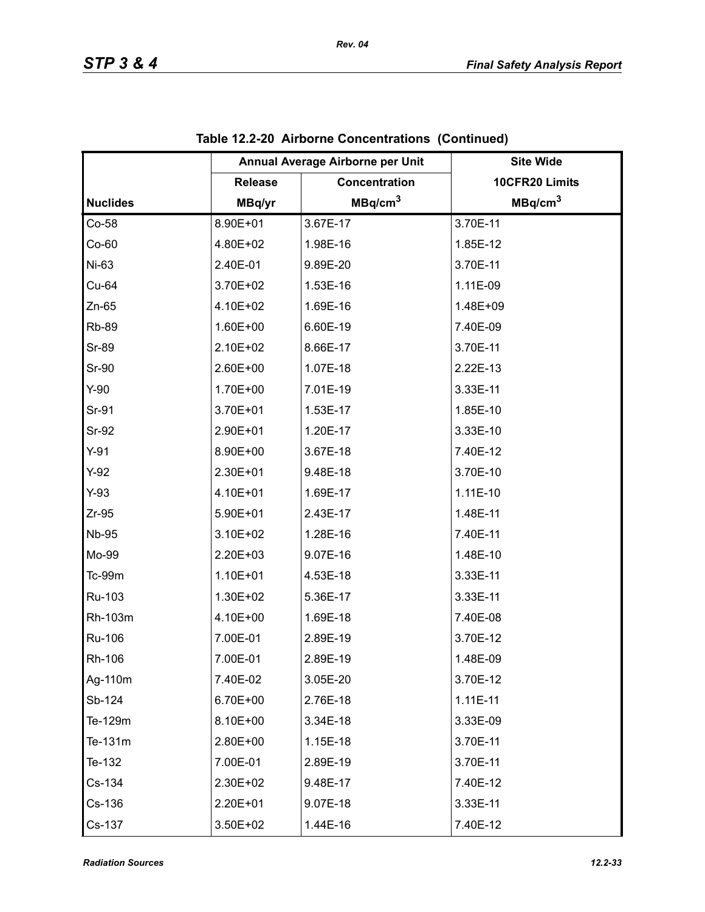Table 12.2-20 Airborne Concentrations (Continued)

| | Annual Average Airborne per Unit | | Site Wide |
|---|---|---|---|
| | Release | Concentration | 10CFR20 Limits |
| Nuclides | MBq/yr | $MBq/cm^3$ | $MBq/cm^3$ |
| Co-58 | 8.90E+01 | 3.67E-17 | 3.70E-11 |
| Co-60 | 4.80E+02 | 1.98E-16 | 1.85E-12 |
| Ni-63 | 2.40E-01 | 9.89E-20 | 3.70E-11 |
| Cu-64 | 3.70E+02 | 1.53E-16 | 1.11E-09 |
| Zn-65 | 4.10E+02 | 1.69E-16 | 1.48E+09 |
| Rb-89 | 1.60E+00 | 6.60E-19 | 7.40E-09 |
| Sr-89 | 2.10E+02 | 8.66E-17 | 3.70E-11 |
| Sr-90 | 2.60E+00 | 1.07E-18 | 2.22E-13 |
| Y-90 | 1.70E+00 | 7.01E-19 | 3.33E-11 |
| Sr-91 | 3.70E+01 | 1.53E-17 | 1.85E-10 |
| Sr-92 | 2.90E+01 | 1.20E-17 | 3.33E-10 |
| Y-91 | 8.90E+00 | 3.67E-18 | 7.40E-12 |
| Y-92 | 2.30E+01 | 9.48E-18 | 3.70E-10 |
| Y-93 | 4.10E+01 | 1.69E-17 | 1.11E-10 |
| Zr-95 | 5.90E+01 | 2.43E-17 | 1.48E-11 |
| Nb-95 | 3.10E+02 | 1.28E-16 | 7.40E-11 |
| Mo-99 | 2.20E+03 | 9.07E-16 | 1.48E-10 |
| Tc-99m | 1.10E+01 | 4.53E-18 | 3.33E-11 |
| Ru-103 | 1.30E+02 | 5.36E-17 | 3.33E-11 |
| Rh-103m | 4.10E+00 | 1.69E-18 | 7.40E-08 |
| Ru-106 | 7.00E-01 | 2.89E-19 | 3.70E-12 |
| Rh-106 | 7.00E-01 | 2.89E-19 | 1.48E-09 |
| Ag-110m | 7.40E-02 | 3.05E-20 | 3.70E-12 |
| Sb-124 | 6.70E+00 | 2.76E-18 | 1.11E-11 |
| Te-129m | 8.10E+00 | 3.34E-18 | 3.33E-09 |
| Te-131m | 2.80E+00 | 1.15E-18 | 3.70E-11 |
| Te-132 | 7.00E-01 | 2.89E-19 | 3.70E-11 |
| Cs-134 | 2.30E+02 | 9.48E-17 | 7.40E-12 |
| Cs-136 | 2.20E+01 | 9.07E-18 | 3.33E-11 |
| Cs-137 | 3.50E+02 | 1.44E-16 | 7.40E-12 |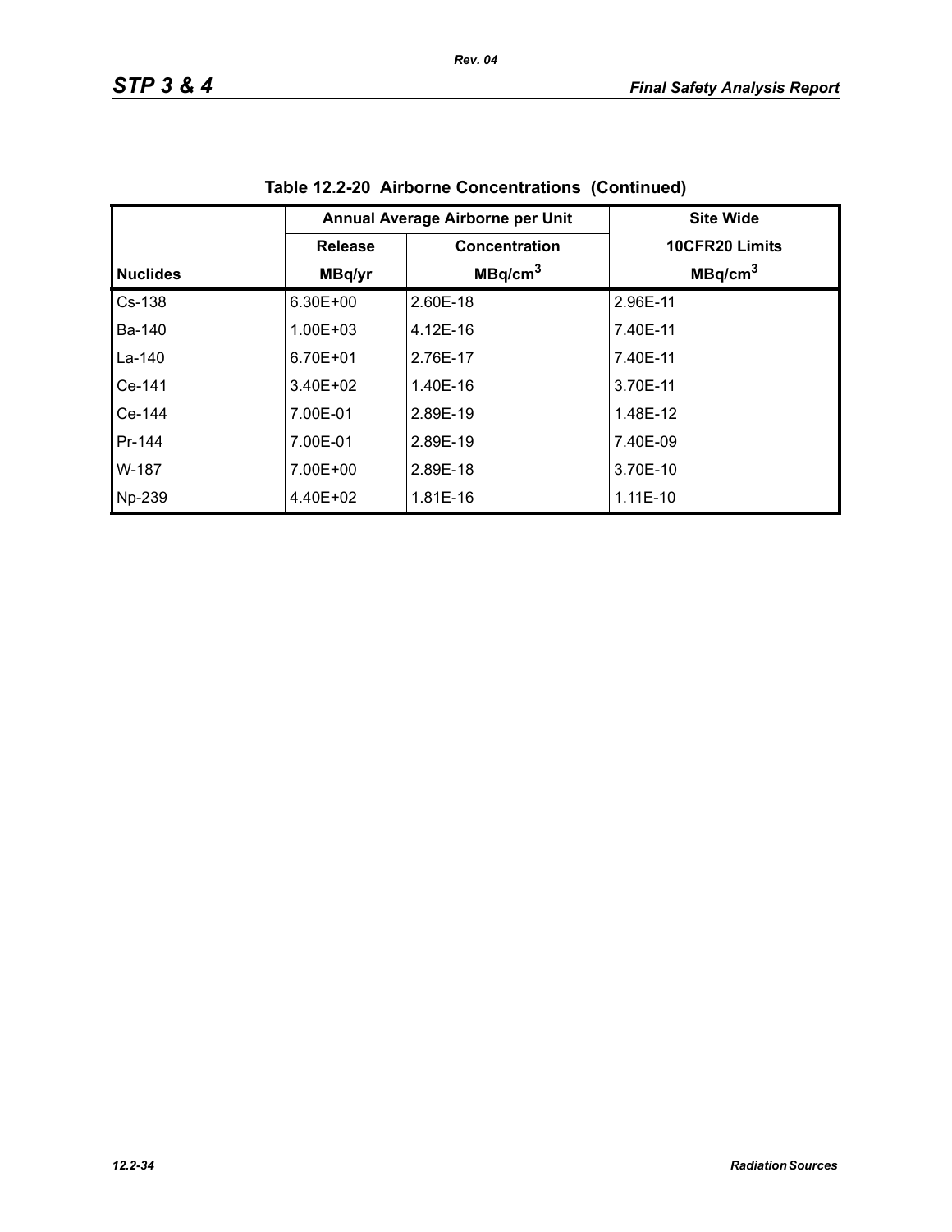**Table 12.2-20 Airborne Concentrations (Continued)**

| | Annual Average Airborne per Unit | | Site Wide |
|---|---|---|---|
| | Release | Concentration | 10CFR20 Limits |
| Nuclides | MBq/yr | MBq/cm$^3$ | MBq/cm$^3$ |
| Cs-138 | 6.30E+00 | 2.60E-18 | 2.96E-11 |
| Ba-140 | 1.00E+03 | 4.12E-16 | 7.40E-11 |
| La-140 | 6.70E+01 | 2.76E-17 | 7.40E-11 |
| Ce-141 | 3.40E+02 | 1.40E-16 | 3.70E-11 |
| Ce-144 | 7.00E-01 | 2.89E-19 | 1.48E-12 |
| Pr-144 | 7.00E-01 | 2.89E-19 | 7.40E-09 |
| W-187 | 7.00E+00 | 2.89E-18 | 3.70E-10 |
| Np-239 | 4.40E+02 | 1.81E-16 | 1.11E-10 |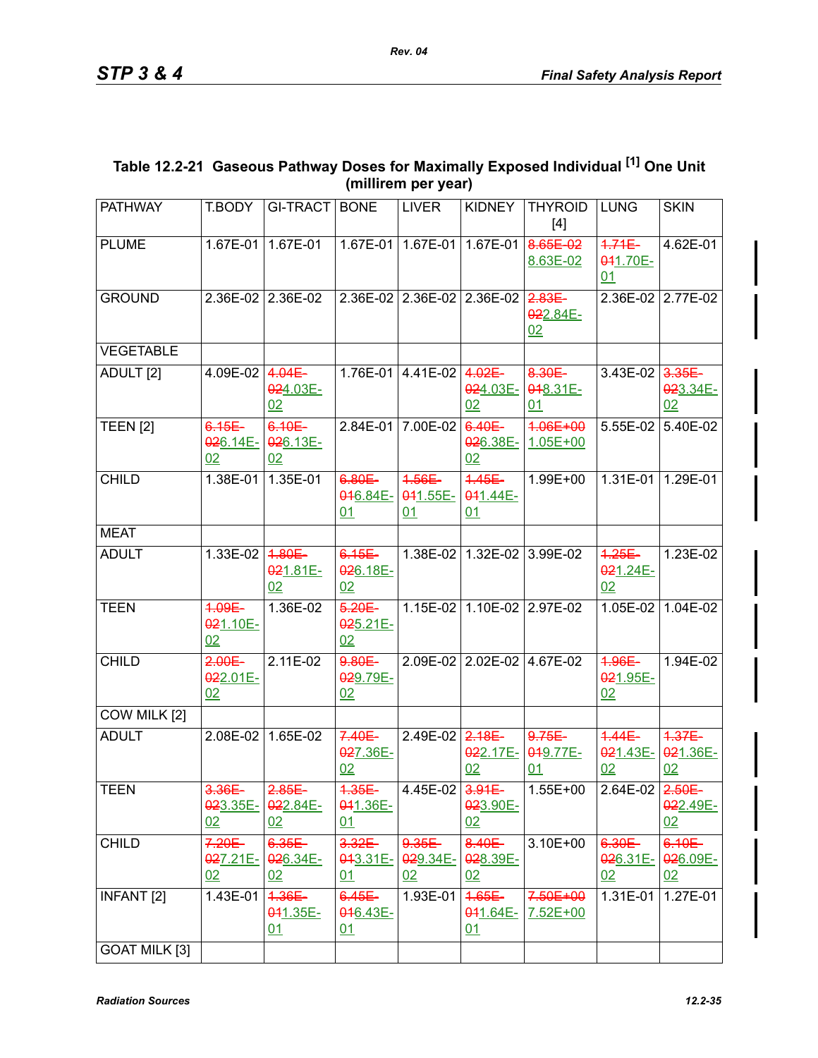**Table 12.2-21 Gaseous Pathway Doses for Maximally Exposed Individual [1] One Unit (millirem per year)**

| PATHWAY | T.BODY | GI-TRACT | BONE | LIVER | KIDNEY | THYROID [4] | LUNG | SKIN |
|---|---|---|---|---|---|---|---|---|
| PLUME | 1.67E-01 | 1.67E-01 | 1.67E-01 | 1.67E-01 | 1.67E-01 | ~~8.65E-02~~ 8.63E-02 | ~~1.71E-01~~ 1.70E-01 | 4.62E-01 |
| GROUND | 2.36E-02 | 2.36E-02 | 2.36E-02 | 2.36E-02 | 2.36E-02 | ~~2.83E-02~~ 2.84E-02 | 2.36E-02 | 2.77E-02 |
| VEGETABLE | | | | | | | | |
| ADULT [2] | 4.09E-02 | ~~4.04E-02~~ 4.03E-02 | 1.76E-01 | 4.41E-02 | ~~4.02E-02~~ 4.03E-02 | ~~8.30E-01~~ 8.31E-01 | 3.43E-02 | ~~3.35E-02~~ 3.34E-02 |
| TEEN [2] | ~~6.15E-02~~ 6.14E-02 | ~~6.10E-02~~ 6.13E-02 | 2.84E-01 | 7.00E-02 | ~~6.40E-02~~ 6.38E-02 | ~~1.06E+00~~ 1.05E+00 | 5.55E-02 | 5.40E-02 |
| CHILD | 1.38E-01 | 1.35E-01 | ~~6.80E-01~~ 6.84E-01 | ~~1.56E-01~~ 1.55E-01 | ~~1.45E-01~~ 1.44E-01 | 1.99E+00 | 1.31E-01 | 1.29E-01 |
| MEAT | | | | | | | | |
| ADULT | 1.33E-02 | ~~1.80E-02~~ 1.81E-02 | ~~6.15E-02~~ 6.18E-02 | 1.38E-02 | 1.32E-02 | 3.99E-02 | ~~1.25E-02~~ 1.24E-02 | 1.23E-02 |
| TEEN | ~~1.09E-02~~ 1.10E-02 | 1.36E-02 | ~~5.20E-02~~ 5.21E-02 | 1.15E-02 | 1.10E-02 | 2.97E-02 | 1.05E-02 | 1.04E-02 |
| CHILD | ~~2.00E-02~~ 2.01E-02 | 2.11E-02 | ~~9.80E-02~~ 9.79E-02 | 2.09E-02 | 2.02E-02 | 4.67E-02 | ~~1.96E-02~~ 1.95E-02 | 1.94E-02 |
| COW MILK [2] | | | | | | | | |
| ADULT | 2.08E-02 | 1.65E-02 | ~~7.40E-02~~ 7.36E-02 | 2.49E-02 | ~~2.18E-02~~ 2.17E-02 | ~~9.75E-01~~ 9.77E-01 | ~~1.44E-02~~ 1.43E-02 | ~~1.37E-02~~ 1.36E-02 |
| TEEN | ~~3.36E-02~~ 3.35E-02 | ~~2.85E-02~~ 2.84E-02 | ~~1.35E-01~~ 1.36E-01 | 4.45E-02 | ~~3.91E-02~~ 3.90E-02 | 1.55E+00 | 2.64E-02 | ~~2.50E-02~~ 2.49E-02 |
| CHILD | ~~7.20E-02~~ 7.21E-02 | ~~6.35E-02~~ 6.34E-02 | ~~3.32E-01~~ 3.31E-01 | ~~9.35E-02~~ 9.34E-02 | ~~8.40E-02~~ 8.39E-02 | 3.10E+00 | ~~6.30E-02~~ 6.31E-02 | ~~6.10E-02~~ 6.09E-02 |
| INFANT [2] | 1.43E-01 | ~~1.36E-01~~ 1.35E-01 | ~~6.45E-01~~ 6.43E-01 | 1.93E-01 | ~~1.65E-01~~ 1.64E-01 | ~~7.50E+00~~ 7.52E+00 | 1.31E-01 | 1.27E-01 |
| GOAT MILK [3] | | | | | | | | |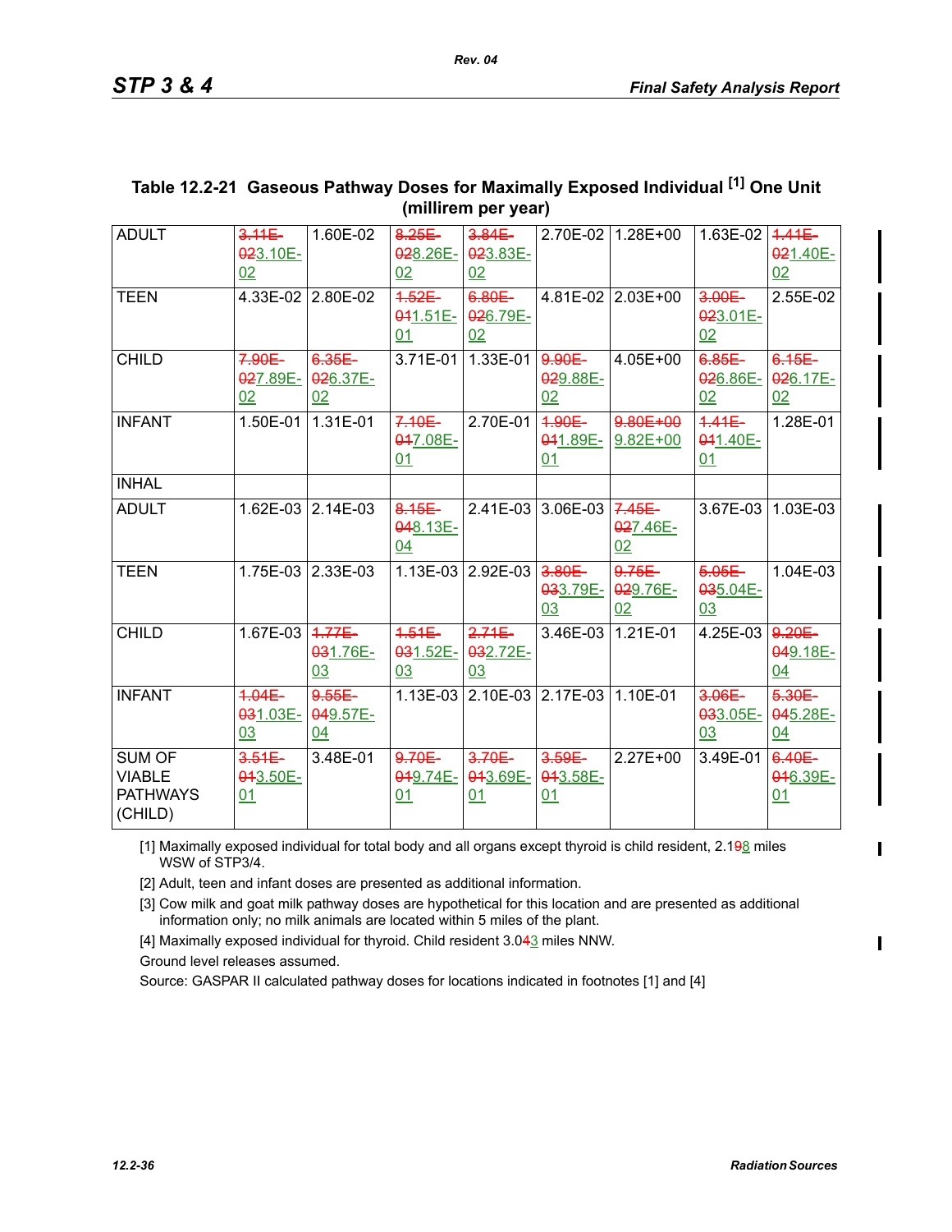**Table 12.2-21 Gaseous Pathway Doses for Maximally Exposed Individual [1] One Unit (millirem per year)**

| | | | | | | | | |
|---|---|---|---|---|---|---|---|---|
| ADULT | ~~3.11E-02~~3.10E-02 | 1.60E-02 | ~~8.25E-02~~8.26E-02 | ~~3.84E-02~~3.83E-02 | 2.70E-02 | 1.28E+00 | 1.63E-02 | ~~1.41E-02~~1.40E-02 |
| TEEN | 4.33E-02 | 2.80E-02 | ~~1.52E-01~~1.51E-01 | ~~6.80E-02~~6.79E-02 | 4.81E-02 | 2.03E+00 | ~~3.00E-02~~3.01E-02 | 2.55E-02 |
| CHILD | ~~7.90E-02~~7.89E-02 | ~~6.35E-02~~6.37E-02 | 3.71E-01 | 1.33E-01 | ~~9.90E-02~~9.88E-02 | 4.05E+00 | ~~6.85E-02~~6.86E-02 | ~~6.15E-02~~6.17E-02 |
| INFANT | 1.50E-01 | 1.31E-01 | ~~7.10E-01~~7.08E-01 | 2.70E-01 | ~~1.90E-01~~1.89E-01 | ~~9.80E+00~~9.82E+00 | ~~1.41E-01~~1.40E-01 | 1.28E-01 |
| INHAL | | | | | | | | |
| ADULT | 1.62E-03 | 2.14E-03 | ~~8.15E-04~~8.13E-04 | 2.41E-03 | 3.06E-03 | ~~7.45E-02~~7.46E-02 | 3.67E-03 | 1.03E-03 |
| TEEN | 1.75E-03 | 2.33E-03 | 1.13E-03 | 2.92E-03 | ~~3.80E-03~~3.79E-03 | ~~9.75E-02~~9.76E-02 | ~~5.05E-03~~5.04E-03 | 1.04E-03 |
| CHILD | 1.67E-03 | ~~1.77E-03~~1.76E-03 | ~~1.51E-03~~1.52E-03 | ~~2.71E-03~~2.72E-03 | 3.46E-03 | 1.21E-01 | 4.25E-03 | ~~9.20E-04~~9.18E-04 |
| INFANT | ~~1.04E-03~~1.03E-03 | ~~9.55E-04~~9.57E-04 | 1.13E-03 | 2.10E-03 | 2.17E-03 | 1.10E-01 | ~~3.06E-03~~3.05E-03 | ~~5.30E-04~~5.28E-04 |
| SUM OF VIABLE PATHWAYS (CHILD) | ~~3.51E-01~~3.50E-01 | 3.48E-01 | ~~9.70E-01~~9.74E-01 | ~~3.70E-01~~3.69E-01 | ~~3.59E-01~~3.58E-01 | 2.27E+00 | 3.49E-01 | ~~6.40E-01~~6.39E-01 |

[1] Maximally exposed individual for total body and all organs except thyroid is child resident, 2.1~~9~~8 miles WSW of STP3/4.

[2] Adult, teen and infant doses are presented as additional information.

[3] Cow milk and goat milk pathway doses are hypothetical for this location and are presented as additional information only; no milk animals are located within 5 miles of the plant.

[4] Maximally exposed individual for thyroid. Child resident 3.0~~4~~3 miles NNW.

Ground level releases assumed.

Source: GASPAR II calculated pathway doses for locations indicated in footnotes [1] and [4]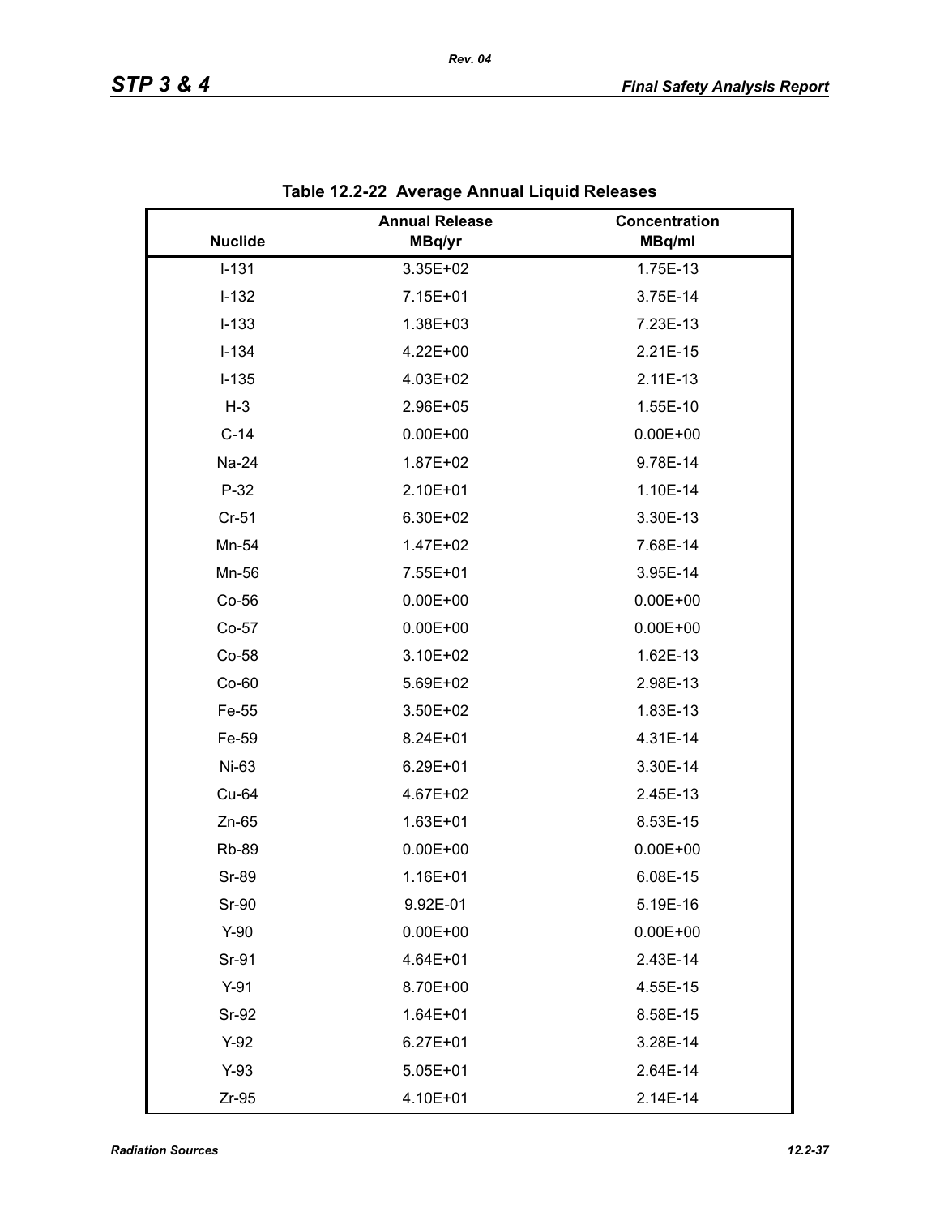**Table 12.2-22 Average Annual Liquid Releases**

| Nuclide | Annual Release MBq/yr | Concentration MBq/ml |
|---|---|---|
| I-131 | 3.35E+02 | 1.75E-13 |
| I-132 | 7.15E+01 | 3.75E-14 |
| I-133 | 1.38E+03 | 7.23E-13 |
| I-134 | 4.22E+00 | 2.21E-15 |
| I-135 | 4.03E+02 | 2.11E-13 |
| H-3 | 2.96E+05 | 1.55E-10 |
| C-14 | 0.00E+00 | 0.00E+00 |
| Na-24 | 1.87E+02 | 9.78E-14 |
| P-32 | 2.10E+01 | 1.10E-14 |
| Cr-51 | 6.30E+02 | 3.30E-13 |
| Mn-54 | 1.47E+02 | 7.68E-14 |
| Mn-56 | 7.55E+01 | 3.95E-14 |
| Co-56 | 0.00E+00 | 0.00E+00 |
| Co-57 | 0.00E+00 | 0.00E+00 |
| Co-58 | 3.10E+02 | 1.62E-13 |
| Co-60 | 5.69E+02 | 2.98E-13 |
| Fe-55 | 3.50E+02 | 1.83E-13 |
| Fe-59 | 8.24E+01 | 4.31E-14 |
| Ni-63 | 6.29E+01 | 3.30E-14 |
| Cu-64 | 4.67E+02 | 2.45E-13 |
| Zn-65 | 1.63E+01 | 8.53E-15 |
| Rb-89 | 0.00E+00 | 0.00E+00 |
| Sr-89 | 1.16E+01 | 6.08E-15 |
| Sr-90 | 9.92E-01 | 5.19E-16 |
| Y-90 | 0.00E+00 | 0.00E+00 |
| Sr-91 | 4.64E+01 | 2.43E-14 |
| Y-91 | 8.70E+00 | 4.55E-15 |
| Sr-92 | 1.64E+01 | 8.58E-15 |
| Y-92 | 6.27E+01 | 3.28E-14 |
| Y-93 | 5.05E+01 | 2.64E-14 |
| Zr-95 | 4.10E+01 | 2.14E-14 |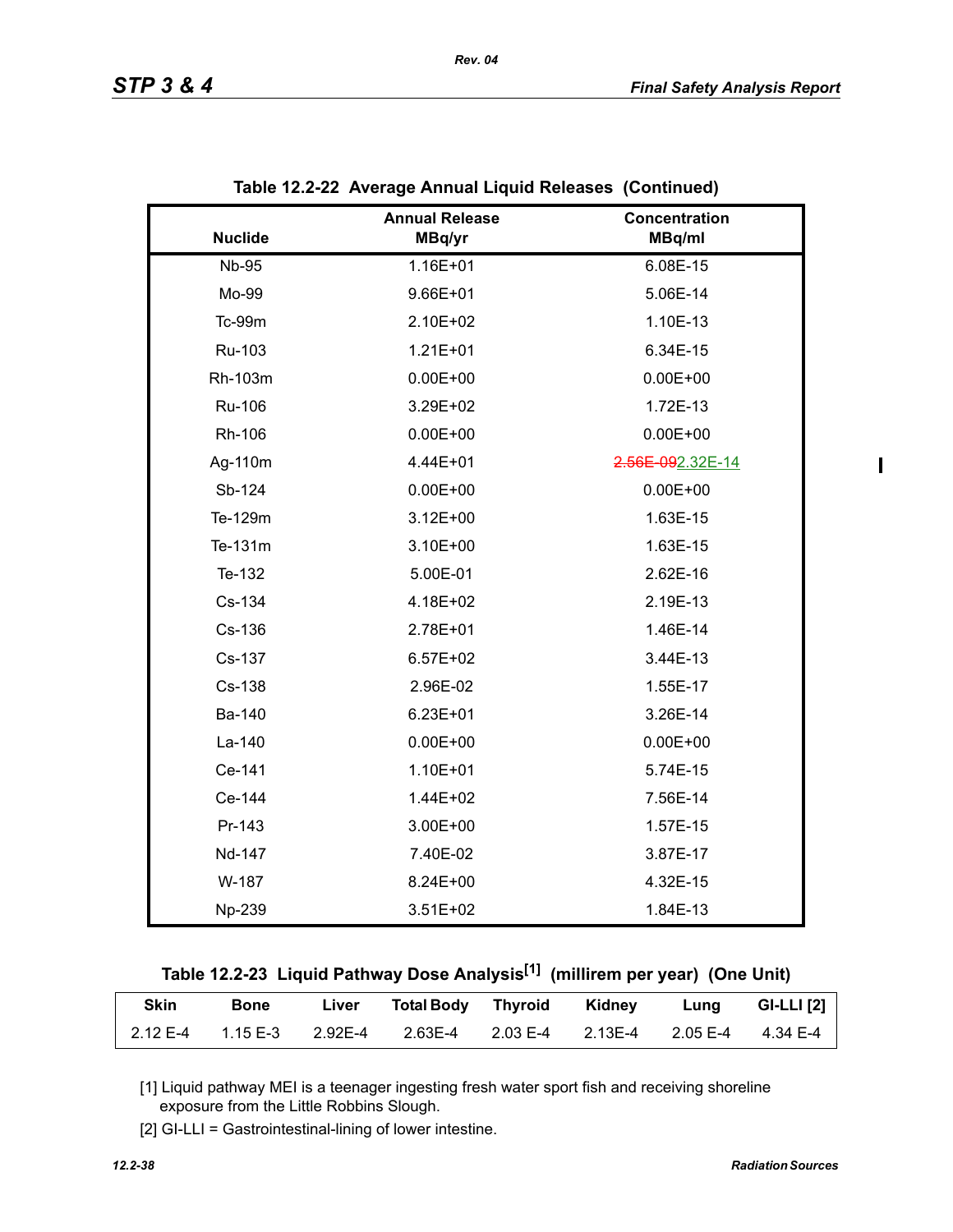## Table 12.2-22 Average Annual Liquid Releases (Continued)

| Nuclide | Annual Release MBq/yr | Concentration MBq/ml |
|---|---|---|
| Nb-95 | 1.16E+01 | 6.08E-15 |
| Mo-99 | 9.66E+01 | 5.06E-14 |
| Tc-99m | 2.10E+02 | 1.10E-13 |
| Ru-103 | 1.21E+01 | 6.34E-15 |
| Rh-103m | 0.00E+00 | 0.00E+00 |
| Ru-106 | 3.29E+02 | 1.72E-13 |
| Rh-106 | 0.00E+00 | 0.00E+00 |
| Ag-110m | 4.44E+01 | ~~2.56E-09~~2.32E-14 |
| Sb-124 | 0.00E+00 | 0.00E+00 |
| Te-129m | 3.12E+00 | 1.63E-15 |
| Te-131m | 3.10E+00 | 1.63E-15 |
| Te-132 | 5.00E-01 | 2.62E-16 |
| Cs-134 | 4.18E+02 | 2.19E-13 |
| Cs-136 | 2.78E+01 | 1.46E-14 |
| Cs-137 | 6.57E+02 | 3.44E-13 |
| Cs-138 | 2.96E-02 | 1.55E-17 |
| Ba-140 | 6.23E+01 | 3.26E-14 |
| La-140 | 0.00E+00 | 0.00E+00 |
| Ce-141 | 1.10E+01 | 5.74E-15 |
| Ce-144 | 1.44E+02 | 7.56E-14 |
| Pr-143 | 3.00E+00 | 1.57E-15 |
| Nd-147 | 7.40E-02 | 3.87E-17 |
| W-187 | 8.24E+00 | 4.32E-15 |
| Np-239 | 3.51E+02 | 1.84E-13 |

## Table 12.2-23 Liquid Pathway Dose Analysis[1] (millirem per year) (One Unit)

| Skin | Bone | Liver | Total Body | Thyroid | Kidney | Lung | GI-LLI [2] |
|---|---|---|---|---|---|---|---|
| 2.12 E-4 | 1.15 E-3 | 2.92E-4 | 2.63E-4 | 2.03 E-4 | 2.13E-4 | 2.05 E-4 | 4.34 E-4 |

[1] Liquid pathway MEI is a teenager ingesting fresh water sport fish and receiving shoreline exposure from the Little Robbins Slough.

[2] GI-LLI = Gastrointestinal-lining of lower intestine.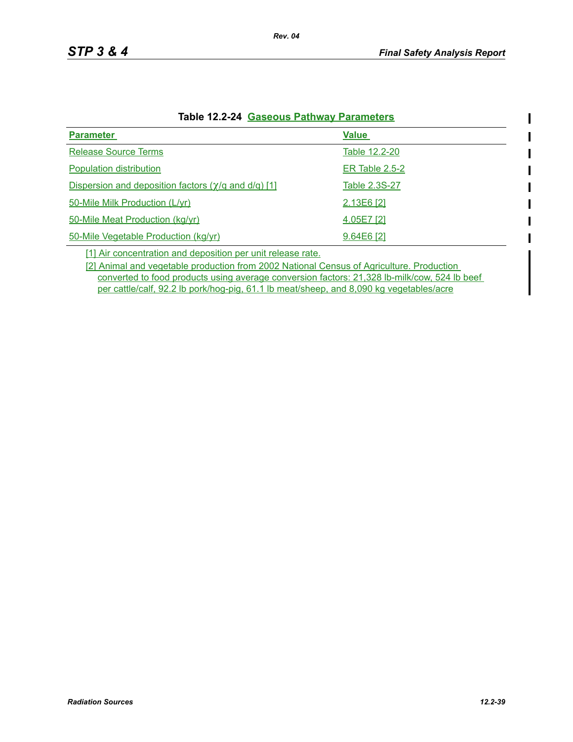**Table 12.2-24 Gaseous Pathway Parameters**

| Parameter | Value |
|---|---|
| Release Source Terms | Table 12.2-20 |
| Population distribution | ER Table 2.5-2 |
| Dispersion and deposition factors ($\chi$/q and d/q) [1] | Table 2.3S-27 |
| 50-Mile Milk Production (L/yr) | 2.13E6 [2] |
| 50-Mile Meat Production (kg/yr) | 4.05E7 [2] |
| 50-Mile Vegetable Production (kg/yr) | 9.64E6 [2] |

[1] Air concentration and deposition per unit release rate.

[2] Animal and vegetable production from 2002 National Census of Agriculture. Production converted to food products using average conversion factors: 21,328 lb-milk/cow, 524 lb beef per cattle/calf, 92.2 lb pork/hog-pig, 61.1 lb meat/sheep, and 8,090 kg vegetables/acre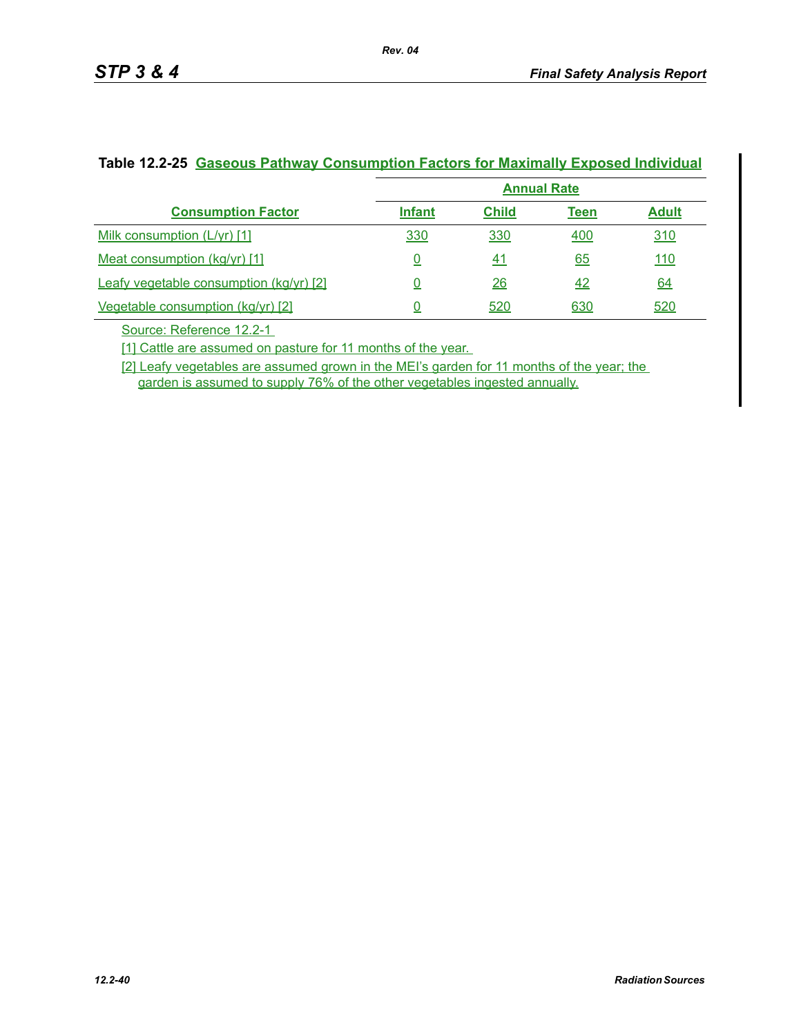**Table 12.2-25 Gaseous Pathway Consumption Factors for Maximally Exposed Individual**

| Consumption Factor | Annual Rate | | | |
|---|---|---|---|---|
| | Infant | Child | Teen | Adult |
| Milk consumption (L/yr) [1] | 330 | 330 | 400 | 310 |
| Meat consumption (kg/yr) [1] | 0 | 41 | 65 | 110 |
| Leafy vegetable consumption (kg/yr) [2] | 0 | 26 | 42 | 64 |
| Vegetable consumption (kg/yr) [2] | 0 | 520 | 630 | 520 |

Source: Reference 12.2-1

[1] Cattle are assumed on pasture for 11 months of the year.

[2] Leafy vegetables are assumed grown in the MEI's garden for 11 months of the year; the garden is assumed to supply 76% of the other vegetables ingested annually.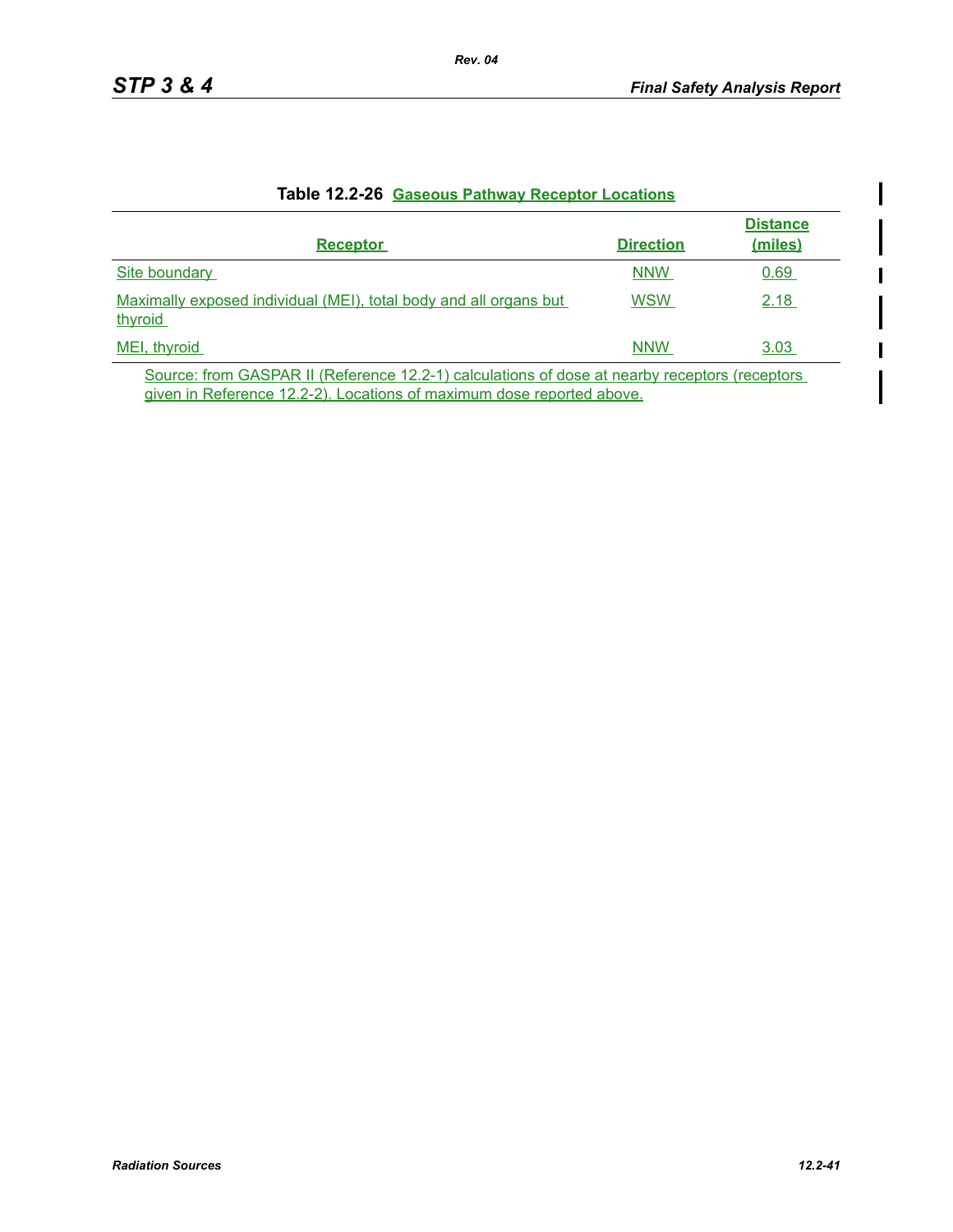**Table 12.2-26 Gaseous Pathway Receptor Locations**

| Receptor | Direction | Distance (miles) |
|---|---|---|
| Site boundary | NNW | 0.69 |
| Maximally exposed individual (MEI), total body and all organs but thyroid | WSW | 2.18 |
| MEI, thyroid | NNW | 3.03 |

Source: from GASPAR II (Reference 12.2-1) calculations of dose at nearby receptors (receptors given in Reference 12.2-2). Locations of maximum dose reported above.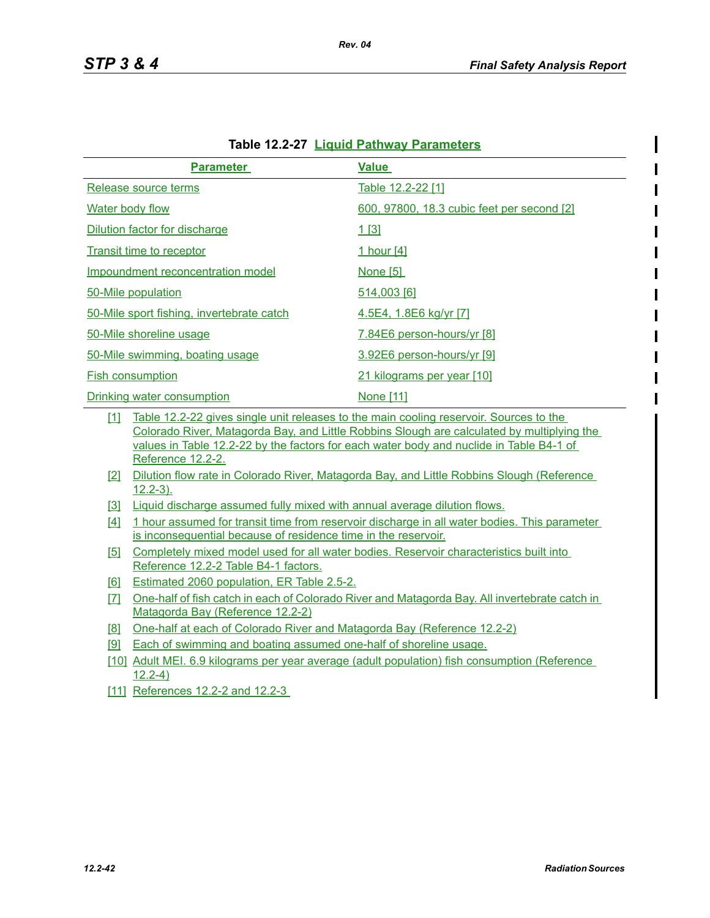**Table 12.2-27 Liquid Pathway Parameters**

| Parameter | Value |
|---|---|
| Release source terms | Table 12.2-22 [1] |
| Water body flow | 600, 97800, 18.3 cubic feet per second [2] |
| Dilution factor for discharge | 1 [3] |
| Transit time to receptor | 1 hour [4] |
| Impoundment reconcentration model | None [5] |
| 50-Mile population | 514,003 [6] |
| 50-Mile sport fishing, invertebrate catch | 4.5E4, 1.8E6 kg/yr [7] |
| 50-Mile shoreline usage | 7.84E6 person-hours/yr [8] |
| 50-Mile swimming, boating usage | 3.92E6 person-hours/yr [9] |
| Fish consumption | 21 kilograms per year [10] |
| Drinking water consumption | None [11] |

[1] Table 12.2-22 gives single unit releases to the main cooling reservoir. Sources to the Colorado River, Matagorda Bay, and Little Robbins Slough are calculated by multiplying the values in Table 12.2-22 by the factors for each water body and nuclide in Table B4-1 of Reference 12.2-2.

[2] Dilution flow rate in Colorado River, Matagorda Bay, and Little Robbins Slough (Reference 12.2-3).

[3] Liquid discharge assumed fully mixed with annual average dilution flows.

[4] 1 hour assumed for transit time from reservoir discharge in all water bodies. This parameter is inconsequential because of residence time in the reservoir.

[5] Completely mixed model used for all water bodies. Reservoir characteristics built into Reference 12.2-2 Table B4-1 factors.

[6] Estimated 2060 population, ER Table 2.5-2.

[7] One-half of fish catch in each of Colorado River and Matagorda Bay. All invertebrate catch in Matagorda Bay (Reference 12.2-2)

[8] One-half at each of Colorado River and Matagorda Bay (Reference 12.2-2)

[9] Each of swimming and boating assumed one-half of shoreline usage.

[10] Adult MEI. 6.9 kilograms per year average (adult population) fish consumption (Reference 12.2-4)

[11] References 12.2-2 and 12.2-3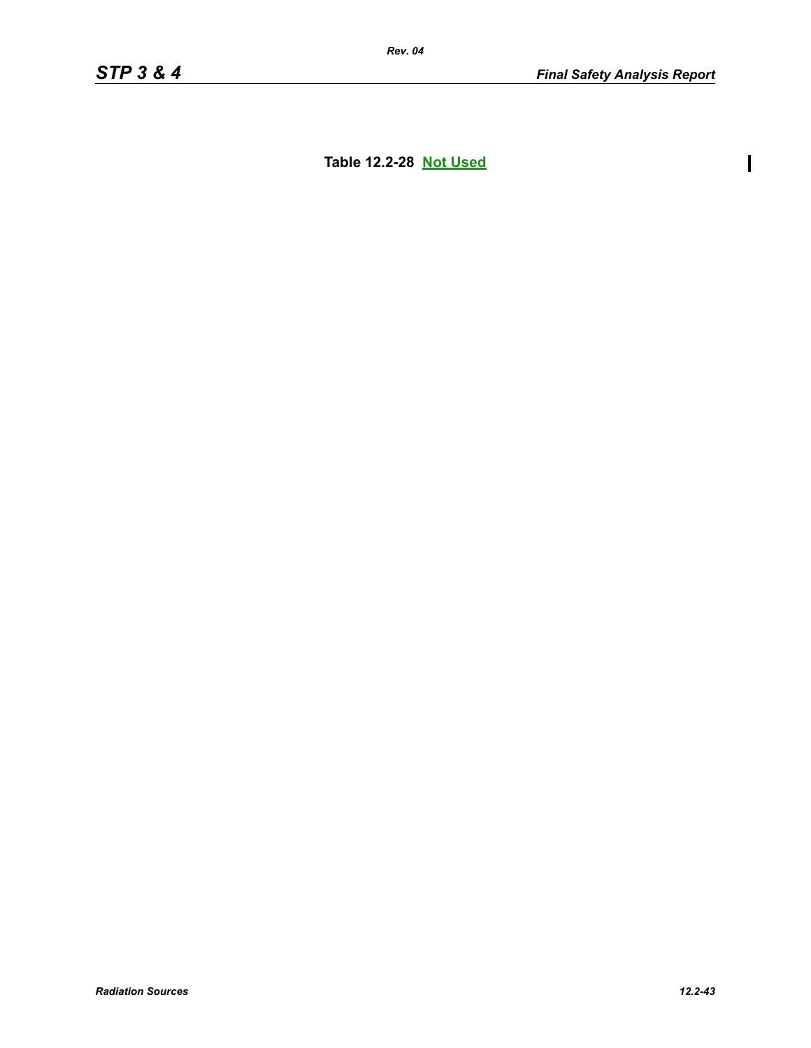**Table 12.2-28 Not Used**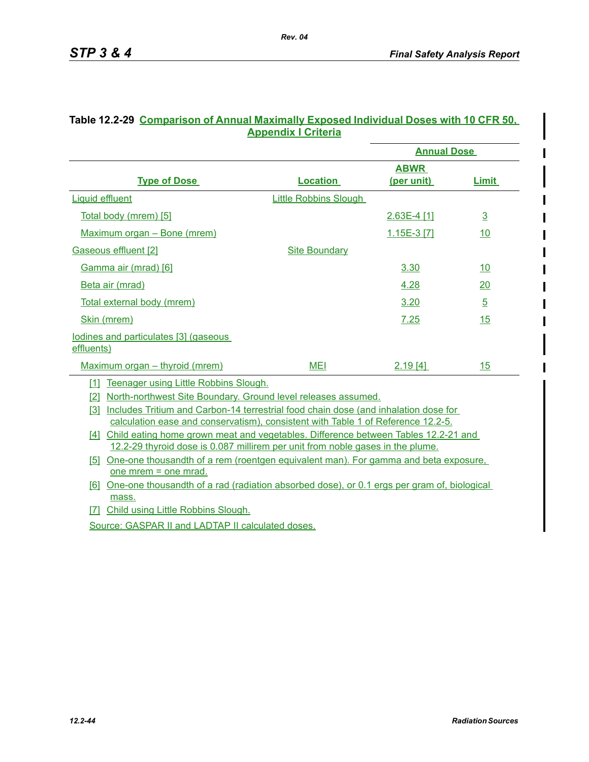**Table 12.2-29 Comparison of Annual Maximally Exposed Individual Doses with 10 CFR 50, Appendix I Criteria**

| | | Annual Dose | |
|---|---|---|---|
| Type of Dose | Location | ABWR (per unit) | Limit |
| Liquid effluent | Little Robbins Slough | | |
| Total body (mrem) [5] | | 2.63E-4 [1] | 3 |
| Maximum organ – Bone (mrem) | | 1.15E-3 [7] | 10 |
| Gaseous effluent [2] | Site Boundary | | |
| Gamma air (mrad) [6] | | 3.30 | 10 |
| Beta air (mrad) | | 4.28 | 20 |
| Total external body (mrem) | | 3.20 | 5 |
| Skin (mrem) | | 7.25 | 15 |
| Iodines and particulates [3] (gaseous effluents) | | | |
| Maximum organ – thyroid (mrem) | MEI | 2.19 [4] | 15 |

[1] Teenager using Little Robbins Slough.

[2] North-northwest Site Boundary. Ground level releases assumed.

[3] Includes Tritium and Carbon-14 terrestrial food chain dose (and inhalation dose for calculation ease and conservatism), consistent with Table 1 of Reference 12.2-5.

[4] Child eating home grown meat and vegetables. Difference between Tables 12.2-21 and 12.2-29 thyroid dose is 0.087 millirem per unit from noble gases in the plume.

[5] One-one thousandth of a rem (roentgen equivalent man). For gamma and beta exposure, one mrem = one mrad.

[6] One-one thousandth of a rad (radiation absorbed dose), or 0.1 ergs per gram of, biological mass.

[7] Child using Little Robbins Slough.

Source: GASPAR II and LADTAP II calculated doses.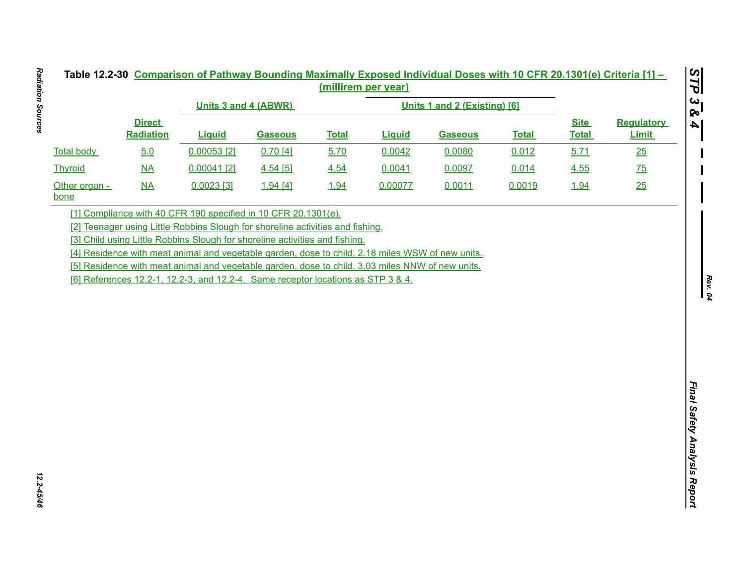**Table 12.2-30 Comparison of Pathway Bounding Maximally Exposed Individual Doses with 10 CFR 20.1301(e) Criteria [1] – (millirem per year)**

| | Direct Radiation | Units 3 and 4 (ABWR) | | | Units 1 and 2 (Existing) [6] | | | Site Total | Regulatory Limit |
|---|---|---|---|---|---|---|---|---|---|
| | | Liquid | Gaseous | Total | Liquid | Gaseous | Total | | |
| Total body | 5.0 | 0.00053 [2] | 0.70 [4] | 5.70 | 0.0042 | 0.0080 | 0.012 | 5.71 | 25 |
| Thyroid | NA | 0.00041 [2] | 4.54 [5] | 4.54 | 0.0041 | 0.0097 | 0.014 | 4.55 | 75 |
| Other organ - bone | NA | 0.0023 [3] | 1.94 [4] | 1.94 | 0.00077 | 0.0011 | 0.0019 | 1.94 | 25 |

[1] Compliance with 40 CFR 190 specified in 10 CFR 20.1301(e).

[2] Teenager using Little Robbins Slough for shoreline activities and fishing.

[3] Child using Little Robbins Slough for shoreline activities and fishing.

[4] Residence with meat animal and vegetable garden, dose to child, 2.18 miles WSW of new units.

[5] Residence with meat animal and vegetable garden, dose to child, 3.03 miles NNW of new units.

[6] References 12.2-1, 12.2-3, and 12.2-4. Same receptor locations as STP 3 & 4.